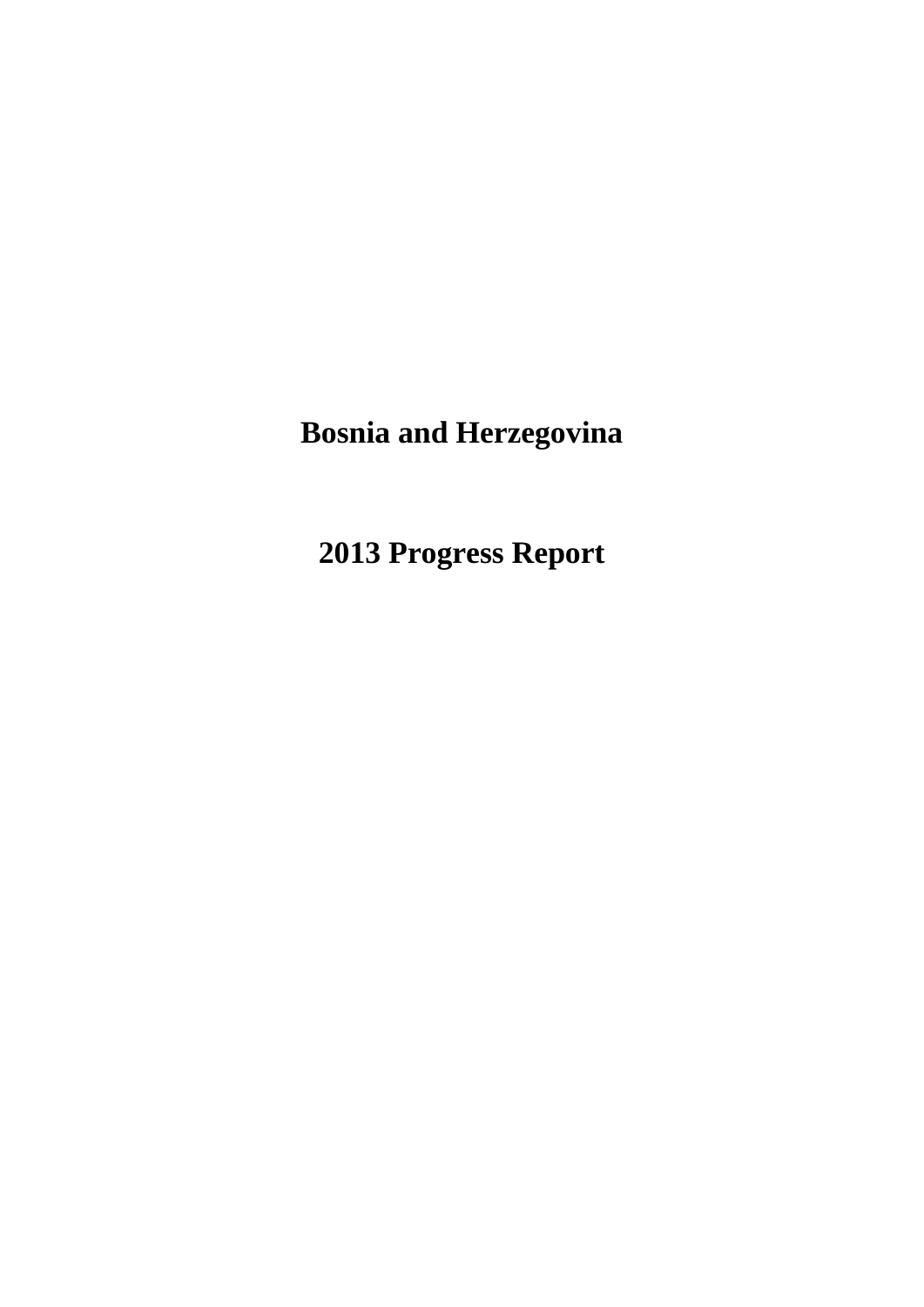# Bosnia and Herzegovina

# 2013 Progress Report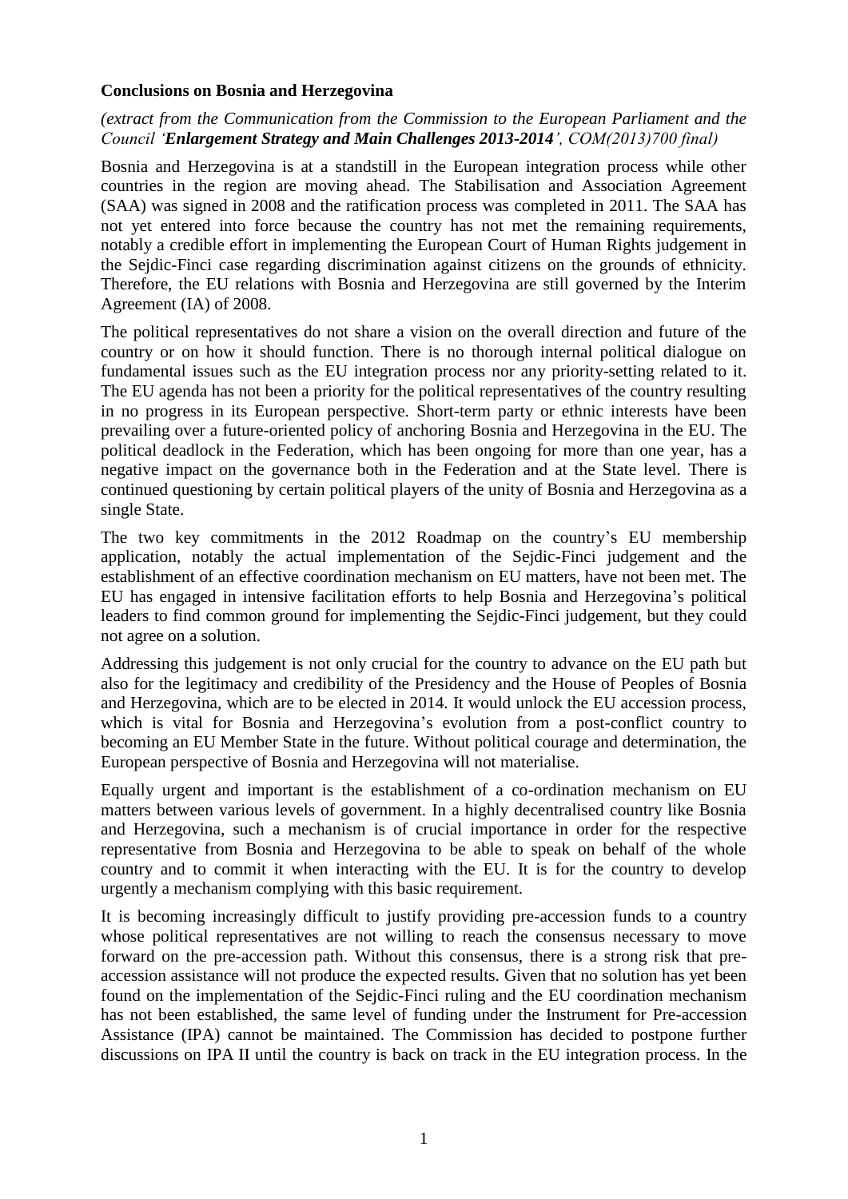**Conclusions on Bosnia and Herzegovina**

*(extract from the Communication from the Commission to the European Parliament and the Council '**Enlargement Strategy and Main Challenges 2013-2014**', COM(2013)700 final)*

Bosnia and Herzegovina is at a standstill in the European integration process while other countries in the region are moving ahead. The Stabilisation and Association Agreement (SAA) was signed in 2008 and the ratification process was completed in 2011. The SAA has not yet entered into force because the country has not met the remaining requirements, notably a credible effort in implementing the European Court of Human Rights judgement in the Sejdic-Finci case regarding discrimination against citizens on the grounds of ethnicity. Therefore, the EU relations with Bosnia and Herzegovina are still governed by the Interim Agreement (IA) of 2008.

The political representatives do not share a vision on the overall direction and future of the country or on how it should function. There is no thorough internal political dialogue on fundamental issues such as the EU integration process nor any priority-setting related to it. The EU agenda has not been a priority for the political representatives of the country resulting in no progress in its European perspective. Short-term party or ethnic interests have been prevailing over a future-oriented policy of anchoring Bosnia and Herzegovina in the EU. The political deadlock in the Federation, which has been ongoing for more than one year, has a negative impact on the governance both in the Federation and at the State level. There is continued questioning by certain political players of the unity of Bosnia and Herzegovina as a single State.

The two key commitments in the 2012 Roadmap on the country's EU membership application, notably the actual implementation of the Sejdic-Finci judgement and the establishment of an effective coordination mechanism on EU matters, have not been met. The EU has engaged in intensive facilitation efforts to help Bosnia and Herzegovina's political leaders to find common ground for implementing the Sejdic-Finci judgement, but they could not agree on a solution.

Addressing this judgement is not only crucial for the country to advance on the EU path but also for the legitimacy and credibility of the Presidency and the House of Peoples of Bosnia and Herzegovina, which are to be elected in 2014. It would unlock the EU accession process, which is vital for Bosnia and Herzegovina's evolution from a post-conflict country to becoming an EU Member State in the future. Without political courage and determination, the European perspective of Bosnia and Herzegovina will not materialise.

Equally urgent and important is the establishment of a co-ordination mechanism on EU matters between various levels of government. In a highly decentralised country like Bosnia and Herzegovina, such a mechanism is of crucial importance in order for the respective representative from Bosnia and Herzegovina to be able to speak on behalf of the whole country and to commit it when interacting with the EU. It is for the country to develop urgently a mechanism complying with this basic requirement.

It is becoming increasingly difficult to justify providing pre-accession funds to a country whose political representatives are not willing to reach the consensus necessary to move forward on the pre-accession path. Without this consensus, there is a strong risk that pre-accession assistance will not produce the expected results. Given that no solution has yet been found on the implementation of the Sejdic-Finci ruling and the EU coordination mechanism has not been established, the same level of funding under the Instrument for Pre-accession Assistance (IPA) cannot be maintained. The Commission has decided to postpone further discussions on IPA II until the country is back on track in the EU integration process. In the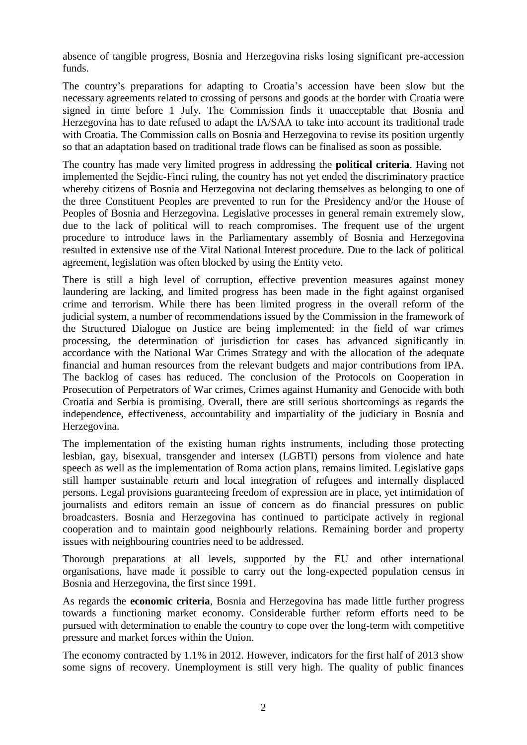absence of tangible progress, Bosnia and Herzegovina risks losing significant pre-accession funds.

The country's preparations for adapting to Croatia's accession have been slow but the necessary agreements related to crossing of persons and goods at the border with Croatia were signed in time before 1 July. The Commission finds it unacceptable that Bosnia and Herzegovina has to date refused to adapt the IA/SAA to take into account its traditional trade with Croatia. The Commission calls on Bosnia and Herzegovina to revise its position urgently so that an adaptation based on traditional trade flows can be finalised as soon as possible.

The country has made very limited progress in addressing the **political criteria**. Having not implemented the Sejdic-Finci ruling, the country has not yet ended the discriminatory practice whereby citizens of Bosnia and Herzegovina not declaring themselves as belonging to one of the three Constituent Peoples are prevented to run for the Presidency and/or the House of Peoples of Bosnia and Herzegovina. Legislative processes in general remain extremely slow, due to the lack of political will to reach compromises. The frequent use of the urgent procedure to introduce laws in the Parliamentary assembly of Bosnia and Herzegovina resulted in extensive use of the Vital National Interest procedure. Due to the lack of political agreement, legislation was often blocked by using the Entity veto.

There is still a high level of corruption, effective prevention measures against money laundering are lacking, and limited progress has been made in the fight against organised crime and terrorism. While there has been limited progress in the overall reform of the judicial system, a number of recommendations issued by the Commission in the framework of the Structured Dialogue on Justice are being implemented: in the field of war crimes processing, the determination of jurisdiction for cases has advanced significantly in accordance with the National War Crimes Strategy and with the allocation of the adequate financial and human resources from the relevant budgets and major contributions from IPA. The backlog of cases has reduced. The conclusion of the Protocols on Cooperation in Prosecution of Perpetrators of War crimes, Crimes against Humanity and Genocide with both Croatia and Serbia is promising. Overall, there are still serious shortcomings as regards the independence, effectiveness, accountability and impartiality of the judiciary in Bosnia and Herzegovina.

The implementation of the existing human rights instruments, including those protecting lesbian, gay, bisexual, transgender and intersex (LGBTI) persons from violence and hate speech as well as the implementation of Roma action plans, remains limited. Legislative gaps still hamper sustainable return and local integration of refugees and internally displaced persons. Legal provisions guaranteeing freedom of expression are in place, yet intimidation of journalists and editors remain an issue of concern as do financial pressures on public broadcasters. Bosnia and Herzegovina has continued to participate actively in regional cooperation and to maintain good neighbourly relations. Remaining border and property issues with neighbouring countries need to be addressed.

Thorough preparations at all levels, supported by the EU and other international organisations, have made it possible to carry out the long-expected population census in Bosnia and Herzegovina, the first since 1991.

As regards the **economic criteria**, Bosnia and Herzegovina has made little further progress towards a functioning market economy. Considerable further reform efforts need to be pursued with determination to enable the country to cope over the long-term with competitive pressure and market forces within the Union.

The economy contracted by 1.1% in 2012. However, indicators for the first half of 2013 show some signs of recovery. Unemployment is still very high. The quality of public finances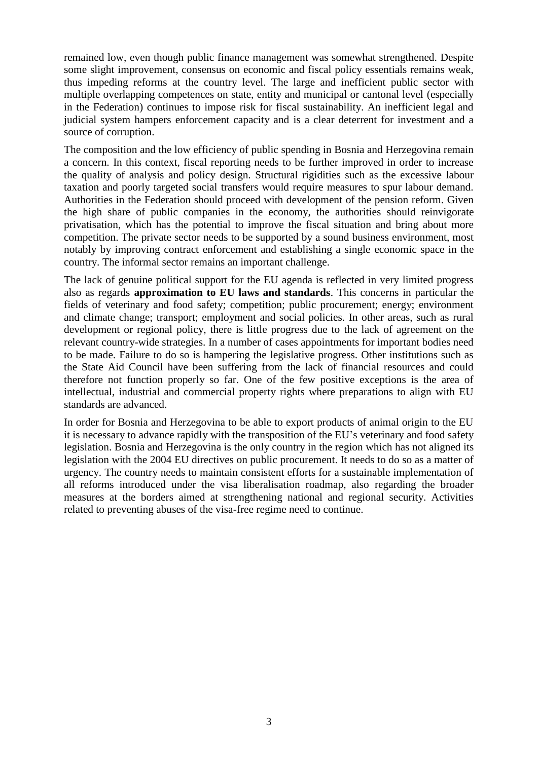remained low, even though public finance management was somewhat strengthened. Despite some slight improvement, consensus on economic and fiscal policy essentials remains weak, thus impeding reforms at the country level. The large and inefficient public sector with multiple overlapping competences on state, entity and municipal or cantonal level (especially in the Federation) continues to impose risk for fiscal sustainability. An inefficient legal and judicial system hampers enforcement capacity and is a clear deterrent for investment and a source of corruption.

The composition and the low efficiency of public spending in Bosnia and Herzegovina remain a concern. In this context, fiscal reporting needs to be further improved in order to increase the quality of analysis and policy design. Structural rigidities such as the excessive labour taxation and poorly targeted social transfers would require measures to spur labour demand. Authorities in the Federation should proceed with development of the pension reform. Given the high share of public companies in the economy, the authorities should reinvigorate privatisation, which has the potential to improve the fiscal situation and bring about more competition. The private sector needs to be supported by a sound business environment, most notably by improving contract enforcement and establishing a single economic space in the country. The informal sector remains an important challenge.

The lack of genuine political support for the EU agenda is reflected in very limited progress also as regards **approximation to EU laws and standards**. This concerns in particular the fields of veterinary and food safety; competition; public procurement; energy; environment and climate change; transport; employment and social policies. In other areas, such as rural development or regional policy, there is little progress due to the lack of agreement on the relevant country-wide strategies. In a number of cases appointments for important bodies need to be made. Failure to do so is hampering the legislative progress. Other institutions such as the State Aid Council have been suffering from the lack of financial resources and could therefore not function properly so far. One of the few positive exceptions is the area of intellectual, industrial and commercial property rights where preparations to align with EU standards are advanced.

In order for Bosnia and Herzegovina to be able to export products of animal origin to the EU it is necessary to advance rapidly with the transposition of the EU's veterinary and food safety legislation. Bosnia and Herzegovina is the only country in the region which has not aligned its legislation with the 2004 EU directives on public procurement. It needs to do so as a matter of urgency. The country needs to maintain consistent efforts for a sustainable implementation of all reforms introduced under the visa liberalisation roadmap, also regarding the broader measures at the borders aimed at strengthening national and regional security. Activities related to preventing abuses of the visa-free regime need to continue.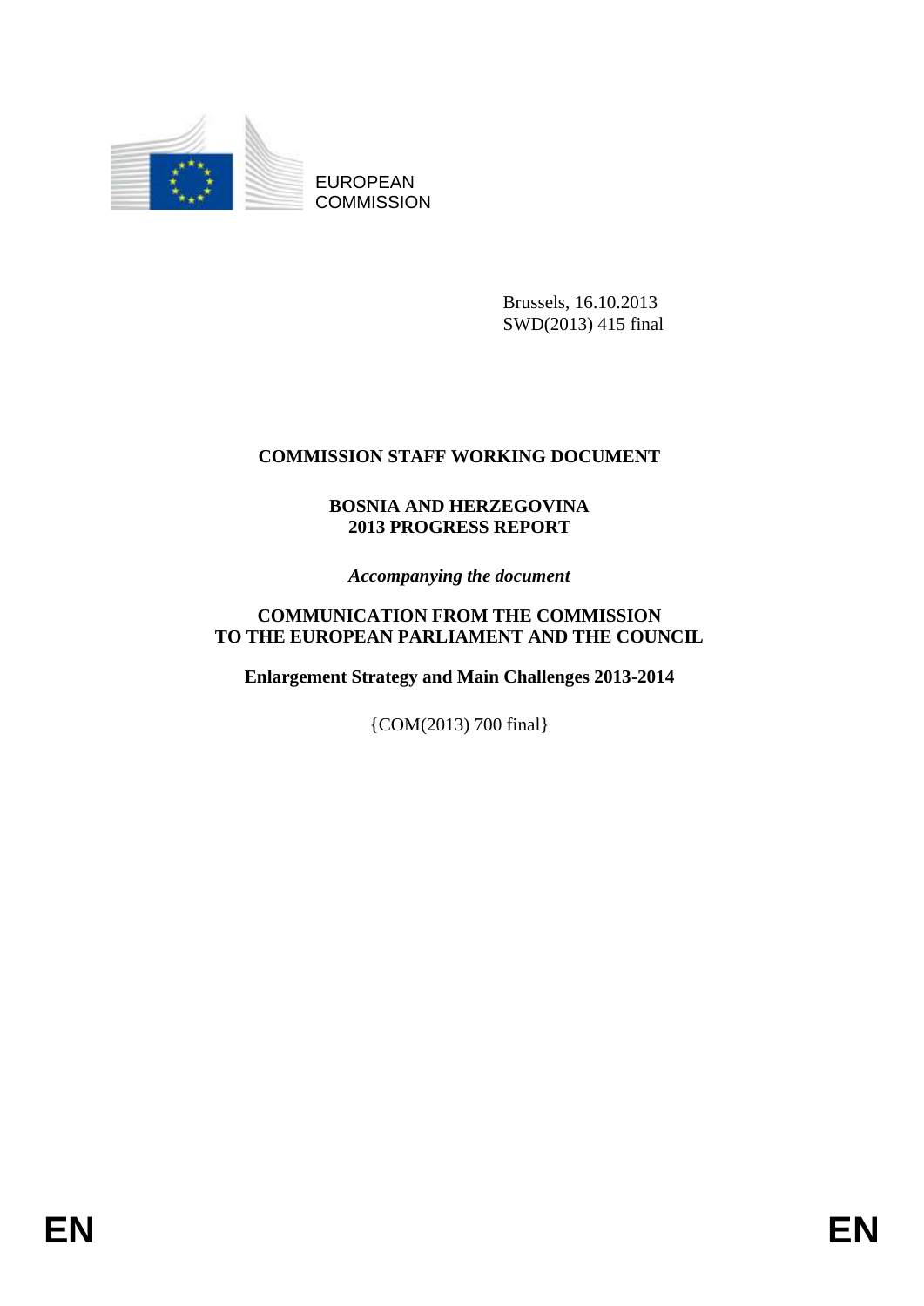EUROPEAN COMMISSION

Brussels, 16.10.2013
SWD(2013) 415 final

**COMMISSION STAFF WORKING DOCUMENT**

**BOSNIA AND HERZEGOVINA**
**2013 PROGRESS REPORT**

*Accompanying the document*

**COMMUNICATION FROM THE COMMISSION**
**TO THE EUROPEAN PARLIAMENT AND THE COUNCIL**

**Enlargement Strategy and Main Challenges 2013-2014**

{COM(2013) 700 final}

**EN** **EN**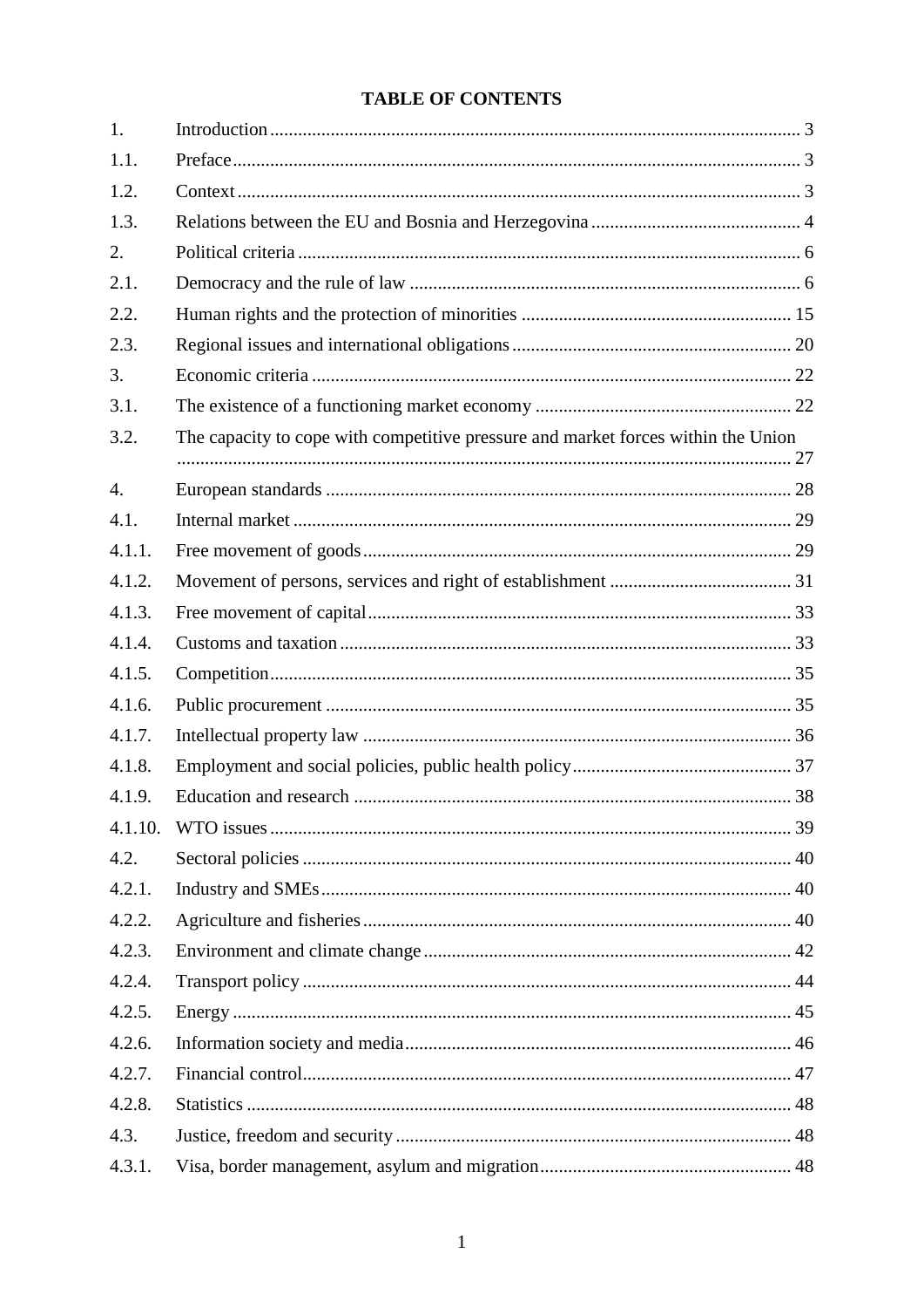**TABLE OF CONTENTS**

| | | |
|---|---|---|
| 1. | Introduction | 3 |
| 1.1. | Preface | 3 |
| 1.2. | Context | 3 |
| 1.3. | Relations between the EU and Bosnia and Herzegovina | 4 |
| 2. | Political criteria | 6 |
| 2.1. | Democracy and the rule of law | 6 |
| 2.2. | Human rights and the protection of minorities | 15 |
| 2.3. | Regional issues and international obligations | 20 |
| 3. | Economic criteria | 22 |
| 3.1. | The existence of a functioning market economy | 22 |
| 3.2. | The capacity to cope with competitive pressure and market forces within the Union | 27 |
| 4. | European standards | 28 |
| 4.1. | Internal market | 29 |
| 4.1.1. | Free movement of goods | 29 |
| 4.1.2. | Movement of persons, services and right of establishment | 31 |
| 4.1.3. | Free movement of capital | 33 |
| 4.1.4. | Customs and taxation | 33 |
| 4.1.5. | Competition | 35 |
| 4.1.6. | Public procurement | 35 |
| 4.1.7. | Intellectual property law | 36 |
| 4.1.8. | Employment and social policies, public health policy | 37 |
| 4.1.9. | Education and research | 38 |
| 4.1.10. | WTO issues | 39 |
| 4.2. | Sectoral policies | 40 |
| 4.2.1. | Industry and SMEs | 40 |
| 4.2.2. | Agriculture and fisheries | 40 |
| 4.2.3. | Environment and climate change | 42 |
| 4.2.4. | Transport policy | 44 |
| 4.2.5. | Energy | 45 |
| 4.2.6. | Information society and media | 46 |
| 4.2.7. | Financial control | 47 |
| 4.2.8. | Statistics | 48 |
| 4.3. | Justice, freedom and security | 48 |
| 4.3.1. | Visa, border management, asylum and migration | 48 |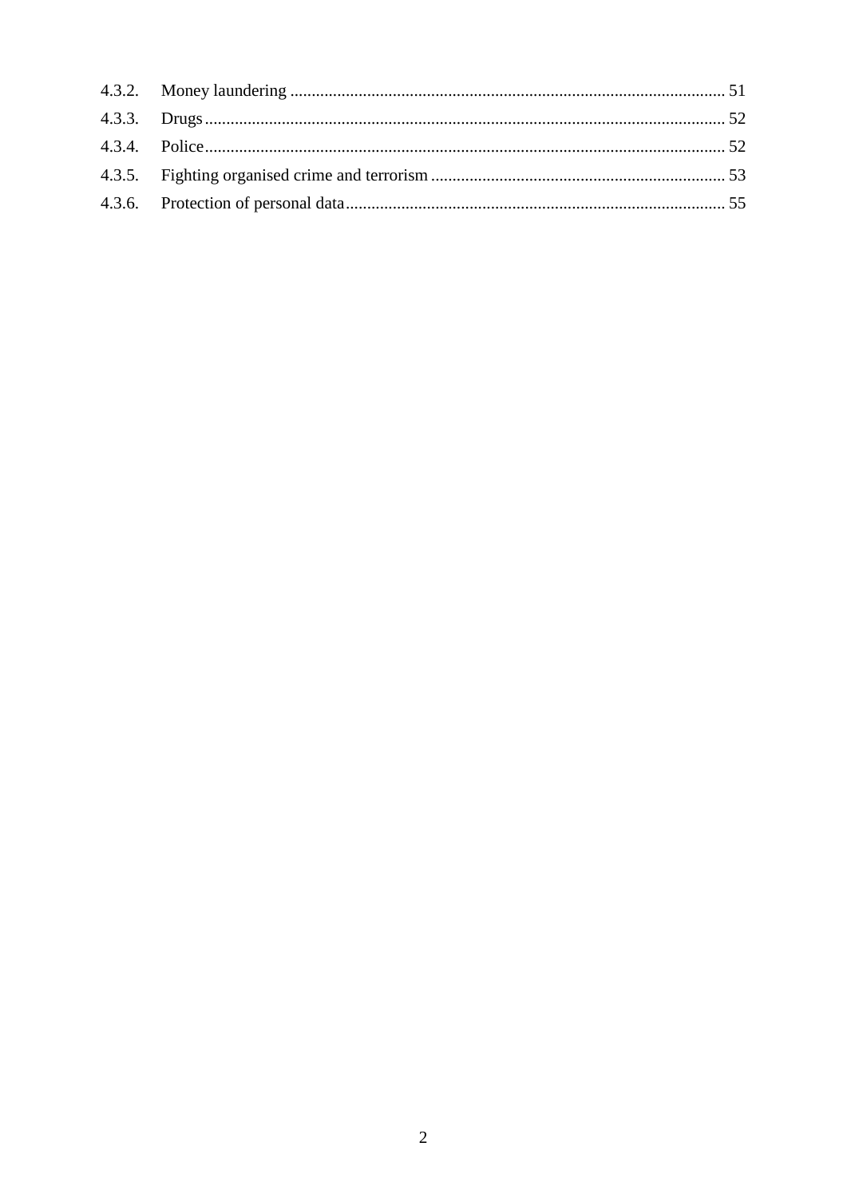4.3.2. Money laundering ..................................................................................................... 51

4.3.3. Drugs ......................................................................................................................... 52

4.3.4. Police ......................................................................................................................... 52

4.3.5. Fighting organised crime and terrorism .................................................................... 53

4.3.6. Protection of personal data ........................................................................................ 55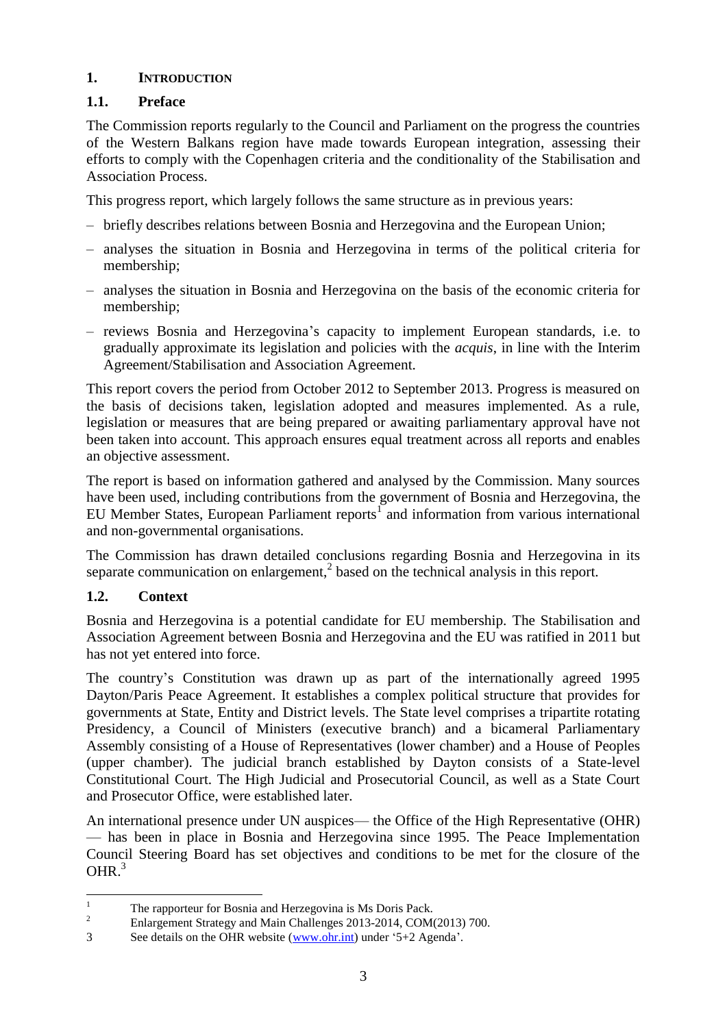# 1. INTRODUCTION

## 1.1. Preface

The Commission reports regularly to the Council and Parliament on the progress the countries of the Western Balkans region have made towards European integration, assessing their efforts to comply with the Copenhagen criteria and the conditionality of the Stabilisation and Association Process.

This progress report, which largely follows the same structure as in previous years:

- briefly describes relations between Bosnia and Herzegovina and the European Union;
- analyses the situation in Bosnia and Herzegovina in terms of the political criteria for membership;
- analyses the situation in Bosnia and Herzegovina on the basis of the economic criteria for membership;
- reviews Bosnia and Herzegovina's capacity to implement European standards, i.e. to gradually approximate its legislation and policies with the *acquis*, in line with the Interim Agreement/Stabilisation and Association Agreement.

This report covers the period from October 2012 to September 2013. Progress is measured on the basis of decisions taken, legislation adopted and measures implemented. As a rule, legislation or measures that are being prepared or awaiting parliamentary approval have not been taken into account. This approach ensures equal treatment across all reports and enables an objective assessment.

The report is based on information gathered and analysed by the Commission. Many sources have been used, including contributions from the government of Bosnia and Herzegovina, the EU Member States, European Parliament reports[1] and information from various international and non-governmental organisations.

The Commission has drawn detailed conclusions regarding Bosnia and Herzegovina in its separate communication on enlargement,[2] based on the technical analysis in this report.

## 1.2. Context

Bosnia and Herzegovina is a potential candidate for EU membership. The Stabilisation and Association Agreement between Bosnia and Herzegovina and the EU was ratified in 2011 but has not yet entered into force.

The country's Constitution was drawn up as part of the internationally agreed 1995 Dayton/Paris Peace Agreement. It establishes a complex political structure that provides for governments at State, Entity and District levels. The State level comprises a tripartite rotating Presidency, a Council of Ministers (executive branch) and a bicameral Parliamentary Assembly consisting of a House of Representatives (lower chamber) and a House of Peoples (upper chamber). The judicial branch established by Dayton consists of a State-level Constitutional Court. The High Judicial and Prosecutorial Council, as well as a State Court and Prosecutor Office, were established later.

An international presence under UN auspices— the Office of the High Representative (OHR) — has been in place in Bosnia and Herzegovina since 1995. The Peace Implementation Council Steering Board has set objectives and conditions to be met for the closure of the OHR.[3]

---

[1] The rapporteur for Bosnia and Herzegovina is Ms Doris Pack.

[2] Enlargement Strategy and Main Challenges 2013-2014, COM(2013) 700.

[3] See details on the OHR website (www.ohr.int) under '5+2 Agenda'.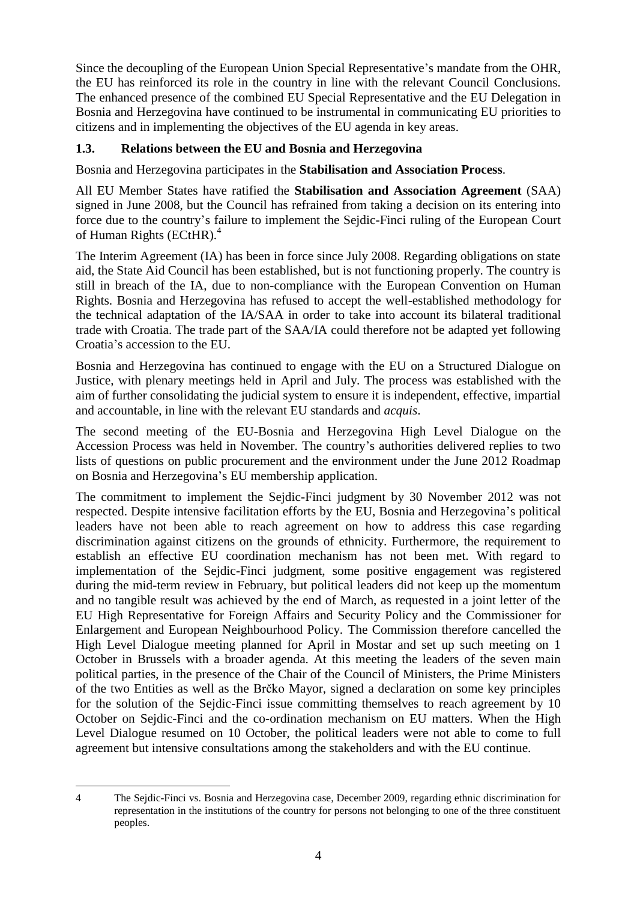Since the decoupling of the European Union Special Representative's mandate from the OHR, the EU has reinforced its role in the country in line with the relevant Council Conclusions. The enhanced presence of the combined EU Special Representative and the EU Delegation in Bosnia and Herzegovina have continued to be instrumental in communicating EU priorities to citizens and in implementing the objectives of the EU agenda in key areas.

### 1.3. Relations between the EU and Bosnia and Herzegovina

Bosnia and Herzegovina participates in the **Stabilisation and Association Process**.

All EU Member States have ratified the **Stabilisation and Association Agreement** (SAA) signed in June 2008, but the Council has refrained from taking a decision on its entering into force due to the country's failure to implement the Sejdic-Finci ruling of the European Court of Human Rights (ECtHR).[4]

The Interim Agreement (IA) has been in force since July 2008. Regarding obligations on state aid, the State Aid Council has been established, but is not functioning properly. The country is still in breach of the IA, due to non-compliance with the European Convention on Human Rights. Bosnia and Herzegovina has refused to accept the well-established methodology for the technical adaptation of the IA/SAA in order to take into account its bilateral traditional trade with Croatia. The trade part of the SAA/IA could therefore not be adapted yet following Croatia's accession to the EU.

Bosnia and Herzegovina has continued to engage with the EU on a Structured Dialogue on Justice, with plenary meetings held in April and July. The process was established with the aim of further consolidating the judicial system to ensure it is independent, effective, impartial and accountable, in line with the relevant EU standards and *acquis*.

The second meeting of the EU-Bosnia and Herzegovina High Level Dialogue on the Accession Process was held in November. The country's authorities delivered replies to two lists of questions on public procurement and the environment under the June 2012 Roadmap on Bosnia and Herzegovina's EU membership application.

The commitment to implement the Sejdic-Finci judgment by 30 November 2012 was not respected. Despite intensive facilitation efforts by the EU, Bosnia and Herzegovina's political leaders have not been able to reach agreement on how to address this case regarding discrimination against citizens on the grounds of ethnicity. Furthermore, the requirement to establish an effective EU coordination mechanism has not been met. With regard to implementation of the Sejdic-Finci judgment, some positive engagement was registered during the mid-term review in February, but political leaders did not keep up the momentum and no tangible result was achieved by the end of March, as requested in a joint letter of the EU High Representative for Foreign Affairs and Security Policy and the Commissioner for Enlargement and European Neighbourhood Policy. The Commission therefore cancelled the High Level Dialogue meeting planned for April in Mostar and set up such meeting on 1 October in Brussels with a broader agenda. At this meeting the leaders of the seven main political parties, in the presence of the Chair of the Council of Ministers, the Prime Ministers of the two Entities as well as the Brčko Mayor, signed a declaration on some key principles for the solution of the Sejdic-Finci issue committing themselves to reach agreement by 10 October on Sejdic-Finci and the co-ordination mechanism on EU matters. When the High Level Dialogue resumed on 10 October, the political leaders were not able to come to full agreement but intensive consultations among the stakeholders and with the EU continue.

---

4 The Sejdic-Finci vs. Bosnia and Herzegovina case, December 2009, regarding ethnic discrimination for representation in the institutions of the country for persons not belonging to one of the three constituent peoples.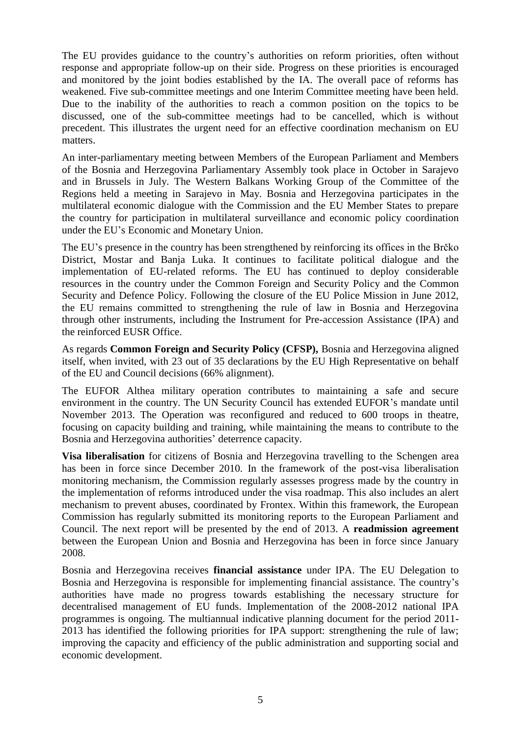The EU provides guidance to the country's authorities on reform priorities, often without response and appropriate follow-up on their side. Progress on these priorities is encouraged and monitored by the joint bodies established by the IA. The overall pace of reforms has weakened. Five sub-committee meetings and one Interim Committee meeting have been held. Due to the inability of the authorities to reach a common position on the topics to be discussed, one of the sub-committee meetings had to be cancelled, which is without precedent. This illustrates the urgent need for an effective coordination mechanism on EU matters.

An inter-parliamentary meeting between Members of the European Parliament and Members of the Bosnia and Herzegovina Parliamentary Assembly took place in October in Sarajevo and in Brussels in July. The Western Balkans Working Group of the Committee of the Regions held a meeting in Sarajevo in May. Bosnia and Herzegovina participates in the multilateral economic dialogue with the Commission and the EU Member States to prepare the country for participation in multilateral surveillance and economic policy coordination under the EU's Economic and Monetary Union.

The EU's presence in the country has been strengthened by reinforcing its offices in the Brčko District, Mostar and Banja Luka. It continues to facilitate political dialogue and the implementation of EU-related reforms. The EU has continued to deploy considerable resources in the country under the Common Foreign and Security Policy and the Common Security and Defence Policy. Following the closure of the EU Police Mission in June 2012, the EU remains committed to strengthening the rule of law in Bosnia and Herzegovina through other instruments, including the Instrument for Pre-accession Assistance (IPA) and the reinforced EUSR Office.

As regards **Common Foreign and Security Policy (CFSP),** Bosnia and Herzegovina aligned itself, when invited, with 23 out of 35 declarations by the EU High Representative on behalf of the EU and Council decisions (66% alignment).

The EUFOR Althea military operation contributes to maintaining a safe and secure environment in the country. The UN Security Council has extended EUFOR's mandate until November 2013. The Operation was reconfigured and reduced to 600 troops in theatre, focusing on capacity building and training, while maintaining the means to contribute to the Bosnia and Herzegovina authorities' deterrence capacity.

**Visa liberalisation** for citizens of Bosnia and Herzegovina travelling to the Schengen area has been in force since December 2010. In the framework of the post-visa liberalisation monitoring mechanism, the Commission regularly assesses progress made by the country in the implementation of reforms introduced under the visa roadmap. This also includes an alert mechanism to prevent abuses, coordinated by Frontex. Within this framework, the European Commission has regularly submitted its monitoring reports to the European Parliament and Council. The next report will be presented by the end of 2013. A **readmission agreement** between the European Union and Bosnia and Herzegovina has been in force since January 2008.

Bosnia and Herzegovina receives **financial assistance** under IPA. The EU Delegation to Bosnia and Herzegovina is responsible for implementing financial assistance. The country's authorities have made no progress towards establishing the necessary structure for decentralised management of EU funds. Implementation of the 2008-2012 national IPA programmes is ongoing. The multiannual indicative planning document for the period 2011-2013 has identified the following priorities for IPA support: strengthening the rule of law; improving the capacity and efficiency of the public administration and supporting social and economic development.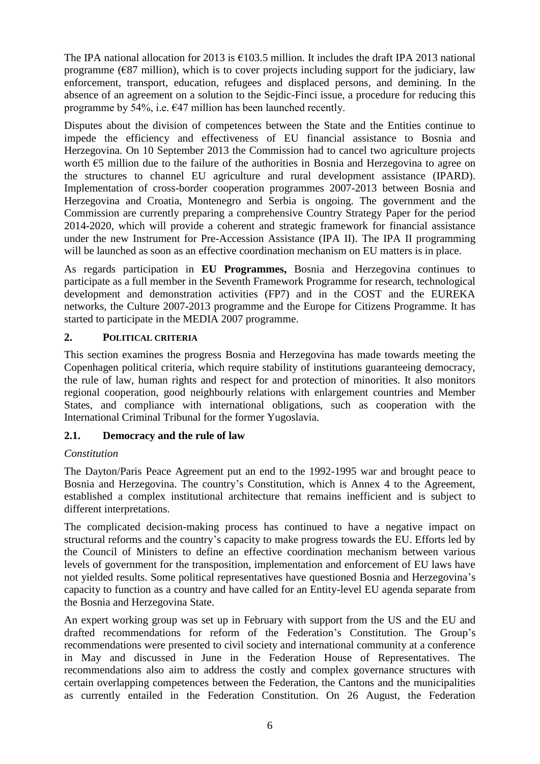The IPA national allocation for 2013 is €103.5 million. It includes the draft IPA 2013 national programme (€87 million), which is to cover projects including support for the judiciary, law enforcement, transport, education, refugees and displaced persons, and demining. In the absence of an agreement on a solution to the Sejdic-Finci issue, a procedure for reducing this programme by 54%, i.e. €47 million has been launched recently.

Disputes about the division of competences between the State and the Entities continue to impede the efficiency and effectiveness of EU financial assistance to Bosnia and Herzegovina. On 10 September 2013 the Commission had to cancel two agriculture projects worth €5 million due to the failure of the authorities in Bosnia and Herzegovina to agree on the structures to channel EU agriculture and rural development assistance (IPARD). Implementation of cross-border cooperation programmes 2007-2013 between Bosnia and Herzegovina and Croatia, Montenegro and Serbia is ongoing. The government and the Commission are currently preparing a comprehensive Country Strategy Paper for the period 2014-2020, which will provide a coherent and strategic framework for financial assistance under the new Instrument for Pre-Accession Assistance (IPA II). The IPA II programming will be launched as soon as an effective coordination mechanism on EU matters is in place.

As regards participation in **EU Programmes,** Bosnia and Herzegovina continues to participate as a full member in the Seventh Framework Programme for research, technological development and demonstration activities (FP7) and in the COST and the EUREKA networks, the Culture 2007-2013 programme and the Europe for Citizens Programme. It has started to participate in the MEDIA 2007 programme.

## 2. POLITICAL CRITERIA

This section examines the progress Bosnia and Herzegovina has made towards meeting the Copenhagen political criteria, which require stability of institutions guaranteeing democracy, the rule of law, human rights and respect for and protection of minorities. It also monitors regional cooperation, good neighbourly relations with enlargement countries and Member States, and compliance with international obligations, such as cooperation with the International Criminal Tribunal for the former Yugoslavia.

### 2.1. Democracy and the rule of law

*Constitution*

The Dayton/Paris Peace Agreement put an end to the 1992-1995 war and brought peace to Bosnia and Herzegovina. The country's Constitution, which is Annex 4 to the Agreement, established a complex institutional architecture that remains inefficient and is subject to different interpretations.

The complicated decision-making process has continued to have a negative impact on structural reforms and the country's capacity to make progress towards the EU. Efforts led by the Council of Ministers to define an effective coordination mechanism between various levels of government for the transposition, implementation and enforcement of EU laws have not yielded results. Some political representatives have questioned Bosnia and Herzegovina's capacity to function as a country and have called for an Entity-level EU agenda separate from the Bosnia and Herzegovina State.

An expert working group was set up in February with support from the US and the EU and drafted recommendations for reform of the Federation's Constitution. The Group's recommendations were presented to civil society and international community at a conference in May and discussed in June in the Federation House of Representatives. The recommendations also aim to address the costly and complex governance structures with certain overlapping competences between the Federation, the Cantons and the municipalities as currently entailed in the Federation Constitution. On 26 August, the Federation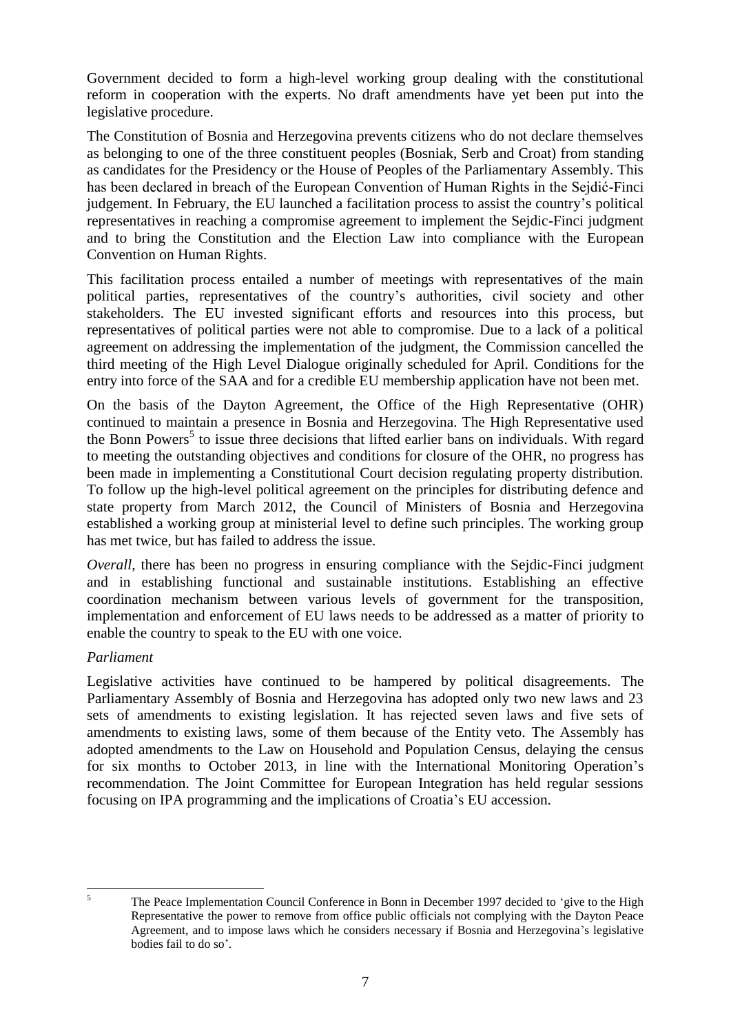Government decided to form a high-level working group dealing with the constitutional reform in cooperation with the experts. No draft amendments have yet been put into the legislative procedure.

The Constitution of Bosnia and Herzegovina prevents citizens who do not declare themselves as belonging to one of the three constituent peoples (Bosniak, Serb and Croat) from standing as candidates for the Presidency or the House of Peoples of the Parliamentary Assembly. This has been declared in breach of the European Convention of Human Rights in the Sejdić-Finci judgement. In February, the EU launched a facilitation process to assist the country's political representatives in reaching a compromise agreement to implement the Sejdic-Finci judgment and to bring the Constitution and the Election Law into compliance with the European Convention on Human Rights.

This facilitation process entailed a number of meetings with representatives of the main political parties, representatives of the country's authorities, civil society and other stakeholders. The EU invested significant efforts and resources into this process, but representatives of political parties were not able to compromise. Due to a lack of a political agreement on addressing the implementation of the judgment, the Commission cancelled the third meeting of the High Level Dialogue originally scheduled for April. Conditions for the entry into force of the SAA and for a credible EU membership application have not been met.

On the basis of the Dayton Agreement, the Office of the High Representative (OHR) continued to maintain a presence in Bosnia and Herzegovina. The High Representative used the Bonn Powers[5] to issue three decisions that lifted earlier bans on individuals. With regard to meeting the outstanding objectives and conditions for closure of the OHR, no progress has been made in implementing a Constitutional Court decision regulating property distribution. To follow up the high-level political agreement on the principles for distributing defence and state property from March 2012, the Council of Ministers of Bosnia and Herzegovina established a working group at ministerial level to define such principles. The working group has met twice, but has failed to address the issue.

*Overall*, there has been no progress in ensuring compliance with the Sejdic-Finci judgment and in establishing functional and sustainable institutions. Establishing an effective coordination mechanism between various levels of government for the transposition, implementation and enforcement of EU laws needs to be addressed as a matter of priority to enable the country to speak to the EU with one voice.

*Parliament*

Legislative activities have continued to be hampered by political disagreements. The Parliamentary Assembly of Bosnia and Herzegovina has adopted only two new laws and 23 sets of amendments to existing legislation. It has rejected seven laws and five sets of amendments to existing laws, some of them because of the Entity veto. The Assembly has adopted amendments to the Law on Household and Population Census, delaying the census for six months to October 2013, in line with the International Monitoring Operation's recommendation. The Joint Committee for European Integration has held regular sessions focusing on IPA programming and the implications of Croatia's EU accession.

---

[5] The Peace Implementation Council Conference in Bonn in December 1997 decided to 'give to the High Representative the power to remove from office public officials not complying with the Dayton Peace Agreement, and to impose laws which he considers necessary if Bosnia and Herzegovina's legislative bodies fail to do so'.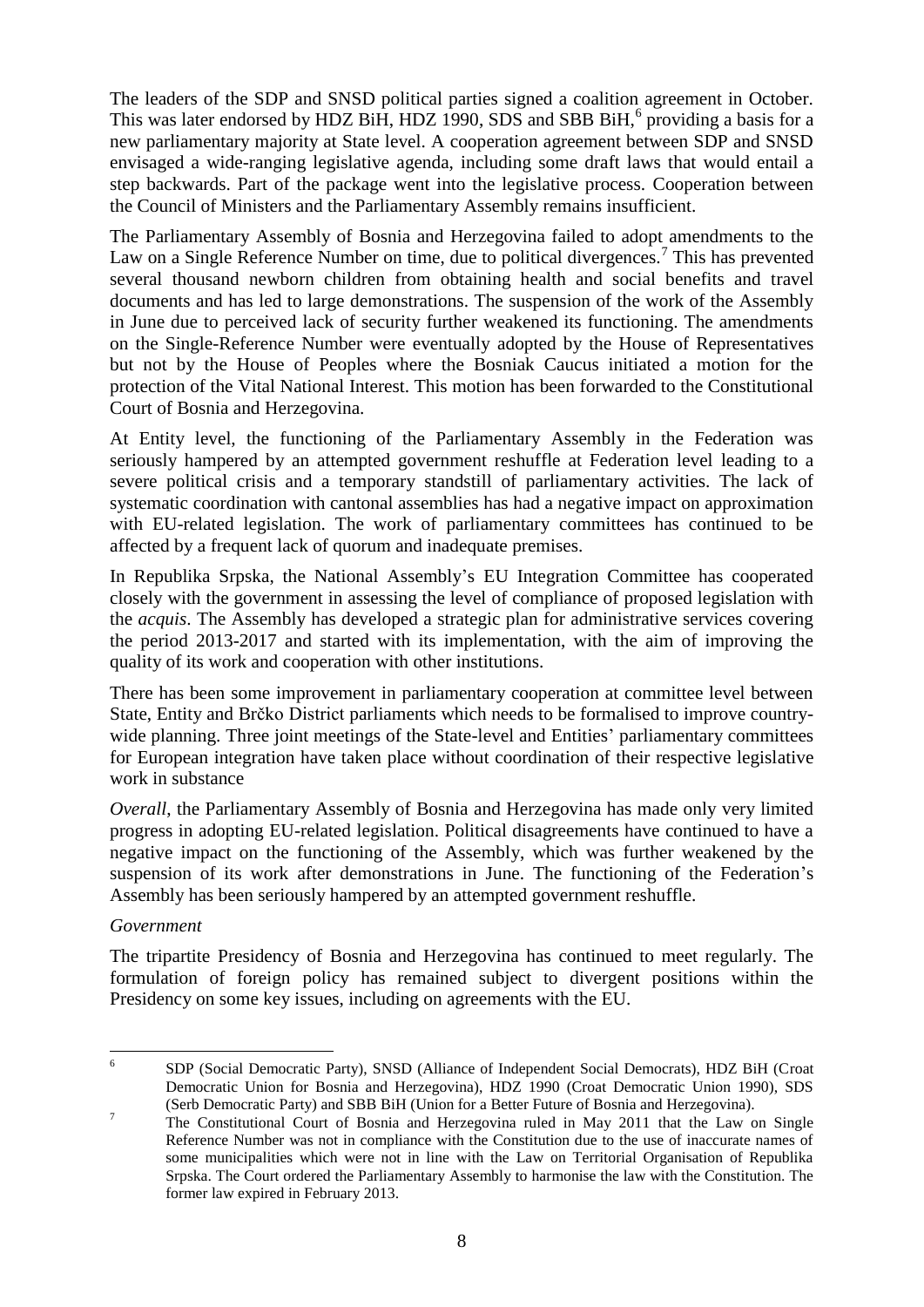The leaders of the SDP and SNSD political parties signed a coalition agreement in October. This was later endorsed by HDZ BiH, HDZ 1990, SDS and SBB BiH,[6] providing a basis for a new parliamentary majority at State level. A cooperation agreement between SDP and SNSD envisaged a wide-ranging legislative agenda, including some draft laws that would entail a step backwards. Part of the package went into the legislative process. Cooperation between the Council of Ministers and the Parliamentary Assembly remains insufficient.

The Parliamentary Assembly of Bosnia and Herzegovina failed to adopt amendments to the Law on a Single Reference Number on time, due to political divergences.[7] This has prevented several thousand newborn children from obtaining health and social benefits and travel documents and has led to large demonstrations. The suspension of the work of the Assembly in June due to perceived lack of security further weakened its functioning. The amendments on the Single-Reference Number were eventually adopted by the House of Representatives but not by the House of Peoples where the Bosniak Caucus initiated a motion for the protection of the Vital National Interest. This motion has been forwarded to the Constitutional Court of Bosnia and Herzegovina.

At Entity level, the functioning of the Parliamentary Assembly in the Federation was seriously hampered by an attempted government reshuffle at Federation level leading to a severe political crisis and a temporary standstill of parliamentary activities. The lack of systematic coordination with cantonal assemblies has had a negative impact on approximation with EU-related legislation. The work of parliamentary committees has continued to be affected by a frequent lack of quorum and inadequate premises.

In Republika Srpska, the National Assembly's EU Integration Committee has cooperated closely with the government in assessing the level of compliance of proposed legislation with the *acquis*. The Assembly has developed a strategic plan for administrative services covering the period 2013-2017 and started with its implementation, with the aim of improving the quality of its work and cooperation with other institutions.

There has been some improvement in parliamentary cooperation at committee level between State, Entity and Brčko District parliaments which needs to be formalised to improve country-wide planning. Three joint meetings of the State-level and Entities' parliamentary committees for European integration have taken place without coordination of their respective legislative work in substance

*Overall*, the Parliamentary Assembly of Bosnia and Herzegovina has made only very limited progress in adopting EU-related legislation. Political disagreements have continued to have a negative impact on the functioning of the Assembly, which was further weakened by the suspension of its work after demonstrations in June. The functioning of the Federation's Assembly has been seriously hampered by an attempted government reshuffle.

*Government*

The tripartite Presidency of Bosnia and Herzegovina has continued to meet regularly. The formulation of foreign policy has remained subject to divergent positions within the Presidency on some key issues, including on agreements with the EU.

---

[6] SDP (Social Democratic Party), SNSD (Alliance of Independent Social Democrats), HDZ BiH (Croat Democratic Union for Bosnia and Herzegovina), HDZ 1990 (Croat Democratic Union 1990), SDS (Serb Democratic Party) and SBB BiH (Union for a Better Future of Bosnia and Herzegovina).

[7] The Constitutional Court of Bosnia and Herzegovina ruled in May 2011 that the Law on Single Reference Number was not in compliance with the Constitution due to the use of inaccurate names of some municipalities which were not in line with the Law on Territorial Organisation of Republika Srpska. The Court ordered the Parliamentary Assembly to harmonise the law with the Constitution. The former law expired in February 2013.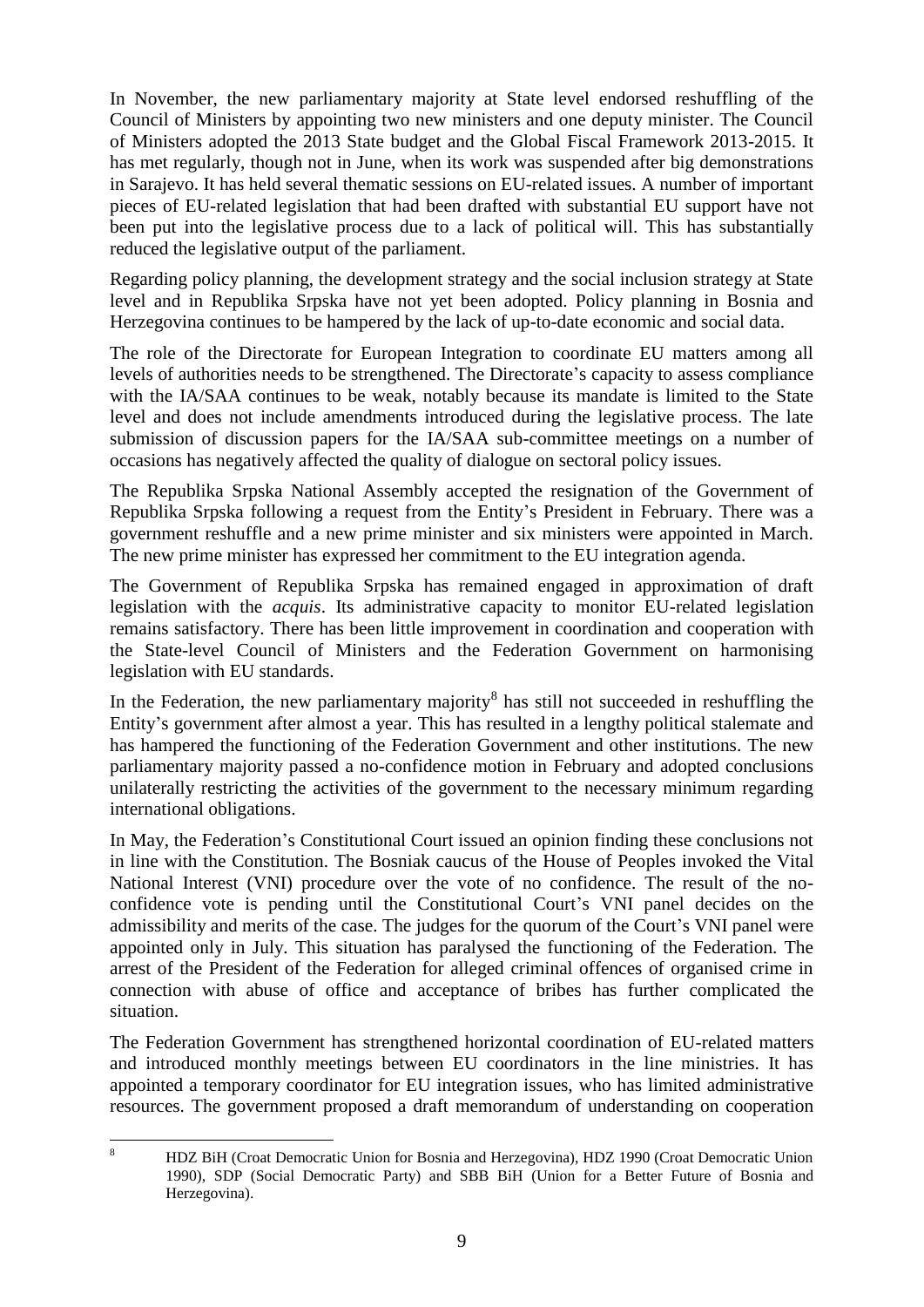In November, the new parliamentary majority at State level endorsed reshuffling of the Council of Ministers by appointing two new ministers and one deputy minister. The Council of Ministers adopted the 2013 State budget and the Global Fiscal Framework 2013-2015. It has met regularly, though not in June, when its work was suspended after big demonstrations in Sarajevo. It has held several thematic sessions on EU-related issues. A number of important pieces of EU-related legislation that had been drafted with substantial EU support have not been put into the legislative process due to a lack of political will. This has substantially reduced the legislative output of the parliament.

Regarding policy planning, the development strategy and the social inclusion strategy at State level and in Republika Srpska have not yet been adopted. Policy planning in Bosnia and Herzegovina continues to be hampered by the lack of up-to-date economic and social data.

The role of the Directorate for European Integration to coordinate EU matters among all levels of authorities needs to be strengthened. The Directorate's capacity to assess compliance with the IA/SAA continues to be weak, notably because its mandate is limited to the State level and does not include amendments introduced during the legislative process. The late submission of discussion papers for the IA/SAA sub-committee meetings on a number of occasions has negatively affected the quality of dialogue on sectoral policy issues.

The Republika Srpska National Assembly accepted the resignation of the Government of Republika Srpska following a request from the Entity's President in February. There was a government reshuffle and a new prime minister and six ministers were appointed in March. The new prime minister has expressed her commitment to the EU integration agenda.

The Government of Republika Srpska has remained engaged in approximation of draft legislation with the *acquis*. Its administrative capacity to monitor EU-related legislation remains satisfactory. There has been little improvement in coordination and cooperation with the State-level Council of Ministers and the Federation Government on harmonising legislation with EU standards.

In the Federation, the new parliamentary majority[8] has still not succeeded in reshuffling the Entity's government after almost a year. This has resulted in a lengthy political stalemate and has hampered the functioning of the Federation Government and other institutions. The new parliamentary majority passed a no-confidence motion in February and adopted conclusions unilaterally restricting the activities of the government to the necessary minimum regarding international obligations.

In May, the Federation's Constitutional Court issued an opinion finding these conclusions not in line with the Constitution. The Bosniak caucus of the House of Peoples invoked the Vital National Interest (VNI) procedure over the vote of no confidence. The result of the no-confidence vote is pending until the Constitutional Court's VNI panel decides on the admissibility and merits of the case. The judges for the quorum of the Court's VNI panel were appointed only in July. This situation has paralysed the functioning of the Federation. The arrest of the President of the Federation for alleged criminal offences of organised crime in connection with abuse of office and acceptance of bribes has further complicated the situation.

The Federation Government has strengthened horizontal coordination of EU-related matters and introduced monthly meetings between EU coordinators in the line ministries. It has appointed a temporary coordinator for EU integration issues, who has limited administrative resources. The government proposed a draft memorandum of understanding on cooperation

---

[8] HDZ BiH (Croat Democratic Union for Bosnia and Herzegovina), HDZ 1990 (Croat Democratic Union 1990), SDP (Social Democratic Party) and SBB BiH (Union for a Better Future of Bosnia and Herzegovina).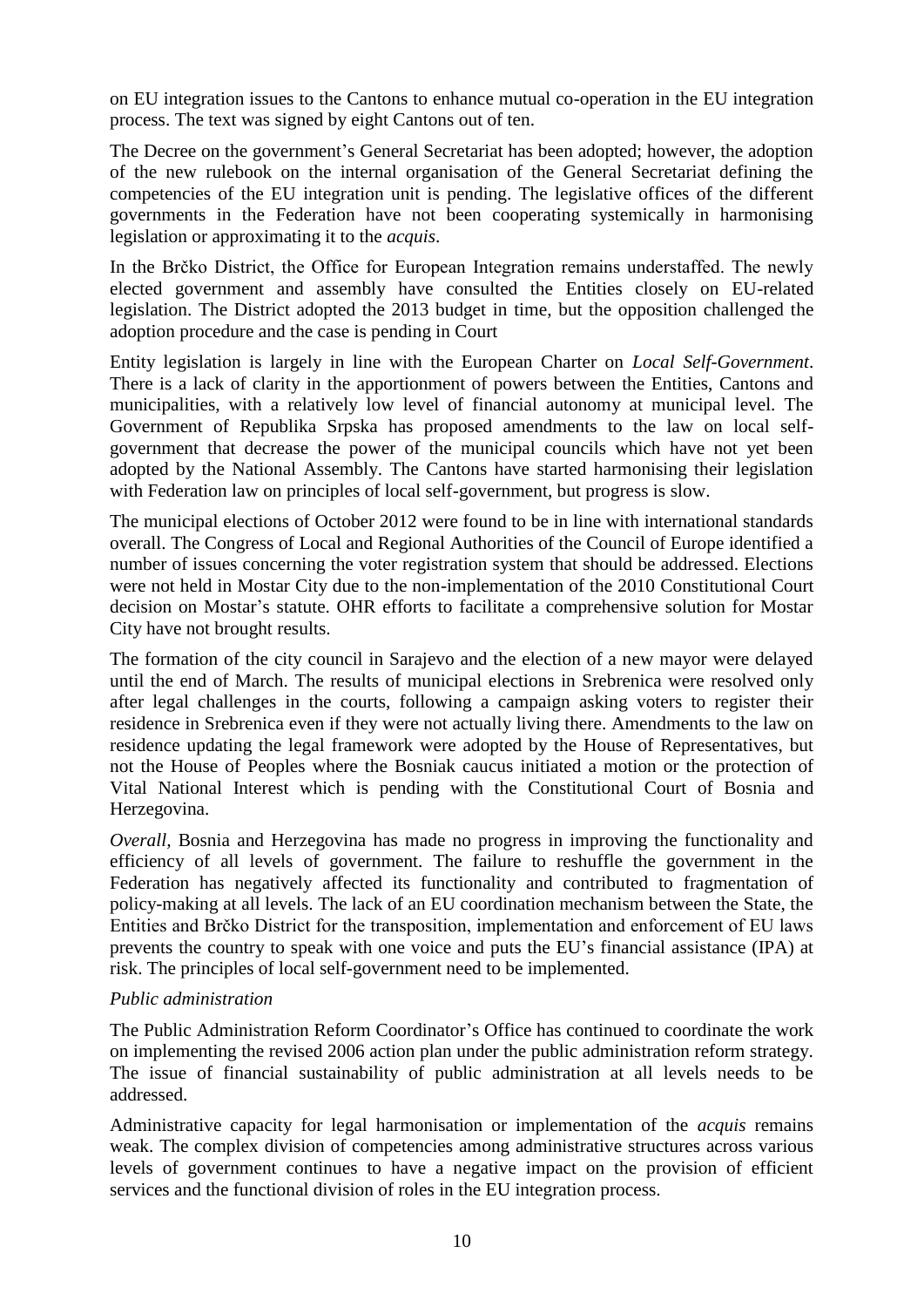on EU integration issues to the Cantons to enhance mutual co-operation in the EU integration process. The text was signed by eight Cantons out of ten.

The Decree on the government's General Secretariat has been adopted; however, the adoption of the new rulebook on the internal organisation of the General Secretariat defining the competencies of the EU integration unit is pending. The legislative offices of the different governments in the Federation have not been cooperating systemically in harmonising legislation or approximating it to the *acquis*.

In the Brčko District, the Office for European Integration remains understaffed. The newly elected government and assembly have consulted the Entities closely on EU-related legislation. The District adopted the 2013 budget in time, but the opposition challenged the adoption procedure and the case is pending in Court

Entity legislation is largely in line with the European Charter on *Local Self-Government*. There is a lack of clarity in the apportionment of powers between the Entities, Cantons and municipalities, with a relatively low level of financial autonomy at municipal level. The Government of Republika Srpska has proposed amendments to the law on local self-government that decrease the power of the municipal councils which have not yet been adopted by the National Assembly. The Cantons have started harmonising their legislation with Federation law on principles of local self-government, but progress is slow.

The municipal elections of October 2012 were found to be in line with international standards overall. The Congress of Local and Regional Authorities of the Council of Europe identified a number of issues concerning the voter registration system that should be addressed. Elections were not held in Mostar City due to the non-implementation of the 2010 Constitutional Court decision on Mostar's statute. OHR efforts to facilitate a comprehensive solution for Mostar City have not brought results.

The formation of the city council in Sarajevo and the election of a new mayor were delayed until the end of March. The results of municipal elections in Srebrenica were resolved only after legal challenges in the courts, following a campaign asking voters to register their residence in Srebrenica even if they were not actually living there. Amendments to the law on residence updating the legal framework were adopted by the House of Representatives, but not the House of Peoples where the Bosniak caucus initiated a motion or the protection of Vital National Interest which is pending with the Constitutional Court of Bosnia and Herzegovina.

*Overall*, Bosnia and Herzegovina has made no progress in improving the functionality and efficiency of all levels of government. The failure to reshuffle the government in the Federation has negatively affected its functionality and contributed to fragmentation of policy-making at all levels. The lack of an EU coordination mechanism between the State, the Entities and Brčko District for the transposition, implementation and enforcement of EU laws prevents the country to speak with one voice and puts the EU's financial assistance (IPA) at risk. The principles of local self-government need to be implemented.

*Public administration*

The Public Administration Reform Coordinator's Office has continued to coordinate the work on implementing the revised 2006 action plan under the public administration reform strategy. The issue of financial sustainability of public administration at all levels needs to be addressed.

Administrative capacity for legal harmonisation or implementation of the *acquis* remains weak. The complex division of competencies among administrative structures across various levels of government continues to have a negative impact on the provision of efficient services and the functional division of roles in the EU integration process.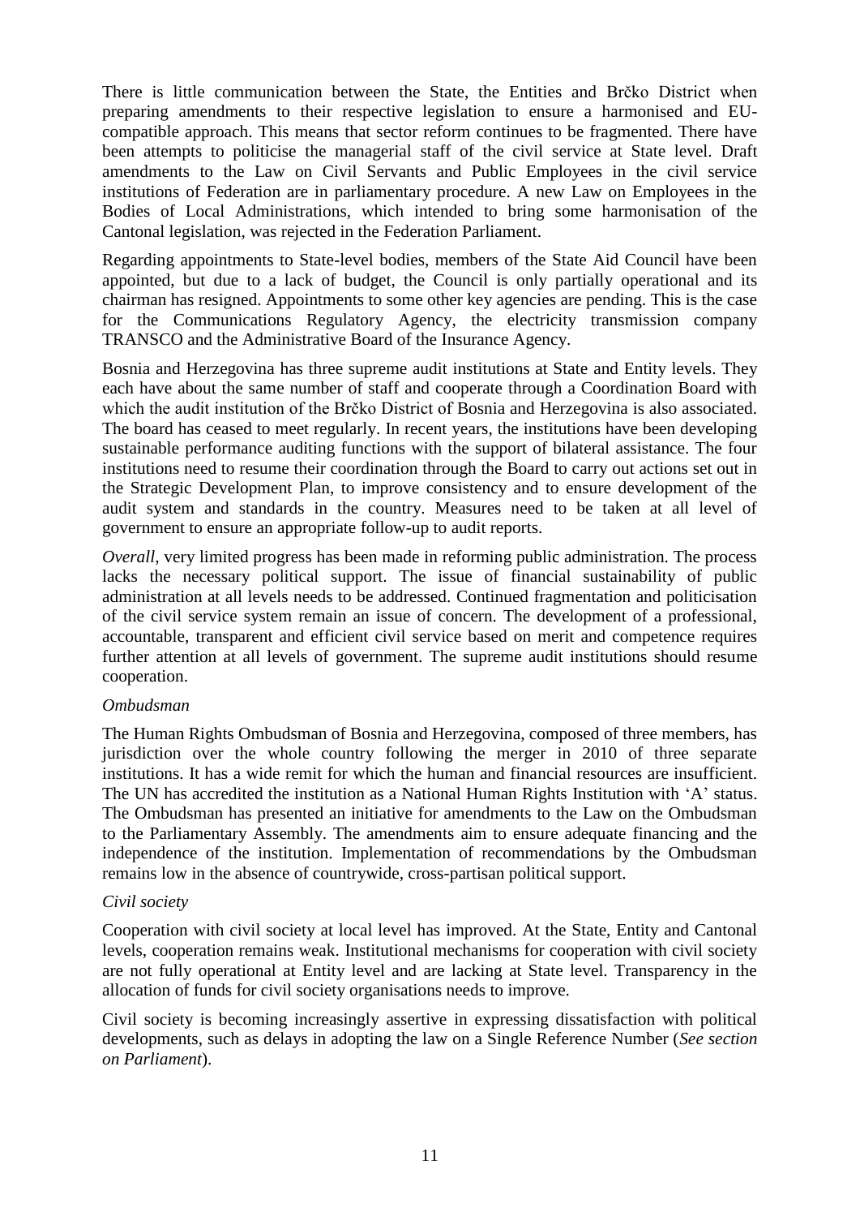There is little communication between the State, the Entities and Brčko District when preparing amendments to their respective legislation to ensure a harmonised and EU-compatible approach. This means that sector reform continues to be fragmented. There have been attempts to politicise the managerial staff of the civil service at State level. Draft amendments to the Law on Civil Servants and Public Employees in the civil service institutions of Federation are in parliamentary procedure. A new Law on Employees in the Bodies of Local Administrations, which intended to bring some harmonisation of the Cantonal legislation, was rejected in the Federation Parliament.

Regarding appointments to State-level bodies, members of the State Aid Council have been appointed, but due to a lack of budget, the Council is only partially operational and its chairman has resigned. Appointments to some other key agencies are pending. This is the case for the Communications Regulatory Agency, the electricity transmission company TRANSCO and the Administrative Board of the Insurance Agency.

Bosnia and Herzegovina has three supreme audit institutions at State and Entity levels. They each have about the same number of staff and cooperate through a Coordination Board with which the audit institution of the Brčko District of Bosnia and Herzegovina is also associated. The board has ceased to meet regularly. In recent years, the institutions have been developing sustainable performance auditing functions with the support of bilateral assistance. The four institutions need to resume their coordination through the Board to carry out actions set out in the Strategic Development Plan, to improve consistency and to ensure development of the audit system and standards in the country. Measures need to be taken at all level of government to ensure an appropriate follow-up to audit reports.

*Overall*, very limited progress has been made in reforming public administration. The process lacks the necessary political support. The issue of financial sustainability of public administration at all levels needs to be addressed. Continued fragmentation and politicisation of the civil service system remain an issue of concern. The development of a professional, accountable, transparent and efficient civil service based on merit and competence requires further attention at all levels of government. The supreme audit institutions should resume cooperation.

*Ombudsman*

The Human Rights Ombudsman of Bosnia and Herzegovina, composed of three members, has jurisdiction over the whole country following the merger in 2010 of three separate institutions. It has a wide remit for which the human and financial resources are insufficient. The UN has accredited the institution as a National Human Rights Institution with 'A' status. The Ombudsman has presented an initiative for amendments to the Law on the Ombudsman to the Parliamentary Assembly. The amendments aim to ensure adequate financing and the independence of the institution. Implementation of recommendations by the Ombudsman remains low in the absence of countrywide, cross-partisan political support.

*Civil society*

Cooperation with civil society at local level has improved. At the State, Entity and Cantonal levels, cooperation remains weak. Institutional mechanisms for cooperation with civil society are not fully operational at Entity level and are lacking at State level. Transparency in the allocation of funds for civil society organisations needs to improve.

Civil society is becoming increasingly assertive in expressing dissatisfaction with political developments, such as delays in adopting the law on a Single Reference Number (*See section on Parliament*).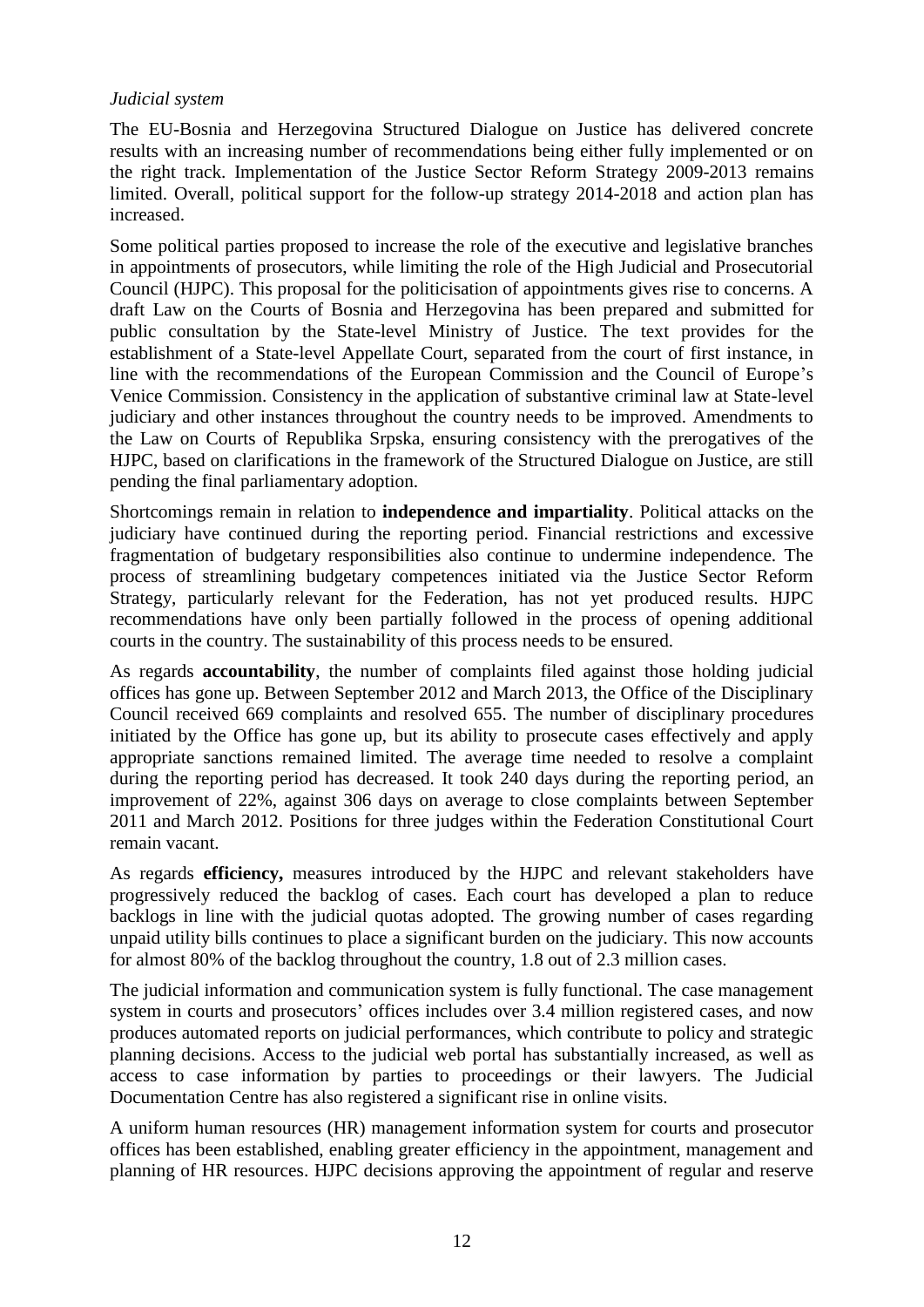*Judicial system*

The EU-Bosnia and Herzegovina Structured Dialogue on Justice has delivered concrete results with an increasing number of recommendations being either fully implemented or on the right track. Implementation of the Justice Sector Reform Strategy 2009-2013 remains limited. Overall, political support for the follow-up strategy 2014-2018 and action plan has increased.

Some political parties proposed to increase the role of the executive and legislative branches in appointments of prosecutors, while limiting the role of the High Judicial and Prosecutorial Council (HJPC). This proposal for the politicisation of appointments gives rise to concerns. A draft Law on the Courts of Bosnia and Herzegovina has been prepared and submitted for public consultation by the State-level Ministry of Justice. The text provides for the establishment of a State-level Appellate Court, separated from the court of first instance, in line with the recommendations of the European Commission and the Council of Europe's Venice Commission. Consistency in the application of substantive criminal law at State-level judiciary and other instances throughout the country needs to be improved. Amendments to the Law on Courts of Republika Srpska, ensuring consistency with the prerogatives of the HJPC, based on clarifications in the framework of the Structured Dialogue on Justice, are still pending the final parliamentary adoption.

Shortcomings remain in relation to **independence and impartiality**. Political attacks on the judiciary have continued during the reporting period. Financial restrictions and excessive fragmentation of budgetary responsibilities also continue to undermine independence. The process of streamlining budgetary competences initiated via the Justice Sector Reform Strategy, particularly relevant for the Federation, has not yet produced results. HJPC recommendations have only been partially followed in the process of opening additional courts in the country. The sustainability of this process needs to be ensured.

As regards **accountability**, the number of complaints filed against those holding judicial offices has gone up. Between September 2012 and March 2013, the Office of the Disciplinary Council received 669 complaints and resolved 655. The number of disciplinary procedures initiated by the Office has gone up, but its ability to prosecute cases effectively and apply appropriate sanctions remained limited. The average time needed to resolve a complaint during the reporting period has decreased. It took 240 days during the reporting period, an improvement of 22%, against 306 days on average to close complaints between September 2011 and March 2012. Positions for three judges within the Federation Constitutional Court remain vacant.

As regards **efficiency,** measures introduced by the HJPC and relevant stakeholders have progressively reduced the backlog of cases. Each court has developed a plan to reduce backlogs in line with the judicial quotas adopted. The growing number of cases regarding unpaid utility bills continues to place a significant burden on the judiciary. This now accounts for almost 80% of the backlog throughout the country, 1.8 out of 2.3 million cases.

The judicial information and communication system is fully functional. The case management system in courts and prosecutors' offices includes over 3.4 million registered cases, and now produces automated reports on judicial performances, which contribute to policy and strategic planning decisions. Access to the judicial web portal has substantially increased, as well as access to case information by parties to proceedings or their lawyers. The Judicial Documentation Centre has also registered a significant rise in online visits.

A uniform human resources (HR) management information system for courts and prosecutor offices has been established, enabling greater efficiency in the appointment, management and planning of HR resources. HJPC decisions approving the appointment of regular and reserve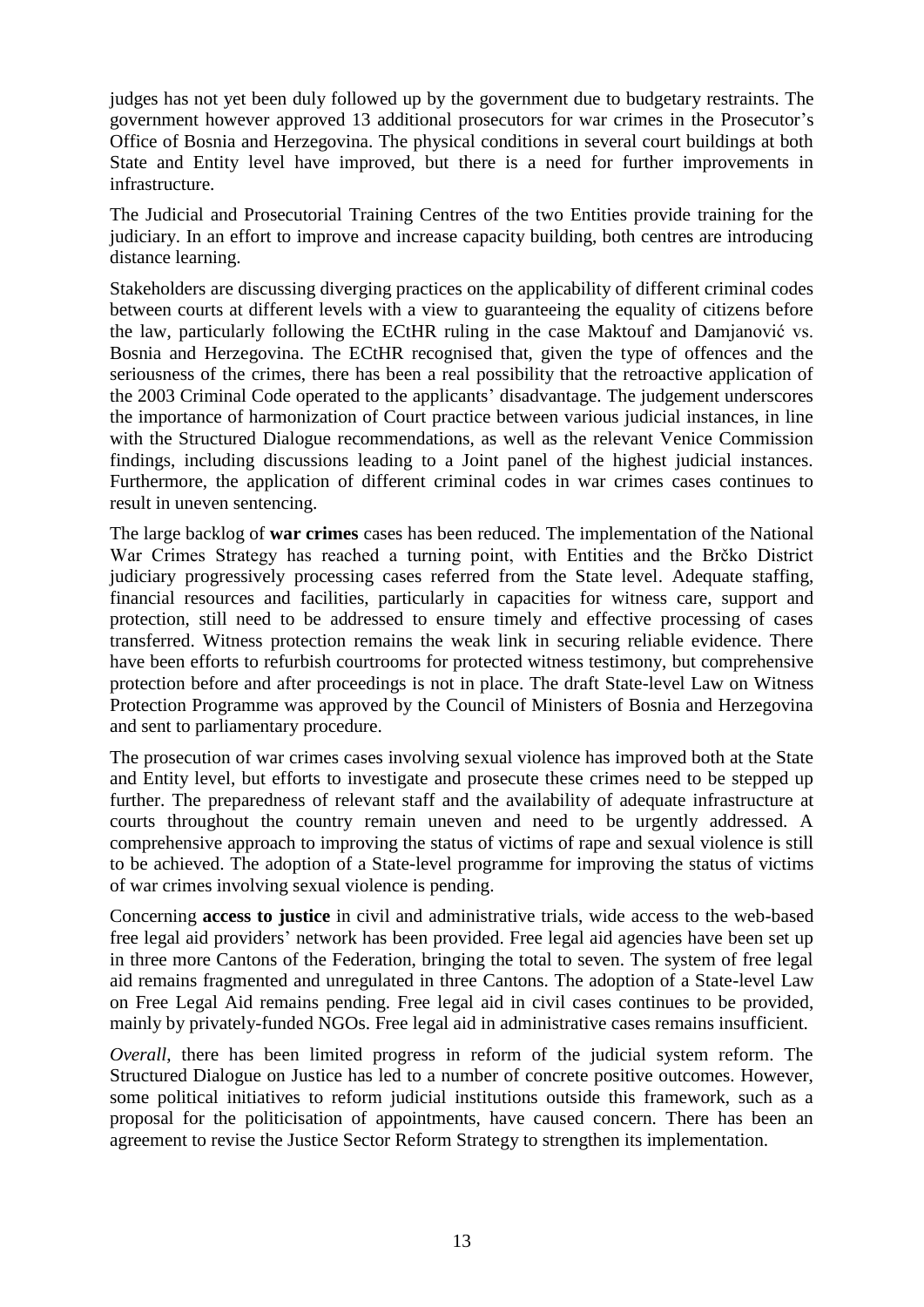judges has not yet been duly followed up by the government due to budgetary restraints. The government however approved 13 additional prosecutors for war crimes in the Prosecutor's Office of Bosnia and Herzegovina. The physical conditions in several court buildings at both State and Entity level have improved, but there is a need for further improvements in infrastructure.

The Judicial and Prosecutorial Training Centres of the two Entities provide training for the judiciary. In an effort to improve and increase capacity building, both centres are introducing distance learning.

Stakeholders are discussing diverging practices on the applicability of different criminal codes between courts at different levels with a view to guaranteeing the equality of citizens before the law, particularly following the ECtHR ruling in the case Maktouf and Damjanović vs. Bosnia and Herzegovina. The ECtHR recognised that, given the type of offences and the seriousness of the crimes, there has been a real possibility that the retroactive application of the 2003 Criminal Code operated to the applicants' disadvantage. The judgement underscores the importance of harmonization of Court practice between various judicial instances, in line with the Structured Dialogue recommendations, as well as the relevant Venice Commission findings, including discussions leading to a Joint panel of the highest judicial instances. Furthermore, the application of different criminal codes in war crimes cases continues to result in uneven sentencing.

The large backlog of **war crimes** cases has been reduced. The implementation of the National War Crimes Strategy has reached a turning point, with Entities and the Brčko District judiciary progressively processing cases referred from the State level. Adequate staffing, financial resources and facilities, particularly in capacities for witness care, support and protection, still need to be addressed to ensure timely and effective processing of cases transferred. Witness protection remains the weak link in securing reliable evidence. There have been efforts to refurbish courtrooms for protected witness testimony, but comprehensive protection before and after proceedings is not in place. The draft State-level Law on Witness Protection Programme was approved by the Council of Ministers of Bosnia and Herzegovina and sent to parliamentary procedure.

The prosecution of war crimes cases involving sexual violence has improved both at the State and Entity level, but efforts to investigate and prosecute these crimes need to be stepped up further. The preparedness of relevant staff and the availability of adequate infrastructure at courts throughout the country remain uneven and need to be urgently addressed. A comprehensive approach to improving the status of victims of rape and sexual violence is still to be achieved. The adoption of a State-level programme for improving the status of victims of war crimes involving sexual violence is pending.

Concerning **access to justice** in civil and administrative trials, wide access to the web-based free legal aid providers' network has been provided. Free legal aid agencies have been set up in three more Cantons of the Federation, bringing the total to seven. The system of free legal aid remains fragmented and unregulated in three Cantons. The adoption of a State-level Law on Free Legal Aid remains pending. Free legal aid in civil cases continues to be provided, mainly by privately-funded NGOs. Free legal aid in administrative cases remains insufficient.

*Overall*, there has been limited progress in reform of the judicial system reform. The Structured Dialogue on Justice has led to a number of concrete positive outcomes. However, some political initiatives to reform judicial institutions outside this framework, such as a proposal for the politicisation of appointments, have caused concern. There has been an agreement to revise the Justice Sector Reform Strategy to strengthen its implementation.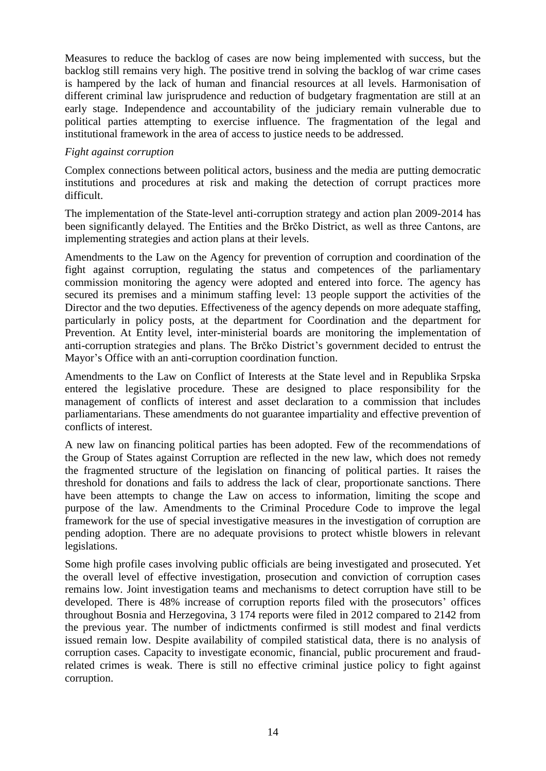Measures to reduce the backlog of cases are now being implemented with success, but the backlog still remains very high. The positive trend in solving the backlog of war crime cases is hampered by the lack of human and financial resources at all levels. Harmonisation of different criminal law jurisprudence and reduction of budgetary fragmentation are still at an early stage. Independence and accountability of the judiciary remain vulnerable due to political parties attempting to exercise influence. The fragmentation of the legal and institutional framework in the area of access to justice needs to be addressed.

*Fight against corruption*

Complex connections between political actors, business and the media are putting democratic institutions and procedures at risk and making the detection of corrupt practices more difficult.

The implementation of the State-level anti-corruption strategy and action plan 2009-2014 has been significantly delayed. The Entities and the Brčko District, as well as three Cantons, are implementing strategies and action plans at their levels.

Amendments to the Law on the Agency for prevention of corruption and coordination of the fight against corruption, regulating the status and competences of the parliamentary commission monitoring the agency were adopted and entered into force. The agency has secured its premises and a minimum staffing level: 13 people support the activities of the Director and the two deputies. Effectiveness of the agency depends on more adequate staffing, particularly in policy posts, at the department for Coordination and the department for Prevention. At Entity level, inter-ministerial boards are monitoring the implementation of anti-corruption strategies and plans. The Brčko District's government decided to entrust the Mayor's Office with an anti-corruption coordination function.

Amendments to the Law on Conflict of Interests at the State level and in Republika Srpska entered the legislative procedure. These are designed to place responsibility for the management of conflicts of interest and asset declaration to a commission that includes parliamentarians. These amendments do not guarantee impartiality and effective prevention of conflicts of interest.

A new law on financing political parties has been adopted. Few of the recommendations of the Group of States against Corruption are reflected in the new law, which does not remedy the fragmented structure of the legislation on financing of political parties. It raises the threshold for donations and fails to address the lack of clear, proportionate sanctions. There have been attempts to change the Law on access to information, limiting the scope and purpose of the law. Amendments to the Criminal Procedure Code to improve the legal framework for the use of special investigative measures in the investigation of corruption are pending adoption. There are no adequate provisions to protect whistle blowers in relevant legislations.

Some high profile cases involving public officials are being investigated and prosecuted. Yet the overall level of effective investigation, prosecution and conviction of corruption cases remains low. Joint investigation teams and mechanisms to detect corruption have still to be developed. There is 48% increase of corruption reports filed with the prosecutors' offices throughout Bosnia and Herzegovina, 3 174 reports were filed in 2012 compared to 2142 from the previous year. The number of indictments confirmed is still modest and final verdicts issued remain low. Despite availability of compiled statistical data, there is no analysis of corruption cases. Capacity to investigate economic, financial, public procurement and fraud-related crimes is weak. There is still no effective criminal justice policy to fight against corruption.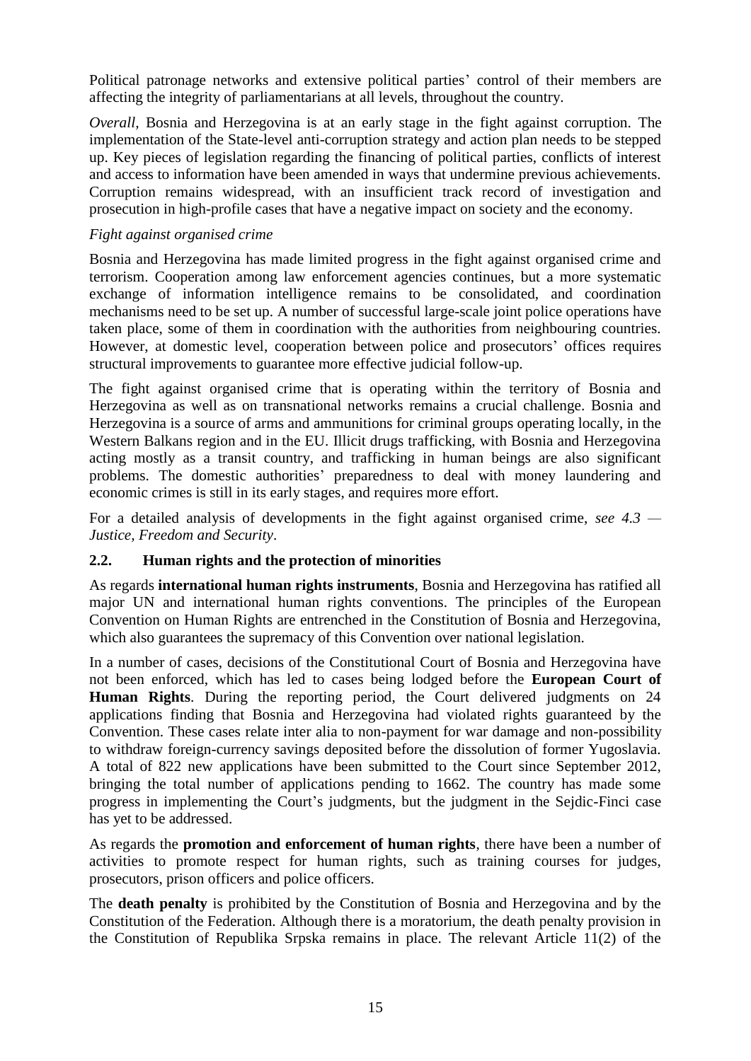Political patronage networks and extensive political parties' control of their members are affecting the integrity of parliamentarians at all levels, throughout the country.

*Overall*, Bosnia and Herzegovina is at an early stage in the fight against corruption. The implementation of the State-level anti-corruption strategy and action plan needs to be stepped up. Key pieces of legislation regarding the financing of political parties, conflicts of interest and access to information have been amended in ways that undermine previous achievements. Corruption remains widespread, with an insufficient track record of investigation and prosecution in high-profile cases that have a negative impact on society and the economy.

*Fight against organised crime*

Bosnia and Herzegovina has made limited progress in the fight against organised crime and terrorism. Cooperation among law enforcement agencies continues, but a more systematic exchange of information intelligence remains to be consolidated, and coordination mechanisms need to be set up. A number of successful large-scale joint police operations have taken place, some of them in coordination with the authorities from neighbouring countries. However, at domestic level, cooperation between police and prosecutors' offices requires structural improvements to guarantee more effective judicial follow-up.

The fight against organised crime that is operating within the territory of Bosnia and Herzegovina as well as on transnational networks remains a crucial challenge. Bosnia and Herzegovina is a source of arms and ammunitions for criminal groups operating locally, in the Western Balkans region and in the EU. Illicit drugs trafficking, with Bosnia and Herzegovina acting mostly as a transit country, and trafficking in human beings are also significant problems. The domestic authorities' preparedness to deal with money laundering and economic crimes is still in its early stages, and requires more effort.

For a detailed analysis of developments in the fight against organised crime, *see 4.3 — Justice, Freedom and Security*.

## 2.2. Human rights and the protection of minorities

As regards **international human rights instruments**, Bosnia and Herzegovina has ratified all major UN and international human rights conventions. The principles of the European Convention on Human Rights are entrenched in the Constitution of Bosnia and Herzegovina, which also guarantees the supremacy of this Convention over national legislation.

In a number of cases, decisions of the Constitutional Court of Bosnia and Herzegovina have not been enforced, which has led to cases being lodged before the **European Court of Human Rights**. During the reporting period, the Court delivered judgments on 24 applications finding that Bosnia and Herzegovina had violated rights guaranteed by the Convention. These cases relate inter alia to non-payment for war damage and non-possibility to withdraw foreign-currency savings deposited before the dissolution of former Yugoslavia. A total of 822 new applications have been submitted to the Court since September 2012, bringing the total number of applications pending to 1662. The country has made some progress in implementing the Court's judgments, but the judgment in the Sejdic-Finci case has yet to be addressed.

As regards the **promotion and enforcement of human rights**, there have been a number of activities to promote respect for human rights, such as training courses for judges, prosecutors, prison officers and police officers.

The **death penalty** is prohibited by the Constitution of Bosnia and Herzegovina and by the Constitution of the Federation. Although there is a moratorium, the death penalty provision in the Constitution of Republika Srpska remains in place. The relevant Article 11(2) of the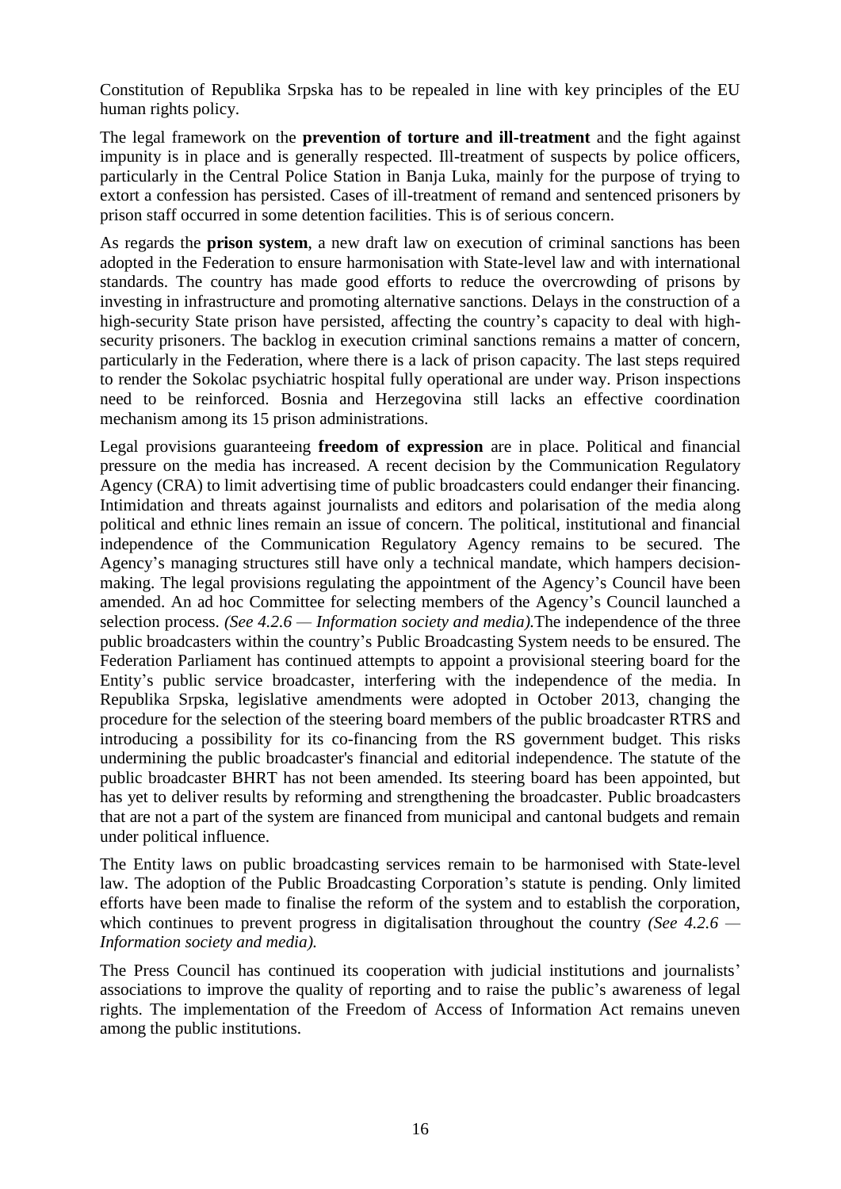Constitution of Republika Srpska has to be repealed in line with key principles of the EU human rights policy.

The legal framework on the **prevention of torture and ill-treatment** and the fight against impunity is in place and is generally respected. Ill-treatment of suspects by police officers, particularly in the Central Police Station in Banja Luka, mainly for the purpose of trying to extort a confession has persisted. Cases of ill-treatment of remand and sentenced prisoners by prison staff occurred in some detention facilities. This is of serious concern.

As regards the **prison system**, a new draft law on execution of criminal sanctions has been adopted in the Federation to ensure harmonisation with State-level law and with international standards. The country has made good efforts to reduce the overcrowding of prisons by investing in infrastructure and promoting alternative sanctions. Delays in the construction of a high-security State prison have persisted, affecting the country's capacity to deal with high-security prisoners. The backlog in execution criminal sanctions remains a matter of concern, particularly in the Federation, where there is a lack of prison capacity. The last steps required to render the Sokolac psychiatric hospital fully operational are under way. Prison inspections need to be reinforced. Bosnia and Herzegovina still lacks an effective coordination mechanism among its 15 prison administrations.

Legal provisions guaranteeing **freedom of expression** are in place. Political and financial pressure on the media has increased. A recent decision by the Communication Regulatory Agency (CRA) to limit advertising time of public broadcasters could endanger their financing. Intimidation and threats against journalists and editors and polarisation of the media along political and ethnic lines remain an issue of concern. The political, institutional and financial independence of the Communication Regulatory Agency remains to be secured. The Agency's managing structures still have only a technical mandate, which hampers decision-making. The legal provisions regulating the appointment of the Agency's Council have been amended. An ad hoc Committee for selecting members of the Agency's Council launched a selection process. *(See 4.2.6 — Information society and media).*The independence of the three public broadcasters within the country's Public Broadcasting System needs to be ensured. The Federation Parliament has continued attempts to appoint a provisional steering board for the Entity's public service broadcaster, interfering with the independence of the media. In Republika Srpska, legislative amendments were adopted in October 2013, changing the procedure for the selection of the steering board members of the public broadcaster RTRS and introducing a possibility for its co-financing from the RS government budget. This risks undermining the public broadcaster's financial and editorial independence. The statute of the public broadcaster BHRT has not been amended. Its steering board has been appointed, but has yet to deliver results by reforming and strengthening the broadcaster. Public broadcasters that are not a part of the system are financed from municipal and cantonal budgets and remain under political influence.

The Entity laws on public broadcasting services remain to be harmonised with State-level law. The adoption of the Public Broadcasting Corporation's statute is pending. Only limited efforts have been made to finalise the reform of the system and to establish the corporation, which continues to prevent progress in digitalisation throughout the country *(See 4.2.6 — Information society and media).*

The Press Council has continued its cooperation with judicial institutions and journalists' associations to improve the quality of reporting and to raise the public's awareness of legal rights. The implementation of the Freedom of Access of Information Act remains uneven among the public institutions.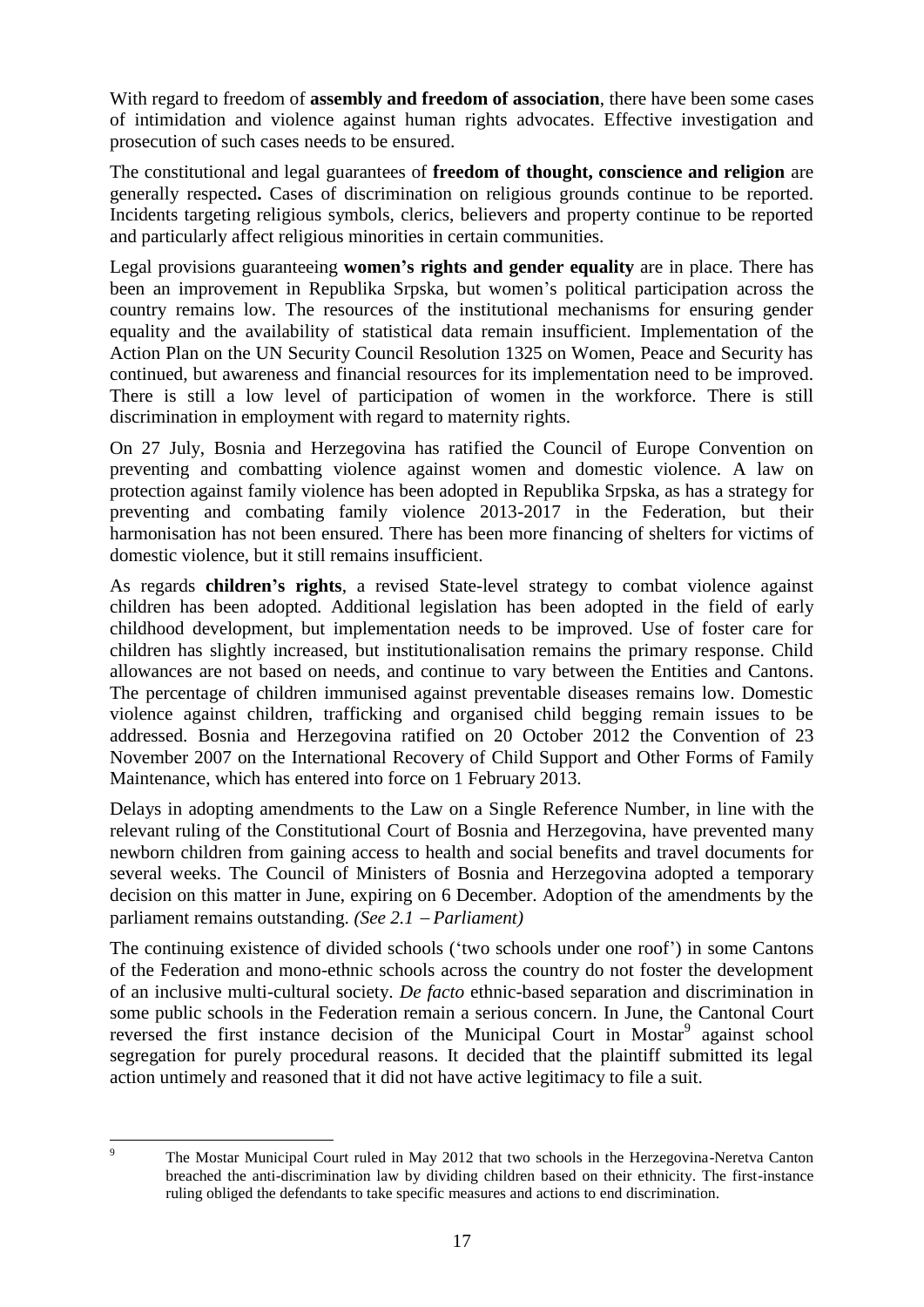With regard to freedom of **assembly and freedom of association**, there have been some cases of intimidation and violence against human rights advocates. Effective investigation and prosecution of such cases needs to be ensured.

The constitutional and legal guarantees of **freedom of thought, conscience and religion** are generally respected**.** Cases of discrimination on religious grounds continue to be reported. Incidents targeting religious symbols, clerics, believers and property continue to be reported and particularly affect religious minorities in certain communities.

Legal provisions guaranteeing **women's rights and gender equality** are in place. There has been an improvement in Republika Srpska, but women's political participation across the country remains low. The resources of the institutional mechanisms for ensuring gender equality and the availability of statistical data remain insufficient. Implementation of the Action Plan on the UN Security Council Resolution 1325 on Women, Peace and Security has continued, but awareness and financial resources for its implementation need to be improved. There is still a low level of participation of women in the workforce. There is still discrimination in employment with regard to maternity rights.

On 27 July, Bosnia and Herzegovina has ratified the Council of Europe Convention on preventing and combatting violence against women and domestic violence. A law on protection against family violence has been adopted in Republika Srpska, as has a strategy for preventing and combating family violence 2013-2017 in the Federation, but their harmonisation has not been ensured. There has been more financing of shelters for victims of domestic violence, but it still remains insufficient.

As regards **children's rights**, a revised State-level strategy to combat violence against children has been adopted. Additional legislation has been adopted in the field of early childhood development, but implementation needs to be improved. Use of foster care for children has slightly increased, but institutionalisation remains the primary response. Child allowances are not based on needs, and continue to vary between the Entities and Cantons. The percentage of children immunised against preventable diseases remains low. Domestic violence against children, trafficking and organised child begging remain issues to be addressed. Bosnia and Herzegovina ratified on 20 October 2012 the Convention of 23 November 2007 on the International Recovery of Child Support and Other Forms of Family Maintenance, which has entered into force on 1 February 2013.

Delays in adopting amendments to the Law on a Single Reference Number, in line with the relevant ruling of the Constitutional Court of Bosnia and Herzegovina, have prevented many newborn children from gaining access to health and social benefits and travel documents for several weeks. The Council of Ministers of Bosnia and Herzegovina adopted a temporary decision on this matter in June, expiring on 6 December. Adoption of the amendments by the parliament remains outstanding. *(See 2.1 – Parliament)*

The continuing existence of divided schools ('two schools under one roof') in some Cantons of the Federation and mono-ethnic schools across the country do not foster the development of an inclusive multi-cultural society. *De facto* ethnic-based separation and discrimination in some public schools in the Federation remain a serious concern. In June, the Cantonal Court reversed the first instance decision of the Municipal Court in Mostar[9] against school segregation for purely procedural reasons. It decided that the plaintiff submitted its legal action untimely and reasoned that it did not have active legitimacy to file a suit.

---

[9] The Mostar Municipal Court ruled in May 2012 that two schools in the Herzegovina-Neretva Canton breached the anti-discrimination law by dividing children based on their ethnicity. The first-instance ruling obliged the defendants to take specific measures and actions to end discrimination.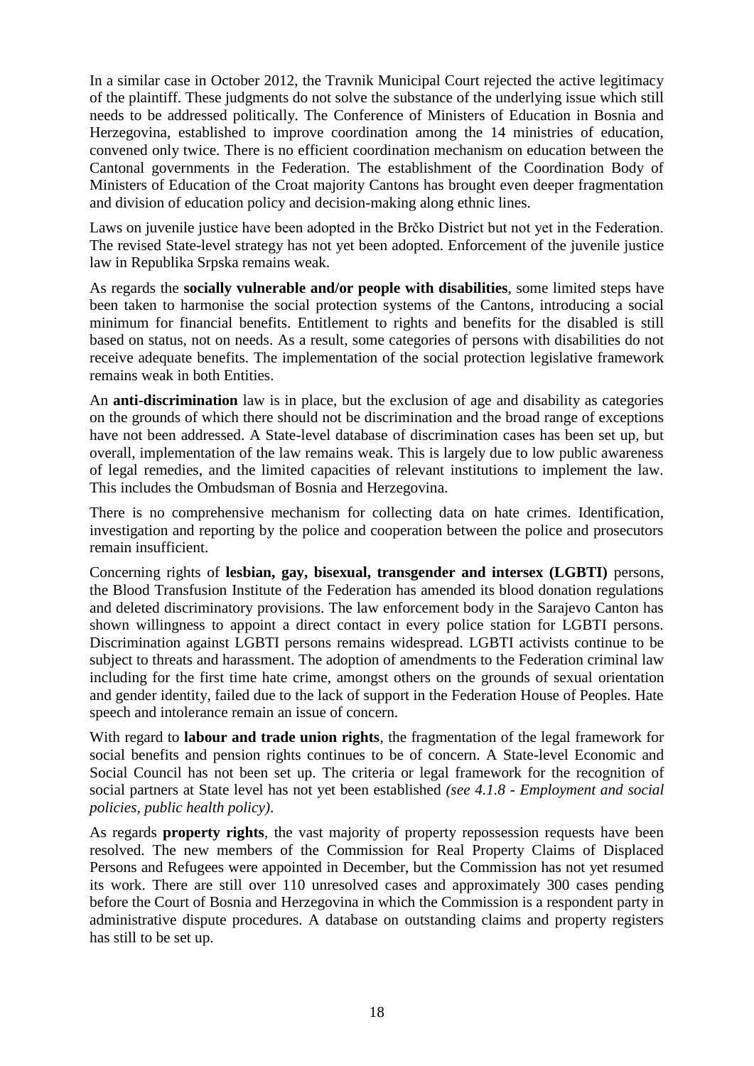In a similar case in October 2012, the Travnik Municipal Court rejected the active legitimacy of the plaintiff. These judgments do not solve the substance of the underlying issue which still needs to be addressed politically. The Conference of Ministers of Education in Bosnia and Herzegovina, established to improve coordination among the 14 ministries of education, convened only twice. There is no efficient coordination mechanism on education between the Cantonal governments in the Federation. The establishment of the Coordination Body of Ministers of Education of the Croat majority Cantons has brought even deeper fragmentation and division of education policy and decision-making along ethnic lines.

Laws on juvenile justice have been adopted in the Brčko District but not yet in the Federation. The revised State-level strategy has not yet been adopted. Enforcement of the juvenile justice law in Republika Srpska remains weak.

As regards the **socially vulnerable and/or people with disabilities**, some limited steps have been taken to harmonise the social protection systems of the Cantons, introducing a social minimum for financial benefits. Entitlement to rights and benefits for the disabled is still based on status, not on needs. As a result, some categories of persons with disabilities do not receive adequate benefits. The implementation of the social protection legislative framework remains weak in both Entities.

An **anti-discrimination** law is in place, but the exclusion of age and disability as categories on the grounds of which there should not be discrimination and the broad range of exceptions have not been addressed. A State-level database of discrimination cases has been set up, but overall, implementation of the law remains weak. This is largely due to low public awareness of legal remedies, and the limited capacities of relevant institutions to implement the law. This includes the Ombudsman of Bosnia and Herzegovina.

There is no comprehensive mechanism for collecting data on hate crimes. Identification, investigation and reporting by the police and cooperation between the police and prosecutors remain insufficient.

Concerning rights of **lesbian, gay, bisexual, transgender and intersex (LGBTI)** persons, the Blood Transfusion Institute of the Federation has amended its blood donation regulations and deleted discriminatory provisions. The law enforcement body in the Sarajevo Canton has shown willingness to appoint a direct contact in every police station for LGBTI persons. Discrimination against LGBTI persons remains widespread. LGBTI activists continue to be subject to threats and harassment. The adoption of amendments to the Federation criminal law including for the first time hate crime, amongst others on the grounds of sexual orientation and gender identity, failed due to the lack of support in the Federation House of Peoples. Hate speech and intolerance remain an issue of concern.

With regard to **labour and trade union rights**, the fragmentation of the legal framework for social benefits and pension rights continues to be of concern. A State-level Economic and Social Council has not been set up. The criteria or legal framework for the recognition of social partners at State level has not yet been established *(see 4.1.8 - Employment and social policies, public health policy)*.

As regards **property rights**, the vast majority of property repossession requests have been resolved. The new members of the Commission for Real Property Claims of Displaced Persons and Refugees were appointed in December, but the Commission has not yet resumed its work. There are still over 110 unresolved cases and approximately 300 cases pending before the Court of Bosnia and Herzegovina in which the Commission is a respondent party in administrative dispute procedures. A database on outstanding claims and property registers has still to be set up.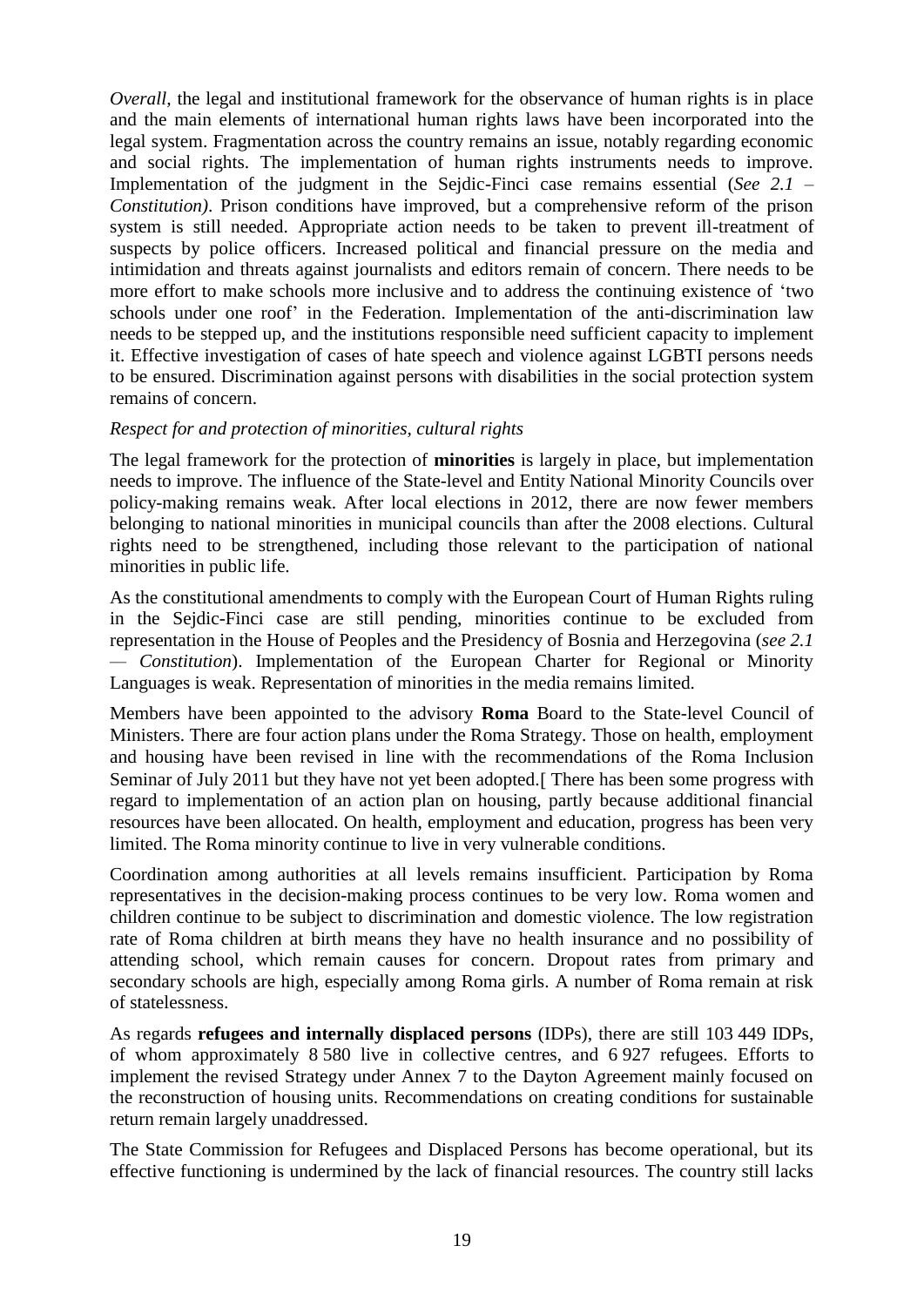*Overall*, the legal and institutional framework for the observance of human rights is in place and the main elements of international human rights laws have been incorporated into the legal system. Fragmentation across the country remains an issue, notably regarding economic and social rights. The implementation of human rights instruments needs to improve. Implementation of the judgment in the Sejdic-Finci case remains essential (*See 2.1 – Constitution)*. Prison conditions have improved, but a comprehensive reform of the prison system is still needed. Appropriate action needs to be taken to prevent ill-treatment of suspects by police officers. Increased political and financial pressure on the media and intimidation and threats against journalists and editors remain of concern. There needs to be more effort to make schools more inclusive and to address the continuing existence of 'two schools under one roof' in the Federation. Implementation of the anti-discrimination law needs to be stepped up, and the institutions responsible need sufficient capacity to implement it. Effective investigation of cases of hate speech and violence against LGBTI persons needs to be ensured. Discrimination against persons with disabilities in the social protection system remains of concern.

*Respect for and protection of minorities, cultural rights*

The legal framework for the protection of **minorities** is largely in place, but implementation needs to improve. The influence of the State-level and Entity National Minority Councils over policy-making remains weak. After local elections in 2012, there are now fewer members belonging to national minorities in municipal councils than after the 2008 elections. Cultural rights need to be strengthened, including those relevant to the participation of national minorities in public life.

As the constitutional amendments to comply with the European Court of Human Rights ruling in the Sejdic-Finci case are still pending, minorities continue to be excluded from representation in the House of Peoples and the Presidency of Bosnia and Herzegovina (*see 2.1 — Constitution*). Implementation of the European Charter for Regional or Minority Languages is weak. Representation of minorities in the media remains limited.

Members have been appointed to the advisory **Roma** Board to the State-level Council of Ministers. There are four action plans under the Roma Strategy. Those on health, employment and housing have been revised in line with the recommendations of the Roma Inclusion Seminar of July 2011 but they have not yet been adopted.[ There has been some progress with regard to implementation of an action plan on housing, partly because additional financial resources have been allocated. On health, employment and education, progress has been very limited. The Roma minority continue to live in very vulnerable conditions.

Coordination among authorities at all levels remains insufficient. Participation by Roma representatives in the decision-making process continues to be very low. Roma women and children continue to be subject to discrimination and domestic violence. The low registration rate of Roma children at birth means they have no health insurance and no possibility of attending school, which remain causes for concern. Dropout rates from primary and secondary schools are high, especially among Roma girls. A number of Roma remain at risk of statelessness.

As regards **refugees and internally displaced persons** (IDPs), there are still 103 449 IDPs, of whom approximately 8 580 live in collective centres, and 6 927 refugees. Efforts to implement the revised Strategy under Annex 7 to the Dayton Agreement mainly focused on the reconstruction of housing units. Recommendations on creating conditions for sustainable return remain largely unaddressed.

The State Commission for Refugees and Displaced Persons has become operational, but its effective functioning is undermined by the lack of financial resources. The country still lacks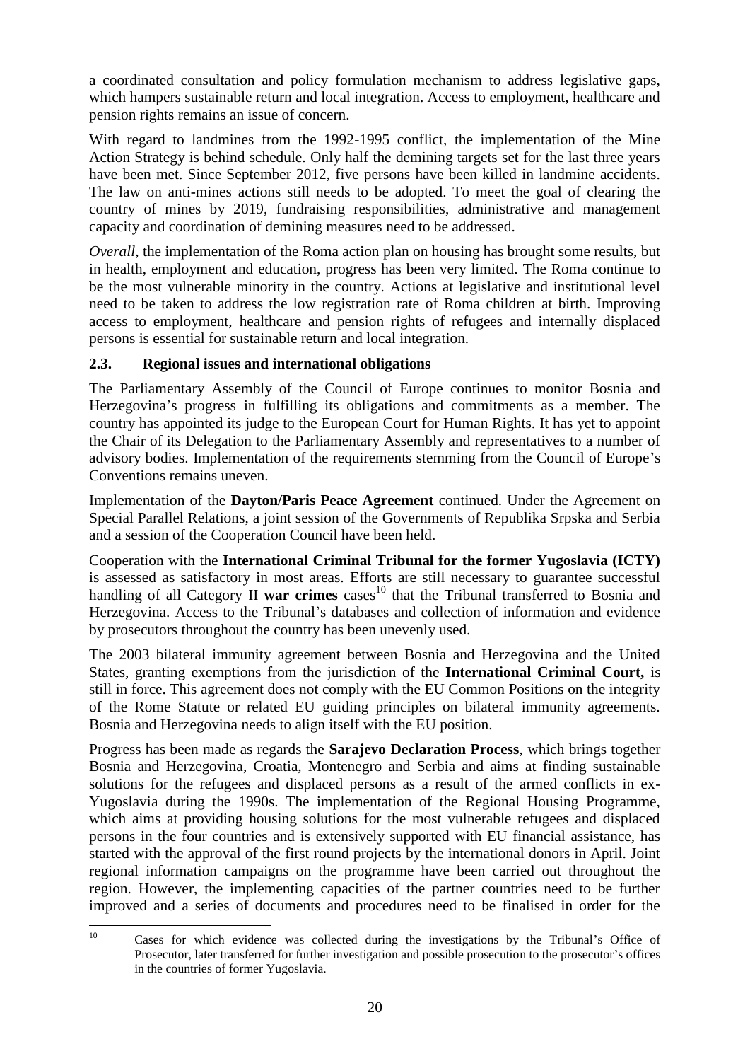a coordinated consultation and policy formulation mechanism to address legislative gaps, which hampers sustainable return and local integration. Access to employment, healthcare and pension rights remains an issue of concern.

With regard to landmines from the 1992-1995 conflict, the implementation of the Mine Action Strategy is behind schedule. Only half the demining targets set for the last three years have been met. Since September 2012, five persons have been killed in landmine accidents. The law on anti-mines actions still needs to be adopted. To meet the goal of clearing the country of mines by 2019, fundraising responsibilities, administrative and management capacity and coordination of demining measures need to be addressed.

*Overall*, the implementation of the Roma action plan on housing has brought some results, but in health, employment and education, progress has been very limited. The Roma continue to be the most vulnerable minority in the country. Actions at legislative and institutional level need to be taken to address the low registration rate of Roma children at birth. Improving access to employment, healthcare and pension rights of refugees and internally displaced persons is essential for sustainable return and local integration.

### 2.3. Regional issues and international obligations

The Parliamentary Assembly of the Council of Europe continues to monitor Bosnia and Herzegovina's progress in fulfilling its obligations and commitments as a member. The country has appointed its judge to the European Court for Human Rights. It has yet to appoint the Chair of its Delegation to the Parliamentary Assembly and representatives to a number of advisory bodies. Implementation of the requirements stemming from the Council of Europe's Conventions remains uneven.

Implementation of the **Dayton/Paris Peace Agreement** continued. Under the Agreement on Special Parallel Relations, a joint session of the Governments of Republika Srpska and Serbia and a session of the Cooperation Council have been held.

Cooperation with the **International Criminal Tribunal for the former Yugoslavia (ICTY)** is assessed as satisfactory in most areas. Efforts are still necessary to guarantee successful handling of all Category II **war crimes** cases[10] that the Tribunal transferred to Bosnia and Herzegovina. Access to the Tribunal's databases and collection of information and evidence by prosecutors throughout the country has been unevenly used.

The 2003 bilateral immunity agreement between Bosnia and Herzegovina and the United States, granting exemptions from the jurisdiction of the **International Criminal Court,** is still in force. This agreement does not comply with the EU Common Positions on the integrity of the Rome Statute or related EU guiding principles on bilateral immunity agreements. Bosnia and Herzegovina needs to align itself with the EU position.

Progress has been made as regards the **Sarajevo Declaration Process**, which brings together Bosnia and Herzegovina, Croatia, Montenegro and Serbia and aims at finding sustainable solutions for the refugees and displaced persons as a result of the armed conflicts in ex-Yugoslavia during the 1990s. The implementation of the Regional Housing Programme, which aims at providing housing solutions for the most vulnerable refugees and displaced persons in the four countries and is extensively supported with EU financial assistance, has started with the approval of the first round projects by the international donors in April. Joint regional information campaigns on the programme have been carried out throughout the region. However, the implementing capacities of the partner countries need to be further improved and a series of documents and procedures need to be finalised in order for the

[10] Cases for which evidence was collected during the investigations by the Tribunal's Office of Prosecutor, later transferred for further investigation and possible prosecution to the prosecutor's offices in the countries of former Yugoslavia.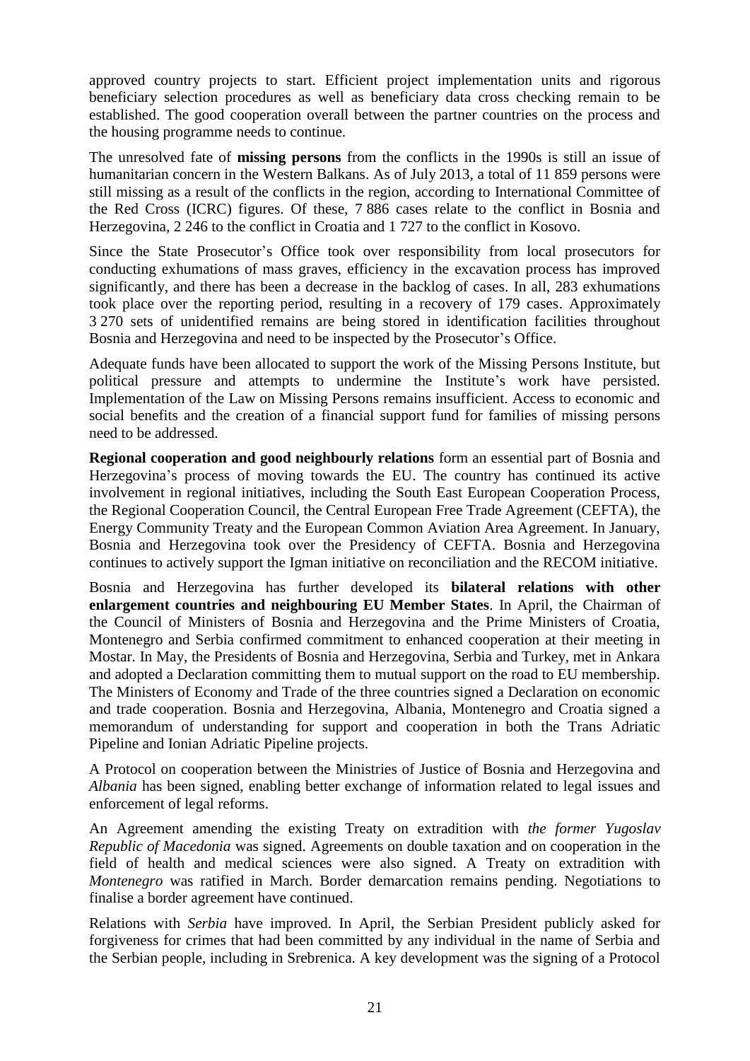approved country projects to start. Efficient project implementation units and rigorous beneficiary selection procedures as well as beneficiary data cross checking remain to be established. The good cooperation overall between the partner countries on the process and the housing programme needs to continue.

The unresolved fate of **missing persons** from the conflicts in the 1990s is still an issue of humanitarian concern in the Western Balkans. As of July 2013, a total of 11 859 persons were still missing as a result of the conflicts in the region, according to International Committee of the Red Cross (ICRC) figures. Of these, 7 886 cases relate to the conflict in Bosnia and Herzegovina, 2 246 to the conflict in Croatia and 1 727 to the conflict in Kosovo.

Since the State Prosecutor's Office took over responsibility from local prosecutors for conducting exhumations of mass graves, efficiency in the excavation process has improved significantly, and there has been a decrease in the backlog of cases. In all, 283 exhumations took place over the reporting period, resulting in a recovery of 179 cases. Approximately 3 270 sets of unidentified remains are being stored in identification facilities throughout Bosnia and Herzegovina and need to be inspected by the Prosecutor's Office.

Adequate funds have been allocated to support the work of the Missing Persons Institute, but political pressure and attempts to undermine the Institute's work have persisted. Implementation of the Law on Missing Persons remains insufficient. Access to economic and social benefits and the creation of a financial support fund for families of missing persons need to be addressed.

**Regional cooperation and good neighbourly relations** form an essential part of Bosnia and Herzegovina's process of moving towards the EU. The country has continued its active involvement in regional initiatives, including the South East European Cooperation Process, the Regional Cooperation Council, the Central European Free Trade Agreement (CEFTA), the Energy Community Treaty and the European Common Aviation Area Agreement. In January, Bosnia and Herzegovina took over the Presidency of CEFTA. Bosnia and Herzegovina continues to actively support the Igman initiative on reconciliation and the RECOM initiative.

Bosnia and Herzegovina has further developed its **bilateral relations with other enlargement countries and neighbouring EU Member States**. In April, the Chairman of the Council of Ministers of Bosnia and Herzegovina and the Prime Ministers of Croatia, Montenegro and Serbia confirmed commitment to enhanced cooperation at their meeting in Mostar. In May, the Presidents of Bosnia and Herzegovina, Serbia and Turkey, met in Ankara and adopted a Declaration committing them to mutual support on the road to EU membership. The Ministers of Economy and Trade of the three countries signed a Declaration on economic and trade cooperation. Bosnia and Herzegovina, Albania, Montenegro and Croatia signed a memorandum of understanding for support and cooperation in both the Trans Adriatic Pipeline and Ionian Adriatic Pipeline projects.

A Protocol on cooperation between the Ministries of Justice of Bosnia and Herzegovina and *Albania* has been signed, enabling better exchange of information related to legal issues and enforcement of legal reforms.

An Agreement amending the existing Treaty on extradition with *the former Yugoslav Republic of Macedonia* was signed. Agreements on double taxation and on cooperation in the field of health and medical sciences were also signed. A Treaty on extradition with *Montenegro* was ratified in March. Border demarcation remains pending. Negotiations to finalise a border agreement have continued.

Relations with *Serbia* have improved. In April, the Serbian President publicly asked for forgiveness for crimes that had been committed by any individual in the name of Serbia and the Serbian people, including in Srebrenica. A key development was the signing of a Protocol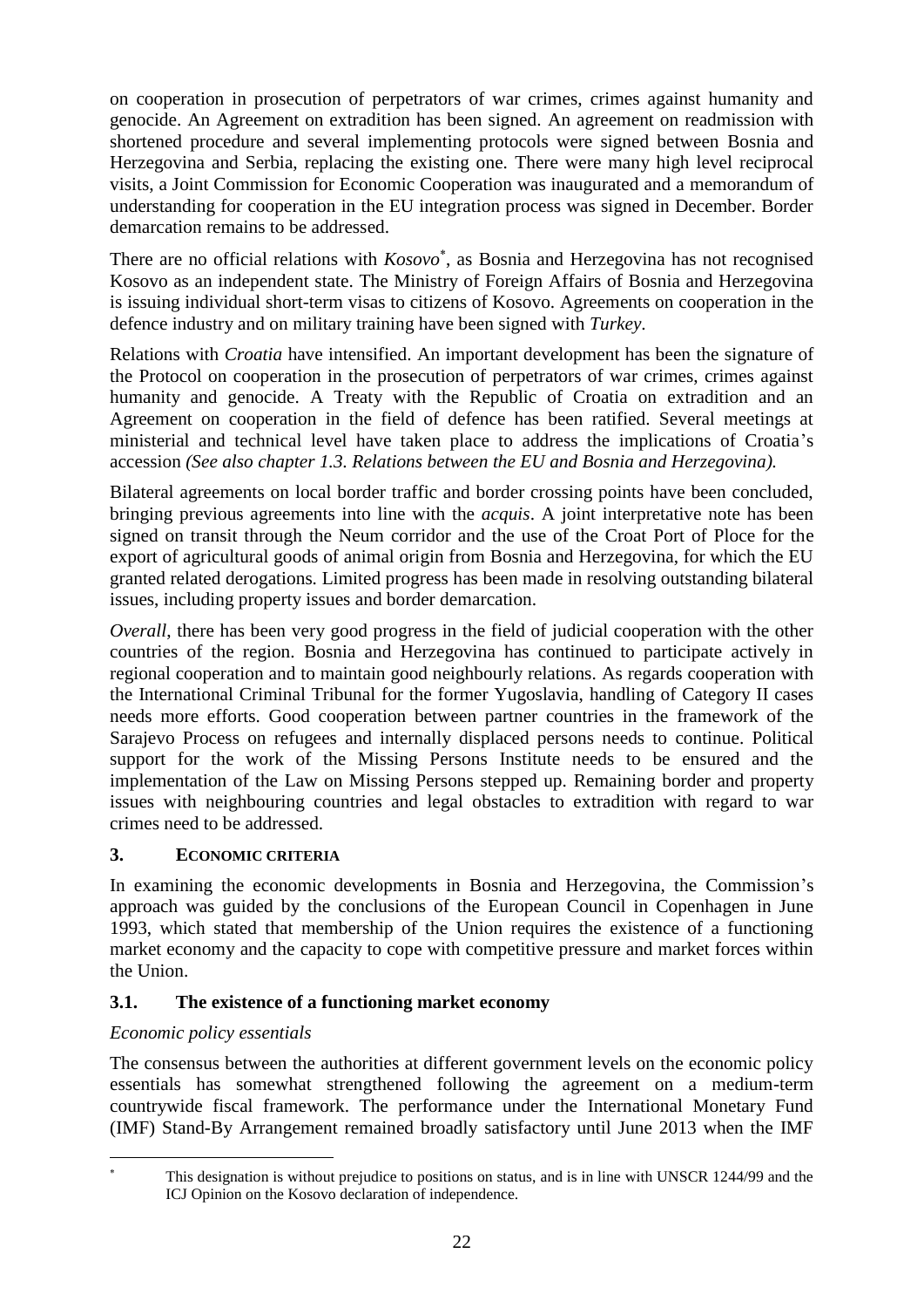on cooperation in prosecution of perpetrators of war crimes, crimes against humanity and genocide. An Agreement on extradition has been signed. An agreement on readmission with shortened procedure and several implementing protocols were signed between Bosnia and Herzegovina and Serbia, replacing the existing one. There were many high level reciprocal visits, a Joint Commission for Economic Cooperation was inaugurated and a memorandum of understanding for cooperation in the EU integration process was signed in December. Border demarcation remains to be addressed.

There are no official relations with *Kosovo*[*], as Bosnia and Herzegovina has not recognised Kosovo as an independent state. The Ministry of Foreign Affairs of Bosnia and Herzegovina is issuing individual short-term visas to citizens of Kosovo. Agreements on cooperation in the defence industry and on military training have been signed with *Turkey*.

Relations with *Croatia* have intensified. An important development has been the signature of the Protocol on cooperation in the prosecution of perpetrators of war crimes, crimes against humanity and genocide. A Treaty with the Republic of Croatia on extradition and an Agreement on cooperation in the field of defence has been ratified. Several meetings at ministerial and technical level have taken place to address the implications of Croatia's accession *(See also chapter 1.3. Relations between the EU and Bosnia and Herzegovina).*

Bilateral agreements on local border traffic and border crossing points have been concluded, bringing previous agreements into line with the *acquis*. A joint interpretative note has been signed on transit through the Neum corridor and the use of the Croat Port of Ploce for the export of agricultural goods of animal origin from Bosnia and Herzegovina, for which the EU granted related derogations. Limited progress has been made in resolving outstanding bilateral issues, including property issues and border demarcation.

*Overall*, there has been very good progress in the field of judicial cooperation with the other countries of the region. Bosnia and Herzegovina has continued to participate actively in regional cooperation and to maintain good neighbourly relations. As regards cooperation with the International Criminal Tribunal for the former Yugoslavia, handling of Category II cases needs more efforts. Good cooperation between partner countries in the framework of the Sarajevo Process on refugees and internally displaced persons needs to continue. Political support for the work of the Missing Persons Institute needs to be ensured and the implementation of the Law on Missing Persons stepped up. Remaining border and property issues with neighbouring countries and legal obstacles to extradition with regard to war crimes need to be addressed.

## 3. ECONOMIC CRITERIA

In examining the economic developments in Bosnia and Herzegovina, the Commission's approach was guided by the conclusions of the European Council in Copenhagen in June 1993, which stated that membership of the Union requires the existence of a functioning market economy and the capacity to cope with competitive pressure and market forces within the Union.

### 3.1. The existence of a functioning market economy

*Economic policy essentials*

The consensus between the authorities at different government levels on the economic policy essentials has somewhat strengthened following the agreement on a medium-term countrywide fiscal framework. The performance under the International Monetary Fund (IMF) Stand-By Arrangement remained broadly satisfactory until June 2013 when the IMF

[*] This designation is without prejudice to positions on status, and is in line with UNSCR 1244/99 and the ICJ Opinion on the Kosovo declaration of independence.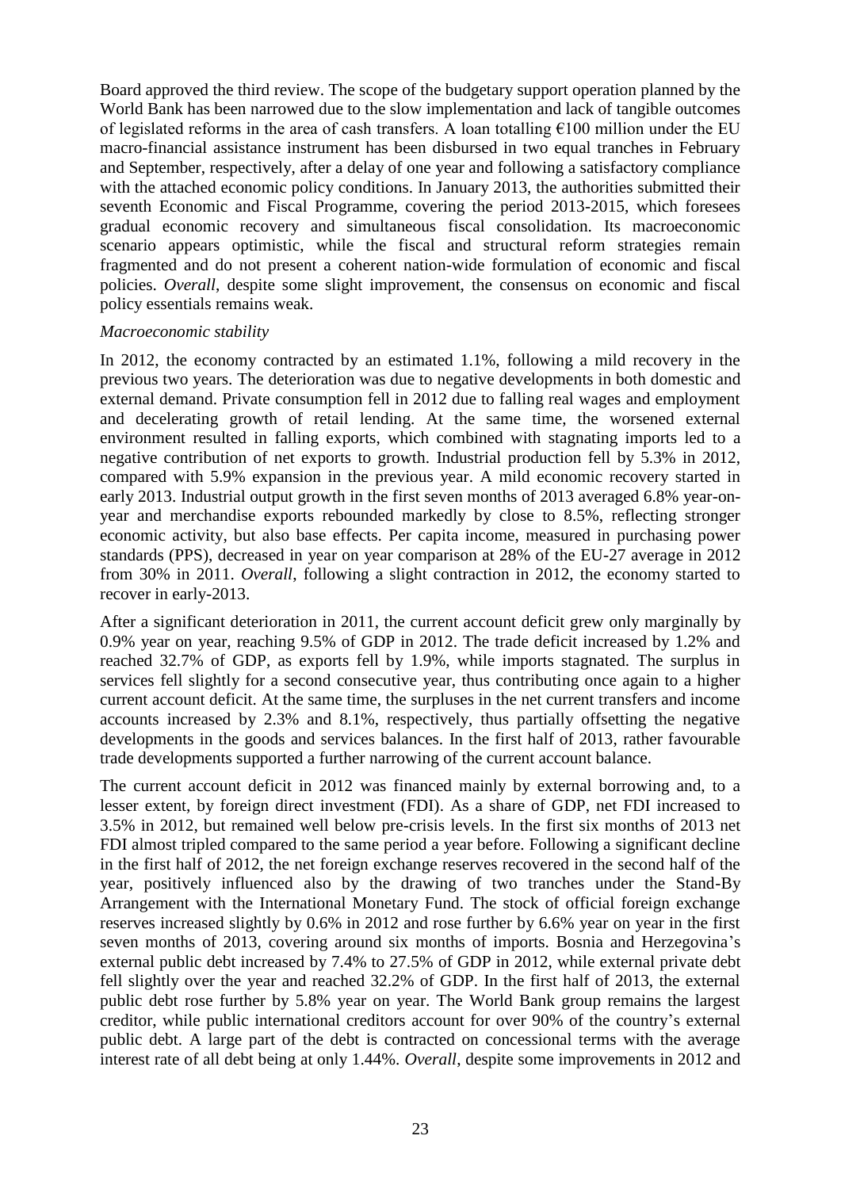Board approved the third review. The scope of the budgetary support operation planned by the World Bank has been narrowed due to the slow implementation and lack of tangible outcomes of legislated reforms in the area of cash transfers. A loan totalling €100 million under the EU macro-financial assistance instrument has been disbursed in two equal tranches in February and September, respectively, after a delay of one year and following a satisfactory compliance with the attached economic policy conditions. In January 2013, the authorities submitted their seventh Economic and Fiscal Programme, covering the period 2013-2015, which foresees gradual economic recovery and simultaneous fiscal consolidation. Its macroeconomic scenario appears optimistic, while the fiscal and structural reform strategies remain fragmented and do not present a coherent nation-wide formulation of economic and fiscal policies. *Overall*, despite some slight improvement, the consensus on economic and fiscal policy essentials remains weak.

*Macroeconomic stability*

In 2012, the economy contracted by an estimated 1.1%, following a mild recovery in the previous two years. The deterioration was due to negative developments in both domestic and external demand. Private consumption fell in 2012 due to falling real wages and employment and decelerating growth of retail lending. At the same time, the worsened external environment resulted in falling exports, which combined with stagnating imports led to a negative contribution of net exports to growth. Industrial production fell by 5.3% in 2012, compared with 5.9% expansion in the previous year. A mild economic recovery started in early 2013. Industrial output growth in the first seven months of 2013 averaged 6.8% year-on-year and merchandise exports rebounded markedly by close to 8.5%, reflecting stronger economic activity, but also base effects. Per capita income, measured in purchasing power standards (PPS), decreased in year on year comparison at 28% of the EU-27 average in 2012 from 30% in 2011. *Overall*, following a slight contraction in 2012, the economy started to recover in early-2013.

After a significant deterioration in 2011, the current account deficit grew only marginally by 0.9% year on year, reaching 9.5% of GDP in 2012. The trade deficit increased by 1.2% and reached 32.7% of GDP, as exports fell by 1.9%, while imports stagnated. The surplus in services fell slightly for a second consecutive year, thus contributing once again to a higher current account deficit. At the same time, the surpluses in the net current transfers and income accounts increased by 2.3% and 8.1%, respectively, thus partially offsetting the negative developments in the goods and services balances. In the first half of 2013, rather favourable trade developments supported a further narrowing of the current account balance.

The current account deficit in 2012 was financed mainly by external borrowing and, to a lesser extent, by foreign direct investment (FDI). As a share of GDP, net FDI increased to 3.5% in 2012, but remained well below pre-crisis levels. In the first six months of 2013 net FDI almost tripled compared to the same period a year before. Following a significant decline in the first half of 2012, the net foreign exchange reserves recovered in the second half of the year, positively influenced also by the drawing of two tranches under the Stand-By Arrangement with the International Monetary Fund. The stock of official foreign exchange reserves increased slightly by 0.6% in 2012 and rose further by 6.6% year on year in the first seven months of 2013, covering around six months of imports. Bosnia and Herzegovina's external public debt increased by 7.4% to 27.5% of GDP in 2012, while external private debt fell slightly over the year and reached 32.2% of GDP. In the first half of 2013, the external public debt rose further by 5.8% year on year. The World Bank group remains the largest creditor, while public international creditors account for over 90% of the country's external public debt. A large part of the debt is contracted on concessional terms with the average interest rate of all debt being at only 1.44%. *Overall*, despite some improvements in 2012 and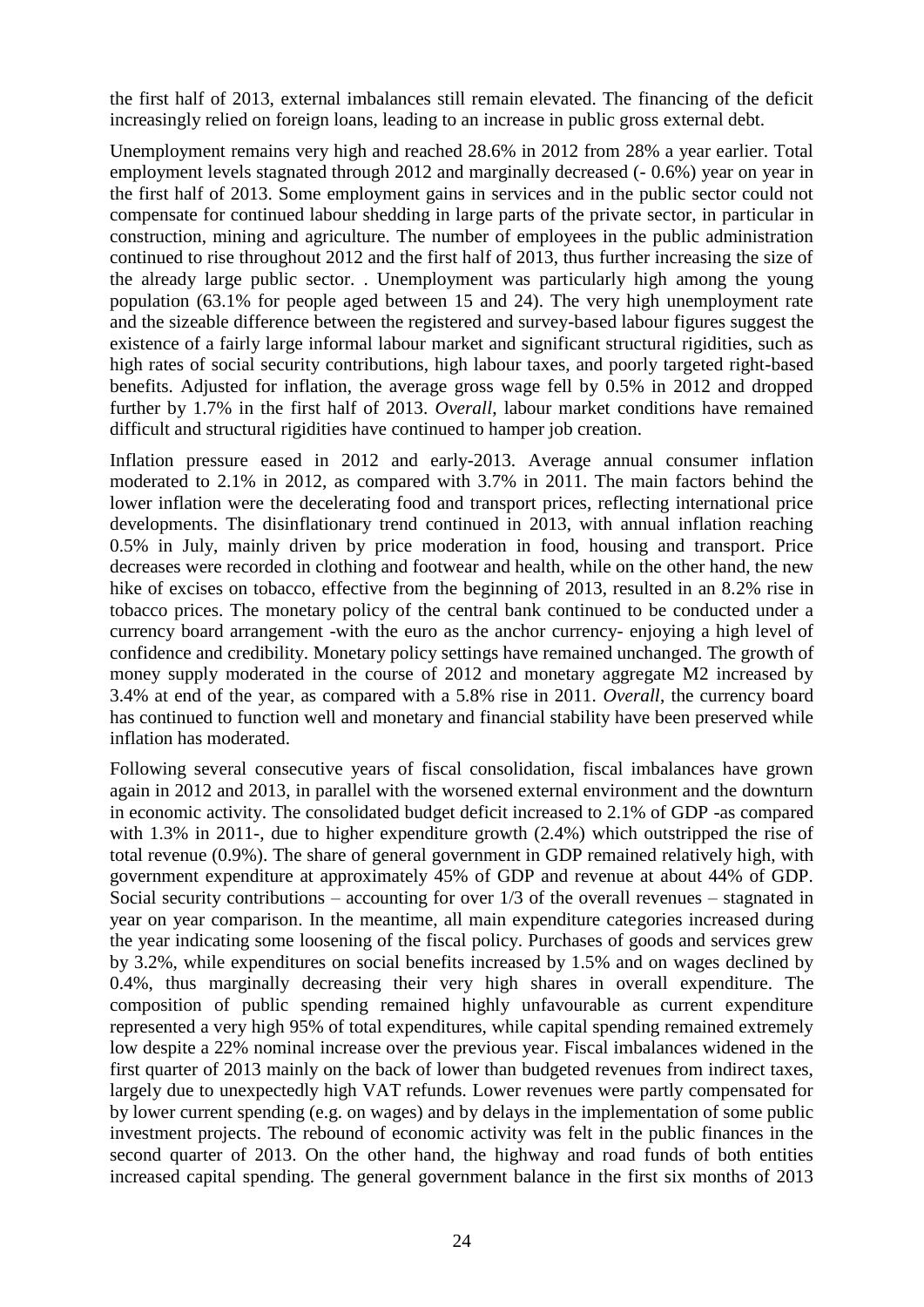the first half of 2013, external imbalances still remain elevated. The financing of the deficit increasingly relied on foreign loans, leading to an increase in public gross external debt.

Unemployment remains very high and reached 28.6% in 2012 from 28% a year earlier. Total employment levels stagnated through 2012 and marginally decreased (- 0.6%) year on year in the first half of 2013. Some employment gains in services and in the public sector could not compensate for continued labour shedding in large parts of the private sector, in particular in construction, mining and agriculture. The number of employees in the public administration continued to rise throughout 2012 and the first half of 2013, thus further increasing the size of the already large public sector. . Unemployment was particularly high among the young population (63.1% for people aged between 15 and 24). The very high unemployment rate and the sizeable difference between the registered and survey-based labour figures suggest the existence of a fairly large informal labour market and significant structural rigidities, such as high rates of social security contributions, high labour taxes, and poorly targeted right-based benefits. Adjusted for inflation, the average gross wage fell by 0.5% in 2012 and dropped further by 1.7% in the first half of 2013. *Overall*, labour market conditions have remained difficult and structural rigidities have continued to hamper job creation.

Inflation pressure eased in 2012 and early-2013. Average annual consumer inflation moderated to 2.1% in 2012, as compared with 3.7% in 2011. The main factors behind the lower inflation were the decelerating food and transport prices, reflecting international price developments. The disinflationary trend continued in 2013, with annual inflation reaching 0.5% in July, mainly driven by price moderation in food, housing and transport. Price decreases were recorded in clothing and footwear and health, while on the other hand, the new hike of excises on tobacco, effective from the beginning of 2013, resulted in an 8.2% rise in tobacco prices. The monetary policy of the central bank continued to be conducted under a currency board arrangement -with the euro as the anchor currency- enjoying a high level of confidence and credibility. Monetary policy settings have remained unchanged. The growth of money supply moderated in the course of 2012 and monetary aggregate M2 increased by 3.4% at end of the year, as compared with a 5.8% rise in 2011. *Overall*, the currency board has continued to function well and monetary and financial stability have been preserved while inflation has moderated.

Following several consecutive years of fiscal consolidation, fiscal imbalances have grown again in 2012 and 2013, in parallel with the worsened external environment and the downturn in economic activity. The consolidated budget deficit increased to 2.1% of GDP -as compared with 1.3% in 2011-, due to higher expenditure growth (2.4%) which outstripped the rise of total revenue (0.9%). The share of general government in GDP remained relatively high, with government expenditure at approximately 45% of GDP and revenue at about 44% of GDP. Social security contributions – accounting for over 1/3 of the overall revenues – stagnated in year on year comparison. In the meantime, all main expenditure categories increased during the year indicating some loosening of the fiscal policy. Purchases of goods and services grew by 3.2%, while expenditures on social benefits increased by 1.5% and on wages declined by 0.4%, thus marginally decreasing their very high shares in overall expenditure. The composition of public spending remained highly unfavourable as current expenditure represented a very high 95% of total expenditures, while capital spending remained extremely low despite a 22% nominal increase over the previous year. Fiscal imbalances widened in the first quarter of 2013 mainly on the back of lower than budgeted revenues from indirect taxes, largely due to unexpectedly high VAT refunds. Lower revenues were partly compensated for by lower current spending (e.g. on wages) and by delays in the implementation of some public investment projects. The rebound of economic activity was felt in the public finances in the second quarter of 2013. On the other hand, the highway and road funds of both entities increased capital spending. The general government balance in the first six months of 2013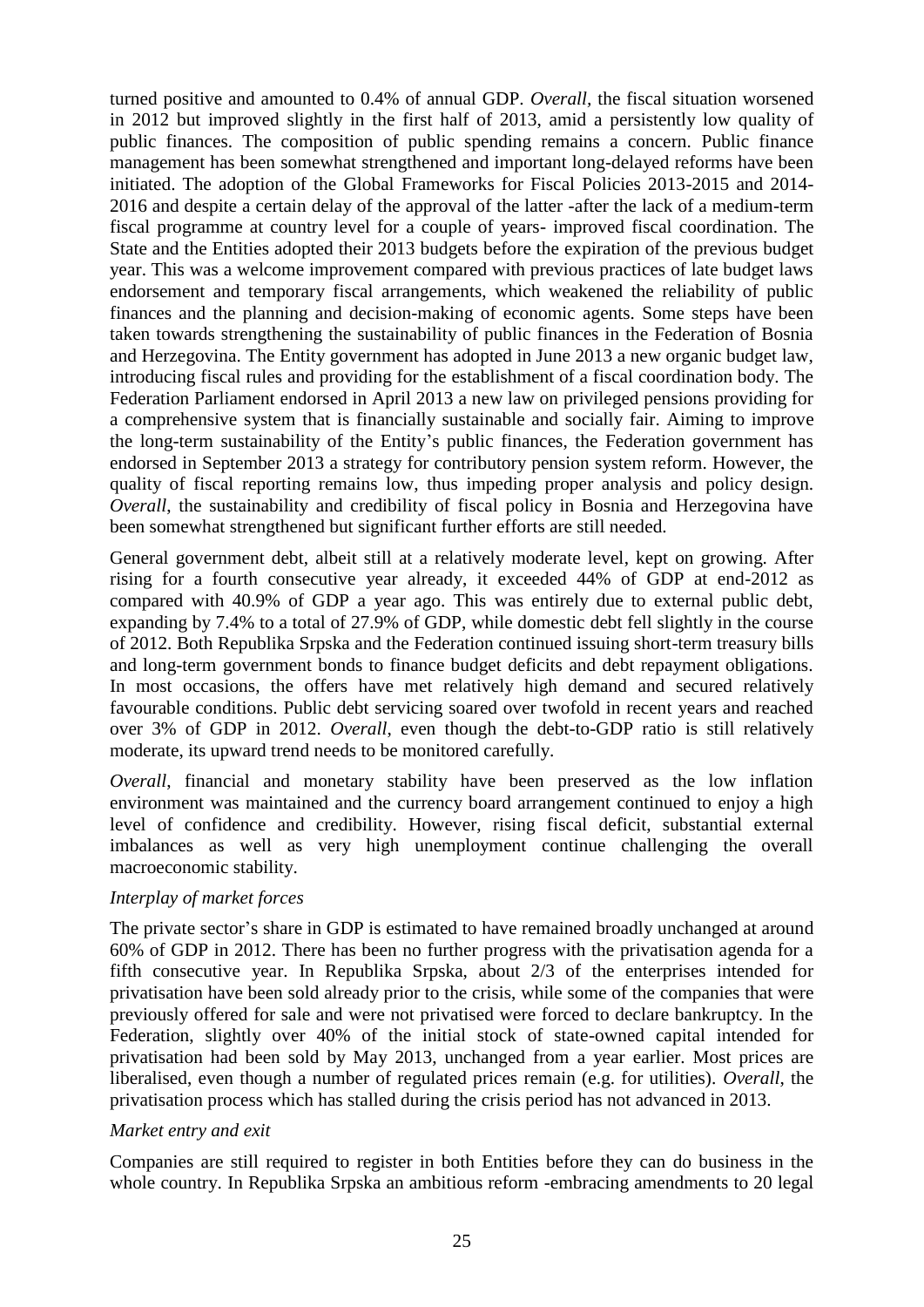turned positive and amounted to 0.4% of annual GDP. *Overall*, the fiscal situation worsened in 2012 but improved slightly in the first half of 2013, amid a persistently low quality of public finances. The composition of public spending remains a concern. Public finance management has been somewhat strengthened and important long-delayed reforms have been initiated. The adoption of the Global Frameworks for Fiscal Policies 2013-2015 and 2014-2016 and despite a certain delay of the approval of the latter -after the lack of a medium-term fiscal programme at country level for a couple of years- improved fiscal coordination. The State and the Entities adopted their 2013 budgets before the expiration of the previous budget year. This was a welcome improvement compared with previous practices of late budget laws endorsement and temporary fiscal arrangements, which weakened the reliability of public finances and the planning and decision-making of economic agents. Some steps have been taken towards strengthening the sustainability of public finances in the Federation of Bosnia and Herzegovina. The Entity government has adopted in June 2013 a new organic budget law, introducing fiscal rules and providing for the establishment of a fiscal coordination body. The Federation Parliament endorsed in April 2013 a new law on privileged pensions providing for a comprehensive system that is financially sustainable and socially fair. Aiming to improve the long-term sustainability of the Entity's public finances, the Federation government has endorsed in September 2013 a strategy for contributory pension system reform. However, the quality of fiscal reporting remains low, thus impeding proper analysis and policy design. *Overall*, the sustainability and credibility of fiscal policy in Bosnia and Herzegovina have been somewhat strengthened but significant further efforts are still needed.

General government debt, albeit still at a relatively moderate level, kept on growing. After rising for a fourth consecutive year already, it exceeded 44% of GDP at end-2012 as compared with 40.9% of GDP a year ago. This was entirely due to external public debt, expanding by 7.4% to a total of 27.9% of GDP, while domestic debt fell slightly in the course of 2012. Both Republika Srpska and the Federation continued issuing short-term treasury bills and long-term government bonds to finance budget deficits and debt repayment obligations. In most occasions, the offers have met relatively high demand and secured relatively favourable conditions. Public debt servicing soared over twofold in recent years and reached over 3% of GDP in 2012. *Overall*, even though the debt-to-GDP ratio is still relatively moderate, its upward trend needs to be monitored carefully.

*Overall*, financial and monetary stability have been preserved as the low inflation environment was maintained and the currency board arrangement continued to enjoy a high level of confidence and credibility. However, rising fiscal deficit, substantial external imbalances as well as very high unemployment continue challenging the overall macroeconomic stability.

*Interplay of market forces*

The private sector's share in GDP is estimated to have remained broadly unchanged at around 60% of GDP in 2012. There has been no further progress with the privatisation agenda for a fifth consecutive year. In Republika Srpska, about 2/3 of the enterprises intended for privatisation have been sold already prior to the crisis, while some of the companies that were previously offered for sale and were not privatised were forced to declare bankruptcy. In the Federation, slightly over 40% of the initial stock of state-owned capital intended for privatisation had been sold by May 2013, unchanged from a year earlier. Most prices are liberalised, even though a number of regulated prices remain (e.g. for utilities). *Overall*, the privatisation process which has stalled during the crisis period has not advanced in 2013.

*Market entry and exit*

Companies are still required to register in both Entities before they can do business in the whole country. In Republika Srpska an ambitious reform -embracing amendments to 20 legal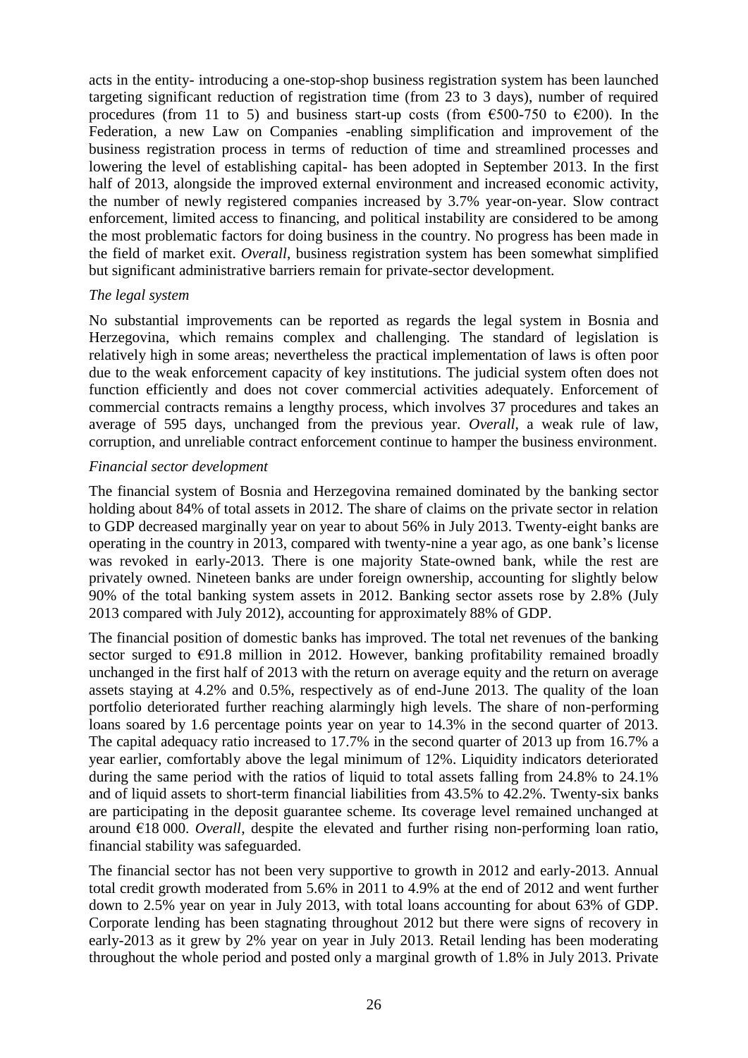acts in the entity- introducing a one-stop-shop business registration system has been launched targeting significant reduction of registration time (from 23 to 3 days), number of required procedures (from 11 to 5) and business start-up costs (from €500-750 to €200). In the Federation, a new Law on Companies -enabling simplification and improvement of the business registration process in terms of reduction of time and streamlined processes and lowering the level of establishing capital- has been adopted in September 2013. In the first half of 2013, alongside the improved external environment and increased economic activity, the number of newly registered companies increased by 3.7% year-on-year. Slow contract enforcement, limited access to financing, and political instability are considered to be among the most problematic factors for doing business in the country. No progress has been made in the field of market exit. *Overall*, business registration system has been somewhat simplified but significant administrative barriers remain for private-sector development.

*The legal system*

No substantial improvements can be reported as regards the legal system in Bosnia and Herzegovina, which remains complex and challenging. The standard of legislation is relatively high in some areas; nevertheless the practical implementation of laws is often poor due to the weak enforcement capacity of key institutions. The judicial system often does not function efficiently and does not cover commercial activities adequately. Enforcement of commercial contracts remains a lengthy process, which involves 37 procedures and takes an average of 595 days, unchanged from the previous year. *Overall*, a weak rule of law, corruption, and unreliable contract enforcement continue to hamper the business environment.

*Financial sector development*

The financial system of Bosnia and Herzegovina remained dominated by the banking sector holding about 84% of total assets in 2012. The share of claims on the private sector in relation to GDP decreased marginally year on year to about 56% in July 2013. Twenty-eight banks are operating in the country in 2013, compared with twenty-nine a year ago, as one bank's license was revoked in early-2013. There is one majority State-owned bank, while the rest are privately owned. Nineteen banks are under foreign ownership, accounting for slightly below 90% of the total banking system assets in 2012. Banking sector assets rose by 2.8% (July 2013 compared with July 2012), accounting for approximately 88% of GDP.

The financial position of domestic banks has improved. The total net revenues of the banking sector surged to €91.8 million in 2012. However, banking profitability remained broadly unchanged in the first half of 2013 with the return on average equity and the return on average assets staying at 4.2% and 0.5%, respectively as of end-June 2013. The quality of the loan portfolio deteriorated further reaching alarmingly high levels. The share of non-performing loans soared by 1.6 percentage points year on year to 14.3% in the second quarter of 2013. The capital adequacy ratio increased to 17.7% in the second quarter of 2013 up from 16.7% a year earlier, comfortably above the legal minimum of 12%. Liquidity indicators deteriorated during the same period with the ratios of liquid to total assets falling from 24.8% to 24.1% and of liquid assets to short-term financial liabilities from 43.5% to 42.2%. Twenty-six banks are participating in the deposit guarantee scheme. Its coverage level remained unchanged at around €18 000. *Overall*, despite the elevated and further rising non-performing loan ratio, financial stability was safeguarded.

The financial sector has not been very supportive to growth in 2012 and early-2013. Annual total credit growth moderated from 5.6% in 2011 to 4.9% at the end of 2012 and went further down to 2.5% year on year in July 2013, with total loans accounting for about 63% of GDP. Corporate lending has been stagnating throughout 2012 but there were signs of recovery in early-2013 as it grew by 2% year on year in July 2013. Retail lending has been moderating throughout the whole period and posted only a marginal growth of 1.8% in July 2013. Private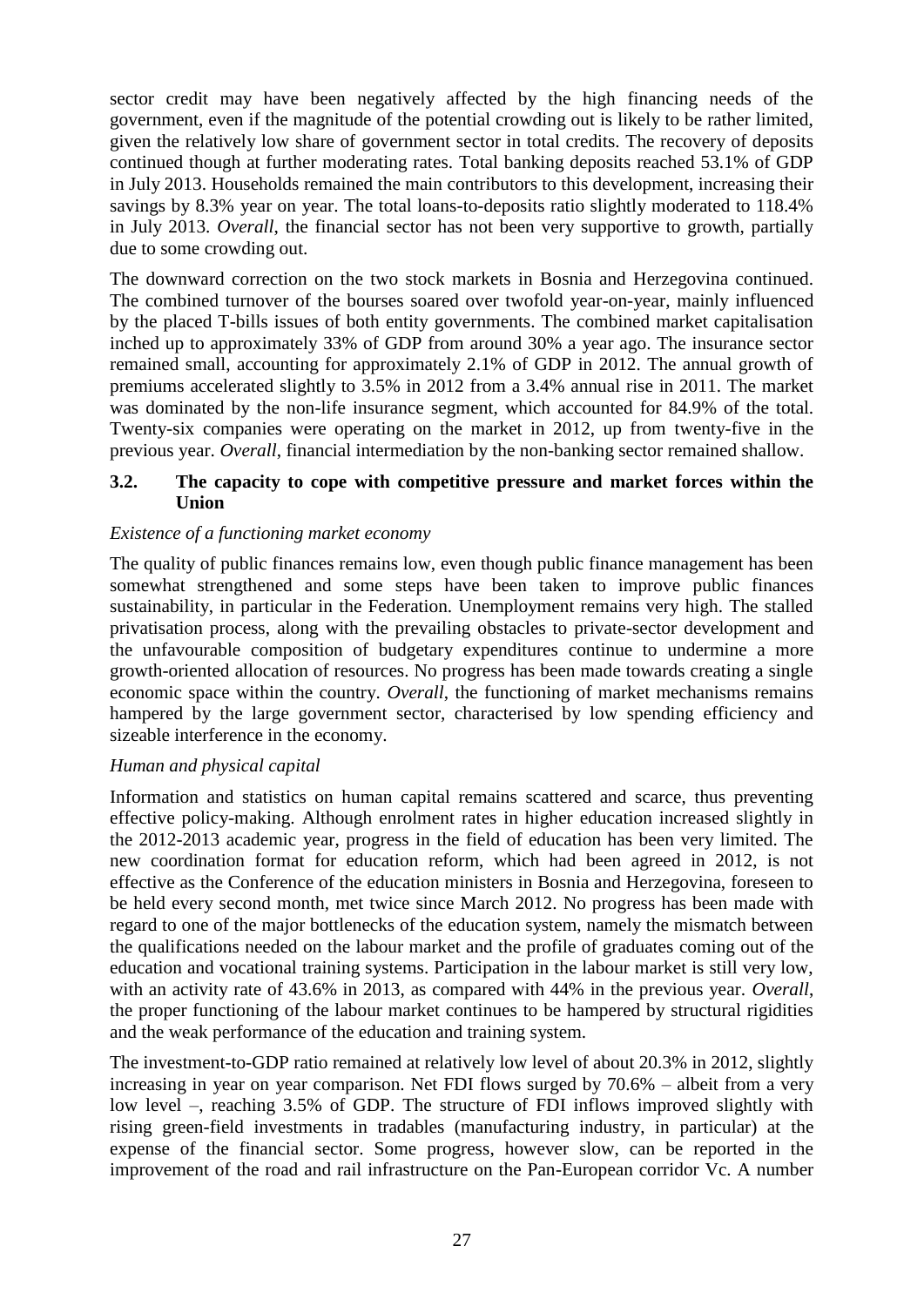sector credit may have been negatively affected by the high financing needs of the government, even if the magnitude of the potential crowding out is likely to be rather limited, given the relatively low share of government sector in total credits. The recovery of deposits continued though at further moderating rates. Total banking deposits reached 53.1% of GDP in July 2013. Households remained the main contributors to this development, increasing their savings by 8.3% year on year. The total loans-to-deposits ratio slightly moderated to 118.4% in July 2013. *Overall*, the financial sector has not been very supportive to growth, partially due to some crowding out.

The downward correction on the two stock markets in Bosnia and Herzegovina continued. The combined turnover of the bourses soared over twofold year-on-year, mainly influenced by the placed T-bills issues of both entity governments. The combined market capitalisation inched up to approximately 33% of GDP from around 30% a year ago. The insurance sector remained small, accounting for approximately 2.1% of GDP in 2012. The annual growth of premiums accelerated slightly to 3.5% in 2012 from a 3.4% annual rise in 2011. The market was dominated by the non-life insurance segment, which accounted for 84.9% of the total. Twenty-six companies were operating on the market in 2012, up from twenty-five in the previous year. *Overall*, financial intermediation by the non-banking sector remained shallow.

### 3.2. The capacity to cope with competitive pressure and market forces within the Union

*Existence of a functioning market economy*

The quality of public finances remains low, even though public finance management has been somewhat strengthened and some steps have been taken to improve public finances sustainability, in particular in the Federation. Unemployment remains very high. The stalled privatisation process, along with the prevailing obstacles to private-sector development and the unfavourable composition of budgetary expenditures continue to undermine a more growth-oriented allocation of resources. No progress has been made towards creating a single economic space within the country. *Overall*, the functioning of market mechanisms remains hampered by the large government sector, characterised by low spending efficiency and sizeable interference in the economy.

*Human and physical capital*

Information and statistics on human capital remains scattered and scarce, thus preventing effective policy-making. Although enrolment rates in higher education increased slightly in the 2012-2013 academic year, progress in the field of education has been very limited. The new coordination format for education reform, which had been agreed in 2012, is not effective as the Conference of the education ministers in Bosnia and Herzegovina, foreseen to be held every second month, met twice since March 2012. No progress has been made with regard to one of the major bottlenecks of the education system, namely the mismatch between the qualifications needed on the labour market and the profile of graduates coming out of the education and vocational training systems. Participation in the labour market is still very low, with an activity rate of 43.6% in 2013, as compared with 44% in the previous year. *Overall*, the proper functioning of the labour market continues to be hampered by structural rigidities and the weak performance of the education and training system.

The investment-to-GDP ratio remained at relatively low level of about 20.3% in 2012, slightly increasing in year on year comparison. Net FDI flows surged by 70.6% – albeit from a very low level –, reaching 3.5% of GDP. The structure of FDI inflows improved slightly with rising green-field investments in tradables (manufacturing industry, in particular) at the expense of the financial sector. Some progress, however slow, can be reported in the improvement of the road and rail infrastructure on the Pan-European corridor Vc. A number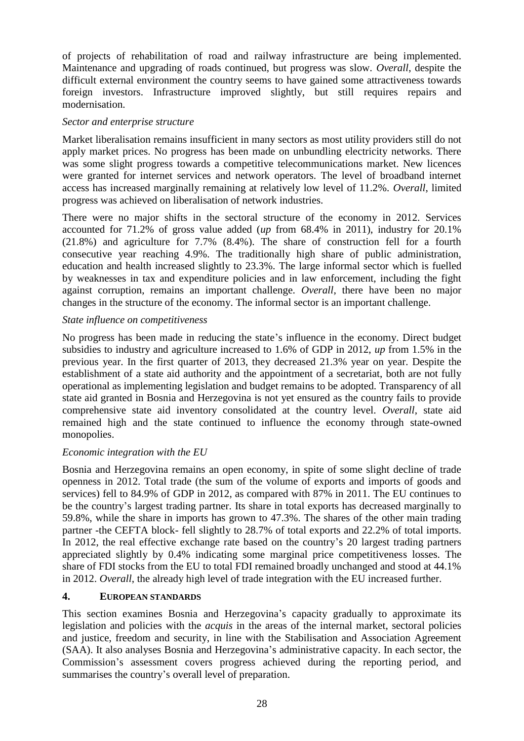of projects of rehabilitation of road and railway infrastructure are being implemented. Maintenance and upgrading of roads continued, but progress was slow. *Overall*, despite the difficult external environment the country seems to have gained some attractiveness towards foreign investors. Infrastructure improved slightly, but still requires repairs and modernisation.

*Sector and enterprise structure*

Market liberalisation remains insufficient in many sectors as most utility providers still do not apply market prices. No progress has been made on unbundling electricity networks. There was some slight progress towards a competitive telecommunications market. New licences were granted for internet services and network operators. The level of broadband internet access has increased marginally remaining at relatively low level of 11.2%. *Overall*, limited progress was achieved on liberalisation of network industries.

There were no major shifts in the sectoral structure of the economy in 2012. Services accounted for 71.2% of gross value added (*up* from 68.4% in 2011), industry for 20.1% (21.8%) and agriculture for 7.7% (8.4%). The share of construction fell for a fourth consecutive year reaching 4.9%. The traditionally high share of public administration, education and health increased slightly to 23.3%. The large informal sector which is fuelled by weaknesses in tax and expenditure policies and in law enforcement, including the fight against corruption, remains an important challenge. *Overall*, there have been no major changes in the structure of the economy. The informal sector is an important challenge.

*State influence on competitiveness*

No progress has been made in reducing the state's influence in the economy. Direct budget subsidies to industry and agriculture increased to 1.6% of GDP in 2012, *up* from 1.5% in the previous year. In the first quarter of 2013, they decreased 21.3% year on year. Despite the establishment of a state aid authority and the appointment of a secretariat, both are not fully operational as implementing legislation and budget remains to be adopted. Transparency of all state aid granted in Bosnia and Herzegovina is not yet ensured as the country fails to provide comprehensive state aid inventory consolidated at the country level. *Overall*, state aid remained high and the state continued to influence the economy through state-owned monopolies.

*Economic integration with the EU*

Bosnia and Herzegovina remains an open economy, in spite of some slight decline of trade openness in 2012. Total trade (the sum of the volume of exports and imports of goods and services) fell to 84.9% of GDP in 2012, as compared with 87% in 2011. The EU continues to be the country's largest trading partner. Its share in total exports has decreased marginally to 59.8%, while the share in imports has grown to 47.3%. The shares of the other main trading partner -the CEFTA block- fell slightly to 28.7% of total exports and 22.2% of total imports. In 2012, the real effective exchange rate based on the country's 20 largest trading partners appreciated slightly by 0.4% indicating some marginal price competitiveness losses. The share of FDI stocks from the EU to total FDI remained broadly unchanged and stood at 44.1% in 2012. *Overall*, the already high level of trade integration with the EU increased further.

## 4. EUROPEAN STANDARDS

This section examines Bosnia and Herzegovina's capacity gradually to approximate its legislation and policies with the *acquis* in the areas of the internal market, sectoral policies and justice, freedom and security, in line with the Stabilisation and Association Agreement (SAA). It also analyses Bosnia and Herzegovina's administrative capacity. In each sector, the Commission's assessment covers progress achieved during the reporting period, and summarises the country's overall level of preparation.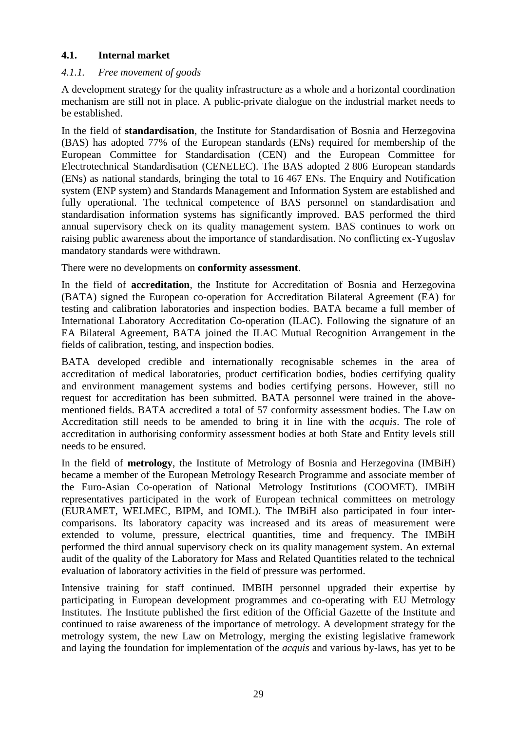### 4.1. Internal market

#### *4.1.1. Free movement of goods*

A development strategy for the quality infrastructure as a whole and a horizontal coordination mechanism are still not in place. A public-private dialogue on the industrial market needs to be established.

In the field of **standardisation**, the Institute for Standardisation of Bosnia and Herzegovina (BAS) has adopted 77% of the European standards (ENs) required for membership of the European Committee for Standardisation (CEN) and the European Committee for Electrotechnical Standardisation (CENELEC). The BAS adopted 2 806 European standards (ENs) as national standards, bringing the total to 16 467 ENs. The Enquiry and Notification system (ENP system) and Standards Management and Information System are established and fully operational. The technical competence of BAS personnel on standardisation and standardisation information systems has significantly improved. BAS performed the third annual supervisory check on its quality management system. BAS continues to work on raising public awareness about the importance of standardisation. No conflicting ex-Yugoslav mandatory standards were withdrawn.

There were no developments on **conformity assessment**.

In the field of **accreditation**, the Institute for Accreditation of Bosnia and Herzegovina (BATA) signed the European co-operation for Accreditation Bilateral Agreement (EA) for testing and calibration laboratories and inspection bodies. BATA became a full member of International Laboratory Accreditation Co-operation (ILAC). Following the signature of an EA Bilateral Agreement, BATA joined the ILAC Mutual Recognition Arrangement in the fields of calibration, testing, and inspection bodies.

BATA developed credible and internationally recognisable schemes in the area of accreditation of medical laboratories, product certification bodies, bodies certifying quality and environment management systems and bodies certifying persons. However, still no request for accreditation has been submitted. BATA personnel were trained in the above-mentioned fields. BATA accredited a total of 57 conformity assessment bodies. The Law on Accreditation still needs to be amended to bring it in line with the *acquis*. The role of accreditation in authorising conformity assessment bodies at both State and Entity levels still needs to be ensured.

In the field of **metrology**, the Institute of Metrology of Bosnia and Herzegovina (IMBiH) became a member of the European Metrology Research Programme and associate member of the Euro-Asian Co-operation of National Metrology Institutions (COOMET). IMBiH representatives participated in the work of European technical committees on metrology (EURAMET, WELMEC, BIPM, and IOML). The IMBiH also participated in four inter-comparisons. Its laboratory capacity was increased and its areas of measurement were extended to volume, pressure, electrical quantities, time and frequency. The IMBiH performed the third annual supervisory check on its quality management system. An external audit of the quality of the Laboratory for Mass and Related Quantities related to the technical evaluation of laboratory activities in the field of pressure was performed.

Intensive training for staff continued. IMBIH personnel upgraded their expertise by participating in European development programmes and co-operating with EU Metrology Institutes. The Institute published the first edition of the Official Gazette of the Institute and continued to raise awareness of the importance of metrology. A development strategy for the metrology system, the new Law on Metrology, merging the existing legislative framework and laying the foundation for implementation of the *acquis* and various by-laws, has yet to be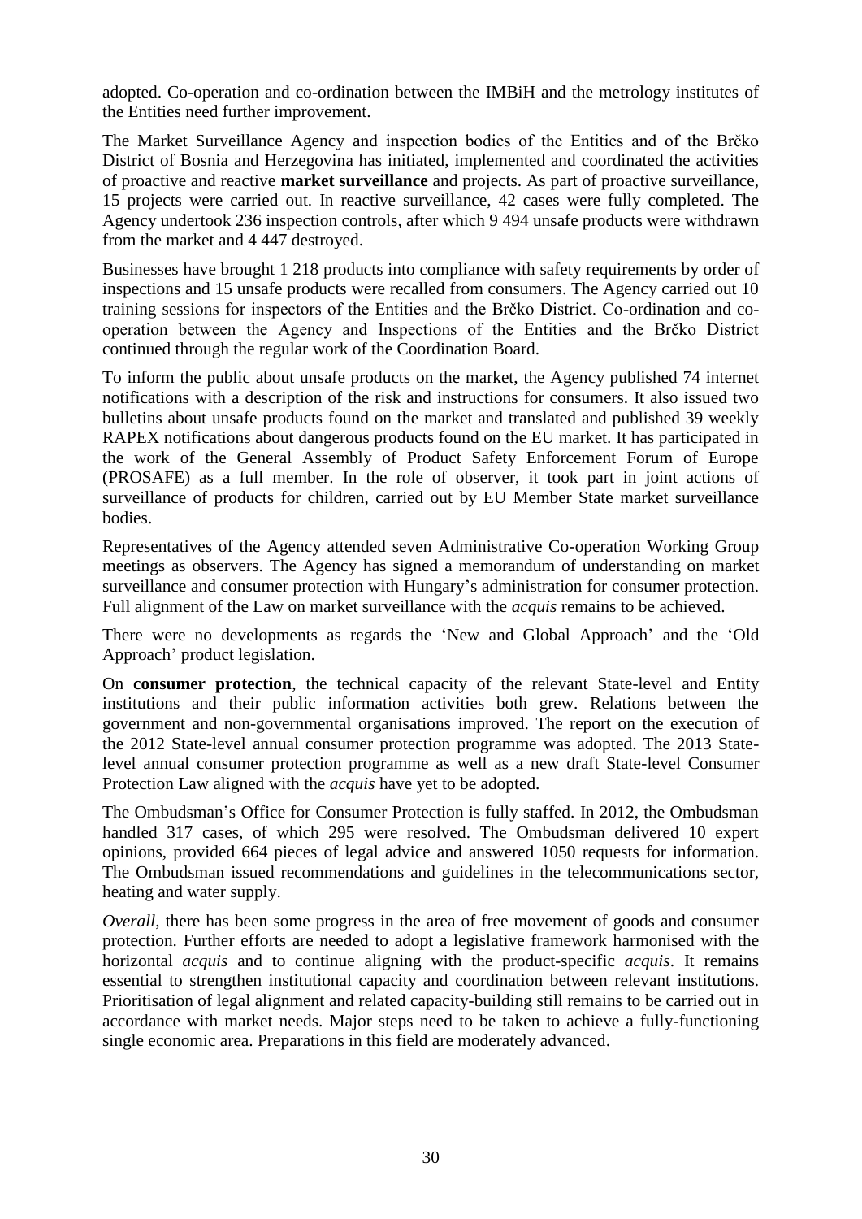adopted. Co-operation and co-ordination between the IMBiH and the metrology institutes of the Entities need further improvement.

The Market Surveillance Agency and inspection bodies of the Entities and of the Brčko District of Bosnia and Herzegovina has initiated, implemented and coordinated the activities of proactive and reactive **market surveillance** and projects. As part of proactive surveillance, 15 projects were carried out. In reactive surveillance, 42 cases were fully completed. The Agency undertook 236 inspection controls, after which 9 494 unsafe products were withdrawn from the market and 4 447 destroyed.

Businesses have brought 1 218 products into compliance with safety requirements by order of inspections and 15 unsafe products were recalled from consumers. The Agency carried out 10 training sessions for inspectors of the Entities and the Brčko District. Co-ordination and co-operation between the Agency and Inspections of the Entities and the Brčko District continued through the regular work of the Coordination Board.

To inform the public about unsafe products on the market, the Agency published 74 internet notifications with a description of the risk and instructions for consumers. It also issued two bulletins about unsafe products found on the market and translated and published 39 weekly RAPEX notifications about dangerous products found on the EU market. It has participated in the work of the General Assembly of Product Safety Enforcement Forum of Europe (PROSAFE) as a full member. In the role of observer, it took part in joint actions of surveillance of products for children, carried out by EU Member State market surveillance bodies.

Representatives of the Agency attended seven Administrative Co-operation Working Group meetings as observers. The Agency has signed a memorandum of understanding on market surveillance and consumer protection with Hungary's administration for consumer protection. Full alignment of the Law on market surveillance with the *acquis* remains to be achieved.

There were no developments as regards the 'New and Global Approach' and the 'Old Approach' product legislation.

On **consumer protection**, the technical capacity of the relevant State-level and Entity institutions and their public information activities both grew. Relations between the government and non-governmental organisations improved. The report on the execution of the 2012 State-level annual consumer protection programme was adopted. The 2013 State-level annual consumer protection programme as well as a new draft State-level Consumer Protection Law aligned with the *acquis* have yet to be adopted.

The Ombudsman's Office for Consumer Protection is fully staffed. In 2012, the Ombudsman handled 317 cases, of which 295 were resolved. The Ombudsman delivered 10 expert opinions, provided 664 pieces of legal advice and answered 1050 requests for information. The Ombudsman issued recommendations and guidelines in the telecommunications sector, heating and water supply.

*Overall*, there has been some progress in the area of free movement of goods and consumer protection. Further efforts are needed to adopt a legislative framework harmonised with the horizontal *acquis* and to continue aligning with the product-specific *acquis*. It remains essential to strengthen institutional capacity and coordination between relevant institutions. Prioritisation of legal alignment and related capacity-building still remains to be carried out in accordance with market needs. Major steps need to be taken to achieve a fully-functioning single economic area. Preparations in this field are moderately advanced.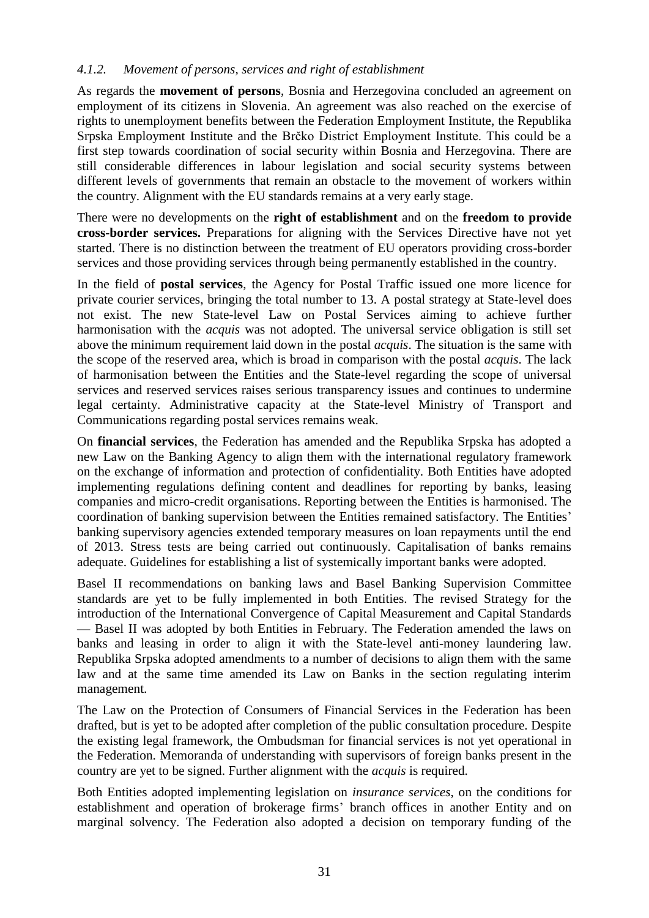#### *4.1.2. Movement of persons, services and right of establishment*

As regards the **movement of persons**, Bosnia and Herzegovina concluded an agreement on employment of its citizens in Slovenia. An agreement was also reached on the exercise of rights to unemployment benefits between the Federation Employment Institute, the Republika Srpska Employment Institute and the Brčko District Employment Institute. This could be a first step towards coordination of social security within Bosnia and Herzegovina. There are still considerable differences in labour legislation and social security systems between different levels of governments that remain an obstacle to the movement of workers within the country. Alignment with the EU standards remains at a very early stage.

There were no developments on the **right of establishment** and on the **freedom to provide cross-border services.** Preparations for aligning with the Services Directive have not yet started. There is no distinction between the treatment of EU operators providing cross-border services and those providing services through being permanently established in the country.

In the field of **postal services**, the Agency for Postal Traffic issued one more licence for private courier services, bringing the total number to 13. A postal strategy at State-level does not exist. The new State-level Law on Postal Services aiming to achieve further harmonisation with the *acquis* was not adopted. The universal service obligation is still set above the minimum requirement laid down in the postal *acquis*. The situation is the same with the scope of the reserved area, which is broad in comparison with the postal *acquis*. The lack of harmonisation between the Entities and the State-level regarding the scope of universal services and reserved services raises serious transparency issues and continues to undermine legal certainty. Administrative capacity at the State-level Ministry of Transport and Communications regarding postal services remains weak.

On **financial services**, the Federation has amended and the Republika Srpska has adopted a new Law on the Banking Agency to align them with the international regulatory framework on the exchange of information and protection of confidentiality. Both Entities have adopted implementing regulations defining content and deadlines for reporting by banks, leasing companies and micro-credit organisations. Reporting between the Entities is harmonised. The coordination of banking supervision between the Entities remained satisfactory. The Entities' banking supervisory agencies extended temporary measures on loan repayments until the end of 2013. Stress tests are being carried out continuously. Capitalisation of banks remains adequate. Guidelines for establishing a list of systemically important banks were adopted.

Basel II recommendations on banking laws and Basel Banking Supervision Committee standards are yet to be fully implemented in both Entities. The revised Strategy for the introduction of the International Convergence of Capital Measurement and Capital Standards — Basel II was adopted by both Entities in February. The Federation amended the laws on banks and leasing in order to align it with the State-level anti-money laundering law. Republika Srpska adopted amendments to a number of decisions to align them with the same law and at the same time amended its Law on Banks in the section regulating interim management.

The Law on the Protection of Consumers of Financial Services in the Federation has been drafted, but is yet to be adopted after completion of the public consultation procedure. Despite the existing legal framework, the Ombudsman for financial services is not yet operational in the Federation. Memoranda of understanding with supervisors of foreign banks present in the country are yet to be signed. Further alignment with the *acquis* is required.

Both Entities adopted implementing legislation on *insurance services*, on the conditions for establishment and operation of brokerage firms' branch offices in another Entity and on marginal solvency. The Federation also adopted a decision on temporary funding of the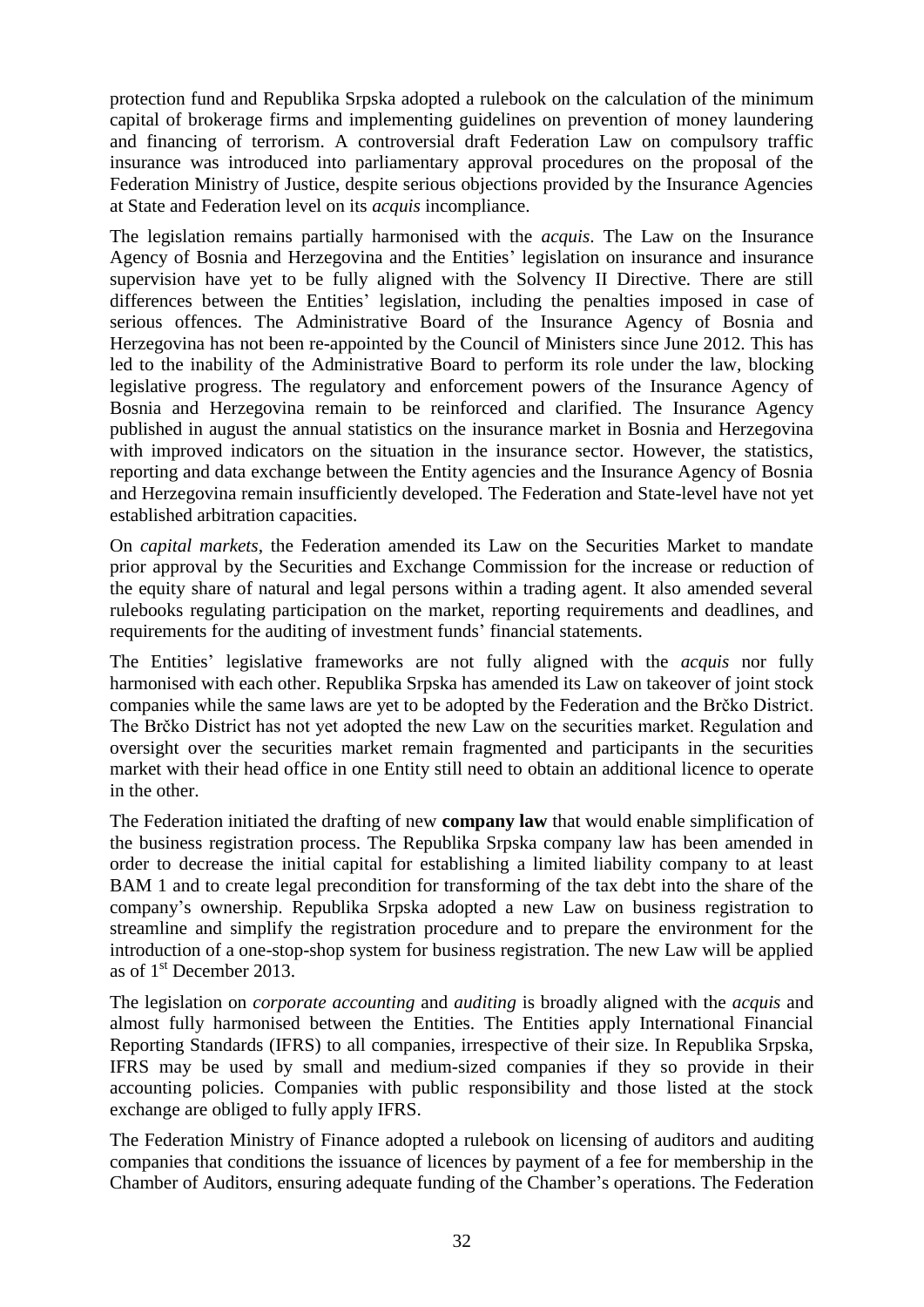protection fund and Republika Srpska adopted a rulebook on the calculation of the minimum capital of brokerage firms and implementing guidelines on prevention of money laundering and financing of terrorism. A controversial draft Federation Law on compulsory traffic insurance was introduced into parliamentary approval procedures on the proposal of the Federation Ministry of Justice, despite serious objections provided by the Insurance Agencies at State and Federation level on its *acquis* incompliance.

The legislation remains partially harmonised with the *acquis*. The Law on the Insurance Agency of Bosnia and Herzegovina and the Entities' legislation on insurance and insurance supervision have yet to be fully aligned with the Solvency II Directive. There are still differences between the Entities' legislation, including the penalties imposed in case of serious offences. The Administrative Board of the Insurance Agency of Bosnia and Herzegovina has not been re-appointed by the Council of Ministers since June 2012. This has led to the inability of the Administrative Board to perform its role under the law, blocking legislative progress. The regulatory and enforcement powers of the Insurance Agency of Bosnia and Herzegovina remain to be reinforced and clarified. The Insurance Agency published in august the annual statistics on the insurance market in Bosnia and Herzegovina with improved indicators on the situation in the insurance sector. However, the statistics, reporting and data exchange between the Entity agencies and the Insurance Agency of Bosnia and Herzegovina remain insufficiently developed. The Federation and State-level have not yet established arbitration capacities.

On *capital markets*, the Federation amended its Law on the Securities Market to mandate prior approval by the Securities and Exchange Commission for the increase or reduction of the equity share of natural and legal persons within a trading agent. It also amended several rulebooks regulating participation on the market, reporting requirements and deadlines, and requirements for the auditing of investment funds' financial statements.

The Entities' legislative frameworks are not fully aligned with the *acquis* nor fully harmonised with each other. Republika Srpska has amended its Law on takeover of joint stock companies while the same laws are yet to be adopted by the Federation and the Brčko District. The Brčko District has not yet adopted the new Law on the securities market. Regulation and oversight over the securities market remain fragmented and participants in the securities market with their head office in one Entity still need to obtain an additional licence to operate in the other.

The Federation initiated the drafting of new **company law** that would enable simplification of the business registration process. The Republika Srpska company law has been amended in order to decrease the initial capital for establishing a limited liability company to at least BAM 1 and to create legal precondition for transforming of the tax debt into the share of the company's ownership. Republika Srpska adopted a new Law on business registration to streamline and simplify the registration procedure and to prepare the environment for the introduction of a one-stop-shop system for business registration. The new Law will be applied as of 1st December 2013.

The legislation on *corporate accounting* and *auditing* is broadly aligned with the *acquis* and almost fully harmonised between the Entities. The Entities apply International Financial Reporting Standards (IFRS) to all companies, irrespective of their size. In Republika Srpska, IFRS may be used by small and medium-sized companies if they so provide in their accounting policies. Companies with public responsibility and those listed at the stock exchange are obliged to fully apply IFRS.

The Federation Ministry of Finance adopted a rulebook on licensing of auditors and auditing companies that conditions the issuance of licences by payment of a fee for membership in the Chamber of Auditors, ensuring adequate funding of the Chamber's operations. The Federation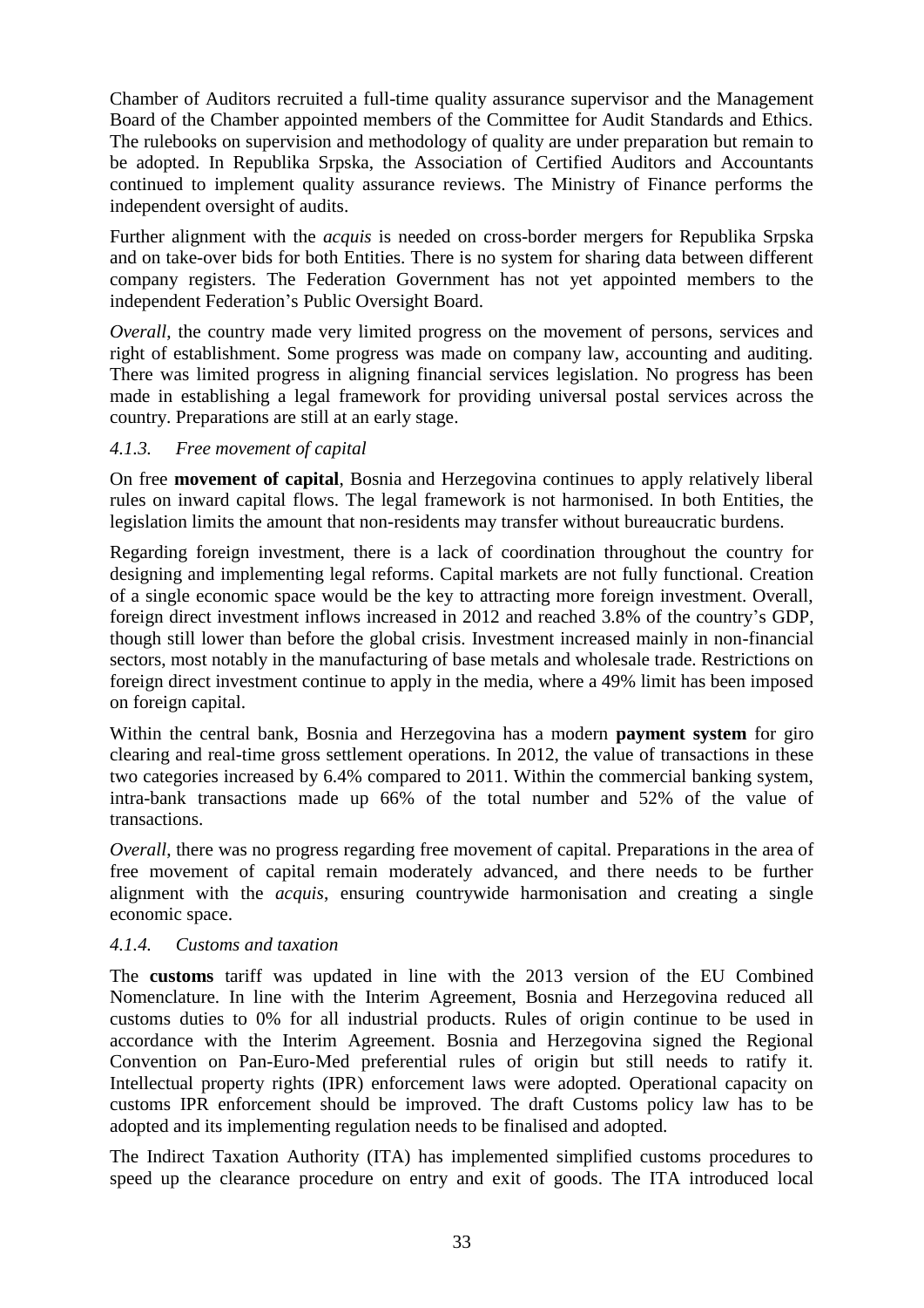Chamber of Auditors recruited a full-time quality assurance supervisor and the Management Board of the Chamber appointed members of the Committee for Audit Standards and Ethics. The rulebooks on supervision and methodology of quality are under preparation but remain to be adopted. In Republika Srpska, the Association of Certified Auditors and Accountants continued to implement quality assurance reviews. The Ministry of Finance performs the independent oversight of audits.

Further alignment with the *acquis* is needed on cross-border mergers for Republika Srpska and on take-over bids for both Entities. There is no system for sharing data between different company registers. The Federation Government has not yet appointed members to the independent Federation's Public Oversight Board.

*Overall*, the country made very limited progress on the movement of persons, services and right of establishment. Some progress was made on company law, accounting and auditing. There was limited progress in aligning financial services legislation. No progress has been made in establishing a legal framework for providing universal postal services across the country. Preparations are still at an early stage.

#### *4.1.3. Free movement of capital*

On free **movement of capital**, Bosnia and Herzegovina continues to apply relatively liberal rules on inward capital flows. The legal framework is not harmonised. In both Entities, the legislation limits the amount that non-residents may transfer without bureaucratic burdens.

Regarding foreign investment, there is a lack of coordination throughout the country for designing and implementing legal reforms. Capital markets are not fully functional. Creation of a single economic space would be the key to attracting more foreign investment. Overall, foreign direct investment inflows increased in 2012 and reached 3.8% of the country's GDP, though still lower than before the global crisis. Investment increased mainly in non-financial sectors, most notably in the manufacturing of base metals and wholesale trade. Restrictions on foreign direct investment continue to apply in the media, where a 49% limit has been imposed on foreign capital.

Within the central bank, Bosnia and Herzegovina has a modern **payment system** for giro clearing and real-time gross settlement operations. In 2012, the value of transactions in these two categories increased by 6.4% compared to 2011. Within the commercial banking system, intra-bank transactions made up 66% of the total number and 52% of the value of transactions.

*Overall*, there was no progress regarding free movement of capital. Preparations in the area of free movement of capital remain moderately advanced, and there needs to be further alignment with the *acquis*, ensuring countrywide harmonisation and creating a single economic space.

#### *4.1.4. Customs and taxation*

The **customs** tariff was updated in line with the 2013 version of the EU Combined Nomenclature. In line with the Interim Agreement, Bosnia and Herzegovina reduced all customs duties to 0% for all industrial products. Rules of origin continue to be used in accordance with the Interim Agreement. Bosnia and Herzegovina signed the Regional Convention on Pan-Euro-Med preferential rules of origin but still needs to ratify it. Intellectual property rights (IPR) enforcement laws were adopted. Operational capacity on customs IPR enforcement should be improved. The draft Customs policy law has to be adopted and its implementing regulation needs to be finalised and adopted.

The Indirect Taxation Authority (ITA) has implemented simplified customs procedures to speed up the clearance procedure on entry and exit of goods. The ITA introduced local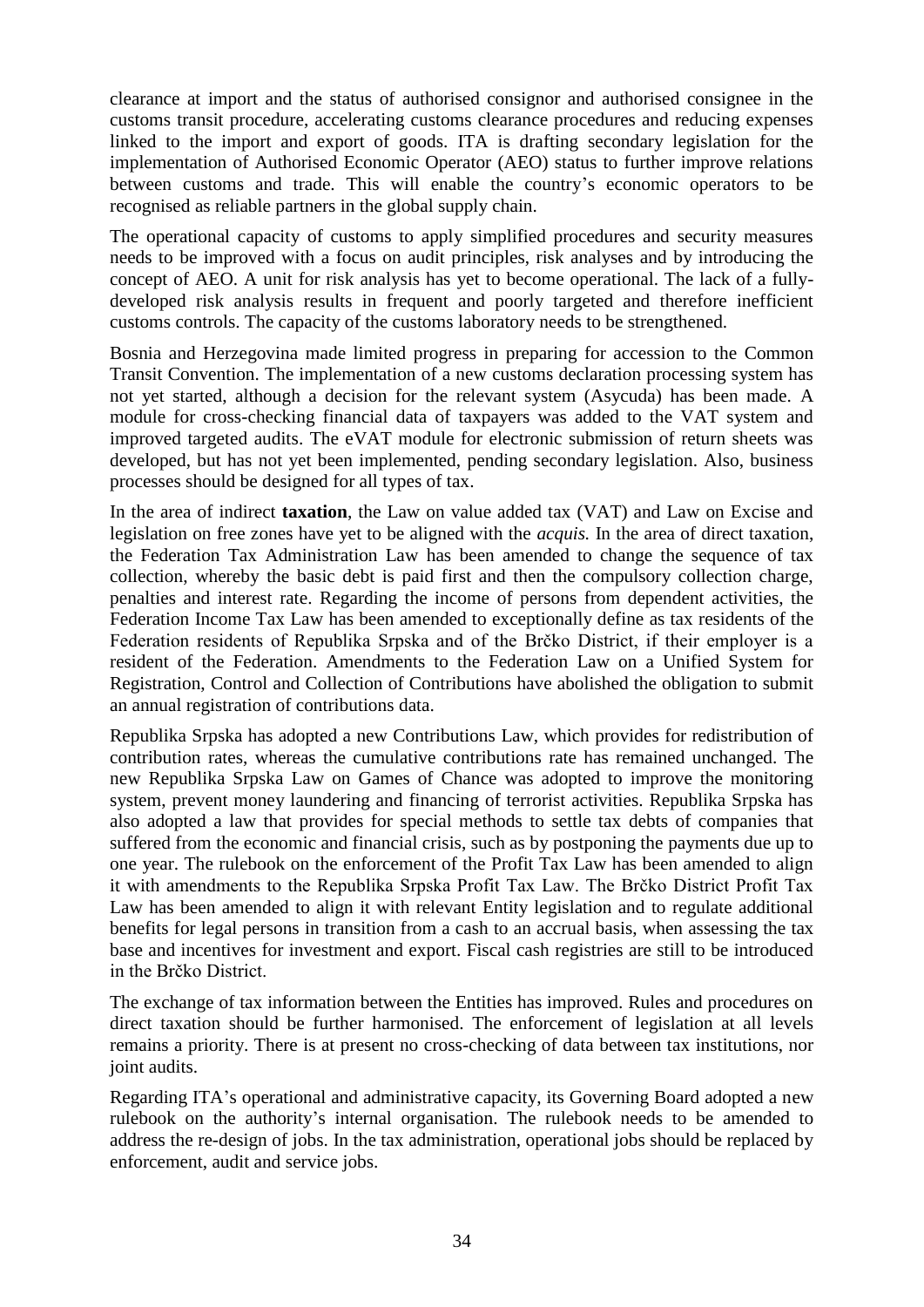clearance at import and the status of authorised consignor and authorised consignee in the customs transit procedure, accelerating customs clearance procedures and reducing expenses linked to the import and export of goods. ITA is drafting secondary legislation for the implementation of Authorised Economic Operator (AEO) status to further improve relations between customs and trade. This will enable the country's economic operators to be recognised as reliable partners in the global supply chain.

The operational capacity of customs to apply simplified procedures and security measures needs to be improved with a focus on audit principles, risk analyses and by introducing the concept of AEO. A unit for risk analysis has yet to become operational. The lack of a fully-developed risk analysis results in frequent and poorly targeted and therefore inefficient customs controls. The capacity of the customs laboratory needs to be strengthened.

Bosnia and Herzegovina made limited progress in preparing for accession to the Common Transit Convention. The implementation of a new customs declaration processing system has not yet started, although a decision for the relevant system (Asycuda) has been made. A module for cross-checking financial data of taxpayers was added to the VAT system and improved targeted audits. The eVAT module for electronic submission of return sheets was developed, but has not yet been implemented, pending secondary legislation. Also, business processes should be designed for all types of tax.

In the area of indirect **taxation**, the Law on value added tax (VAT) and Law on Excise and legislation on free zones have yet to be aligned with the *acquis.* In the area of direct taxation, the Federation Tax Administration Law has been amended to change the sequence of tax collection, whereby the basic debt is paid first and then the compulsory collection charge, penalties and interest rate. Regarding the income of persons from dependent activities, the Federation Income Tax Law has been amended to exceptionally define as tax residents of the Federation residents of Republika Srpska and of the Brčko District, if their employer is a resident of the Federation. Amendments to the Federation Law on a Unified System for Registration, Control and Collection of Contributions have abolished the obligation to submit an annual registration of contributions data.

Republika Srpska has adopted a new Contributions Law, which provides for redistribution of contribution rates, whereas the cumulative contributions rate has remained unchanged. The new Republika Srpska Law on Games of Chance was adopted to improve the monitoring system, prevent money laundering and financing of terrorist activities. Republika Srpska has also adopted a law that provides for special methods to settle tax debts of companies that suffered from the economic and financial crisis, such as by postponing the payments due up to one year. The rulebook on the enforcement of the Profit Tax Law has been amended to align it with amendments to the Republika Srpska Profit Tax Law. The Brčko District Profit Tax Law has been amended to align it with relevant Entity legislation and to regulate additional benefits for legal persons in transition from a cash to an accrual basis, when assessing the tax base and incentives for investment and export. Fiscal cash registries are still to be introduced in the Brčko District.

The exchange of tax information between the Entities has improved. Rules and procedures on direct taxation should be further harmonised. The enforcement of legislation at all levels remains a priority. There is at present no cross-checking of data between tax institutions, nor joint audits.

Regarding ITA's operational and administrative capacity, its Governing Board adopted a new rulebook on the authority's internal organisation. The rulebook needs to be amended to address the re-design of jobs. In the tax administration, operational jobs should be replaced by enforcement, audit and service jobs.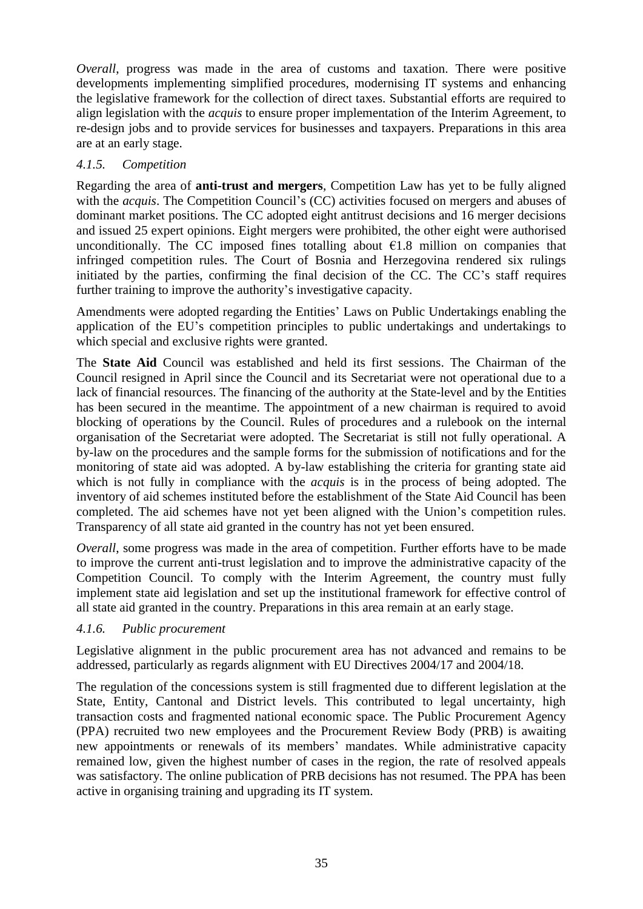*Overall*, progress was made in the area of customs and taxation. There were positive developments implementing simplified procedures, modernising IT systems and enhancing the legislative framework for the collection of direct taxes. Substantial efforts are required to align legislation with the *acquis* to ensure proper implementation of the Interim Agreement, to re-design jobs and to provide services for businesses and taxpayers. Preparations in this area are at an early stage.

#### *4.1.5. Competition*

Regarding the area of **anti-trust and mergers**, Competition Law has yet to be fully aligned with the *acquis*. The Competition Council's (CC) activities focused on mergers and abuses of dominant market positions. The CC adopted eight antitrust decisions and 16 merger decisions and issued 25 expert opinions. Eight mergers were prohibited, the other eight were authorised unconditionally. The CC imposed fines totalling about €1.8 million on companies that infringed competition rules. The Court of Bosnia and Herzegovina rendered six rulings initiated by the parties, confirming the final decision of the CC. The CC's staff requires further training to improve the authority's investigative capacity.

Amendments were adopted regarding the Entities' Laws on Public Undertakings enabling the application of the EU's competition principles to public undertakings and undertakings to which special and exclusive rights were granted.

The **State Aid** Council was established and held its first sessions. The Chairman of the Council resigned in April since the Council and its Secretariat were not operational due to a lack of financial resources. The financing of the authority at the State-level and by the Entities has been secured in the meantime. The appointment of a new chairman is required to avoid blocking of operations by the Council. Rules of procedures and a rulebook on the internal organisation of the Secretariat were adopted. The Secretariat is still not fully operational. A by-law on the procedures and the sample forms for the submission of notifications and for the monitoring of state aid was adopted. A by-law establishing the criteria for granting state aid which is not fully in compliance with the *acquis* is in the process of being adopted. The inventory of aid schemes instituted before the establishment of the State Aid Council has been completed. The aid schemes have not yet been aligned with the Union's competition rules. Transparency of all state aid granted in the country has not yet been ensured.

*Overall*, some progress was made in the area of competition. Further efforts have to be made to improve the current anti-trust legislation and to improve the administrative capacity of the Competition Council. To comply with the Interim Agreement, the country must fully implement state aid legislation and set up the institutional framework for effective control of all state aid granted in the country. Preparations in this area remain at an early stage.

#### *4.1.6. Public procurement*

Legislative alignment in the public procurement area has not advanced and remains to be addressed, particularly as regards alignment with EU Directives 2004/17 and 2004/18.

The regulation of the concessions system is still fragmented due to different legislation at the State, Entity, Cantonal and District levels. This contributed to legal uncertainty, high transaction costs and fragmented national economic space. The Public Procurement Agency (PPA) recruited two new employees and the Procurement Review Body (PRB) is awaiting new appointments or renewals of its members' mandates. While administrative capacity remained low, given the highest number of cases in the region, the rate of resolved appeals was satisfactory. The online publication of PRB decisions has not resumed. The PPA has been active in organising training and upgrading its IT system.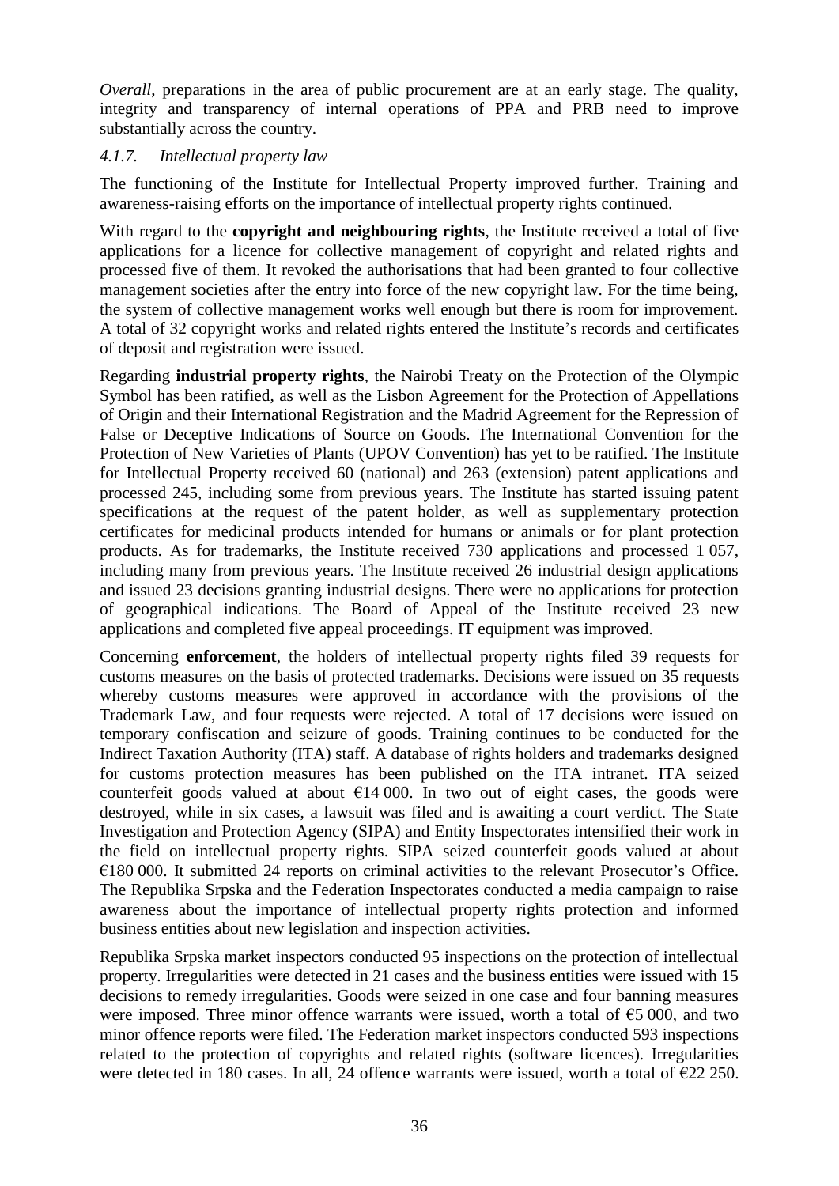*Overall*, preparations in the area of public procurement are at an early stage. The quality, integrity and transparency of internal operations of PPA and PRB need to improve substantially across the country.

### *4.1.7. Intellectual property law*

The functioning of the Institute for Intellectual Property improved further. Training and awareness-raising efforts on the importance of intellectual property rights continued.

With regard to the **copyright and neighbouring rights**, the Institute received a total of five applications for a licence for collective management of copyright and related rights and processed five of them. It revoked the authorisations that had been granted to four collective management societies after the entry into force of the new copyright law. For the time being, the system of collective management works well enough but there is room for improvement. A total of 32 copyright works and related rights entered the Institute's records and certificates of deposit and registration were issued.

Regarding **industrial property rights**, the Nairobi Treaty on the Protection of the Olympic Symbol has been ratified, as well as the Lisbon Agreement for the Protection of Appellations of Origin and their International Registration and the Madrid Agreement for the Repression of False or Deceptive Indications of Source on Goods. The International Convention for the Protection of New Varieties of Plants (UPOV Convention) has yet to be ratified. The Institute for Intellectual Property received 60 (national) and 263 (extension) patent applications and processed 245, including some from previous years. The Institute has started issuing patent specifications at the request of the patent holder, as well as supplementary protection certificates for medicinal products intended for humans or animals or for plant protection products. As for trademarks, the Institute received 730 applications and processed 1 057, including many from previous years. The Institute received 26 industrial design applications and issued 23 decisions granting industrial designs. There were no applications for protection of geographical indications. The Board of Appeal of the Institute received 23 new applications and completed five appeal proceedings. IT equipment was improved.

Concerning **enforcement**, the holders of intellectual property rights filed 39 requests for customs measures on the basis of protected trademarks. Decisions were issued on 35 requests whereby customs measures were approved in accordance with the provisions of the Trademark Law, and four requests were rejected. A total of 17 decisions were issued on temporary confiscation and seizure of goods. Training continues to be conducted for the Indirect Taxation Authority (ITA) staff. A database of rights holders and trademarks designed for customs protection measures has been published on the ITA intranet. ITA seized counterfeit goods valued at about €14 000. In two out of eight cases, the goods were destroyed, while in six cases, a lawsuit was filed and is awaiting a court verdict. The State Investigation and Protection Agency (SIPA) and Entity Inspectorates intensified their work in the field on intellectual property rights. SIPA seized counterfeit goods valued at about €180 000. It submitted 24 reports on criminal activities to the relevant Prosecutor's Office. The Republika Srpska and the Federation Inspectorates conducted a media campaign to raise awareness about the importance of intellectual property rights protection and informed business entities about new legislation and inspection activities.

Republika Srpska market inspectors conducted 95 inspections on the protection of intellectual property. Irregularities were detected in 21 cases and the business entities were issued with 15 decisions to remedy irregularities. Goods were seized in one case and four banning measures were imposed. Three minor offence warrants were issued, worth a total of €5 000, and two minor offence reports were filed. The Federation market inspectors conducted 593 inspections related to the protection of copyrights and related rights (software licences). Irregularities were detected in 180 cases. In all, 24 offence warrants were issued, worth a total of €22 250.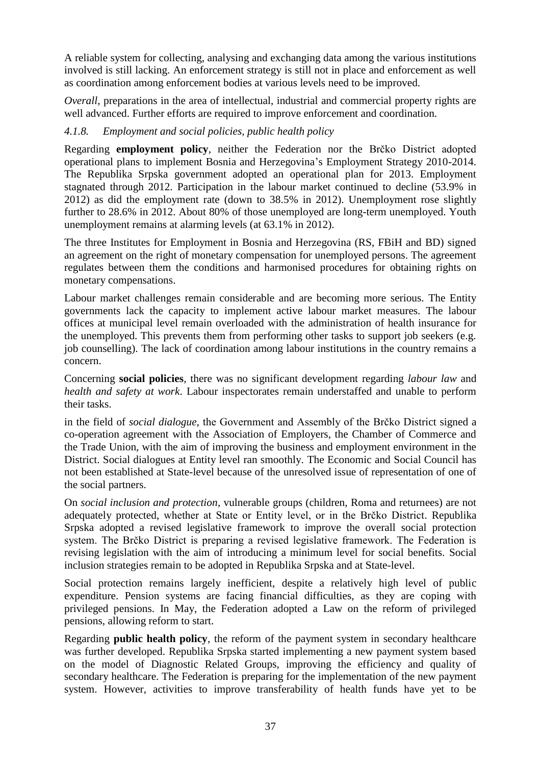A reliable system for collecting, analysing and exchanging data among the various institutions involved is still lacking. An enforcement strategy is still not in place and enforcement as well as coordination among enforcement bodies at various levels need to be improved.

*Overall*, preparations in the area of intellectual, industrial and commercial property rights are well advanced. Further efforts are required to improve enforcement and coordination.

#### *4.1.8. Employment and social policies, public health policy*

Regarding **employment policy**, neither the Federation nor the Brčko District adopted operational plans to implement Bosnia and Herzegovina's Employment Strategy 2010-2014. The Republika Srpska government adopted an operational plan for 2013. Employment stagnated through 2012. Participation in the labour market continued to decline (53.9% in 2012) as did the employment rate (down to 38.5% in 2012). Unemployment rose slightly further to 28.6% in 2012. About 80% of those unemployed are long-term unemployed. Youth unemployment remains at alarming levels (at 63.1% in 2012).

The three Institutes for Employment in Bosnia and Herzegovina (RS, FBiH and BD) signed an agreement on the right of monetary compensation for unemployed persons. The agreement regulates between them the conditions and harmonised procedures for obtaining rights on monetary compensations.

Labour market challenges remain considerable and are becoming more serious. The Entity governments lack the capacity to implement active labour market measures. The labour offices at municipal level remain overloaded with the administration of health insurance for the unemployed. This prevents them from performing other tasks to support job seekers (e.g. job counselling). The lack of coordination among labour institutions in the country remains a concern.

Concerning **social policies**, there was no significant development regarding *labour law* and *health and safety at work*. Labour inspectorates remain understaffed and unable to perform their tasks.

in the field of *social dialogue*, the Government and Assembly of the Brčko District signed a co-operation agreement with the Association of Employers, the Chamber of Commerce and the Trade Union, with the aim of improving the business and employment environment in the District. Social dialogues at Entity level ran smoothly. The Economic and Social Council has not been established at State-level because of the unresolved issue of representation of one of the social partners.

On *social inclusion and protection*, vulnerable groups (children, Roma and returnees) are not adequately protected, whether at State or Entity level, or in the Brčko District. Republika Srpska adopted a revised legislative framework to improve the overall social protection system. The Brčko District is preparing a revised legislative framework. The Federation is revising legislation with the aim of introducing a minimum level for social benefits. Social inclusion strategies remain to be adopted in Republika Srpska and at State-level.

Social protection remains largely inefficient, despite a relatively high level of public expenditure. Pension systems are facing financial difficulties, as they are coping with privileged pensions. In May, the Federation adopted a Law on the reform of privileged pensions, allowing reform to start.

Regarding **public health policy**, the reform of the payment system in secondary healthcare was further developed. Republika Srpska started implementing a new payment system based on the model of Diagnostic Related Groups, improving the efficiency and quality of secondary healthcare. The Federation is preparing for the implementation of the new payment system. However, activities to improve transferability of health funds have yet to be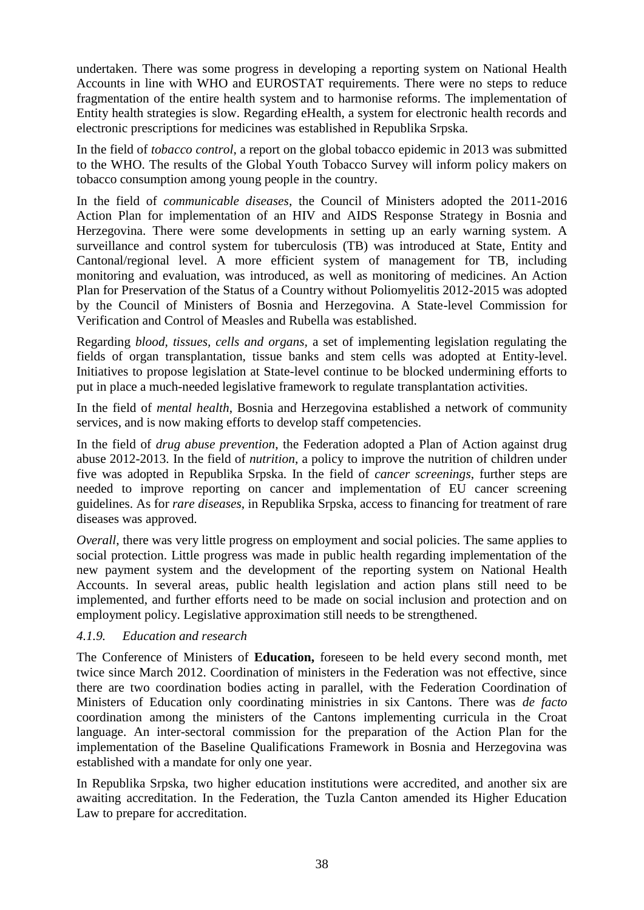undertaken. There was some progress in developing a reporting system on National Health Accounts in line with WHO and EUROSTAT requirements. There were no steps to reduce fragmentation of the entire health system and to harmonise reforms. The implementation of Entity health strategies is slow. Regarding eHealth, a system for electronic health records and electronic prescriptions for medicines was established in Republika Srpska.

In the field of *tobacco control*, a report on the global tobacco epidemic in 2013 was submitted to the WHO. The results of the Global Youth Tobacco Survey will inform policy makers on tobacco consumption among young people in the country.

In the field of *communicable diseases*, the Council of Ministers adopted the 2011-2016 Action Plan for implementation of an HIV and AIDS Response Strategy in Bosnia and Herzegovina. There were some developments in setting up an early warning system. A surveillance and control system for tuberculosis (TB) was introduced at State, Entity and Cantonal/regional level. A more efficient system of management for TB, including monitoring and evaluation, was introduced, as well as monitoring of medicines. An Action Plan for Preservation of the Status of a Country without Poliomyelitis 2012-2015 was adopted by the Council of Ministers of Bosnia and Herzegovina. A State-level Commission for Verification and Control of Measles and Rubella was established.

Regarding *blood, tissues, cells and organs*, a set of implementing legislation regulating the fields of organ transplantation, tissue banks and stem cells was adopted at Entity-level. Initiatives to propose legislation at State-level continue to be blocked undermining efforts to put in place a much-needed legislative framework to regulate transplantation activities.

In the field of *mental health*, Bosnia and Herzegovina established a network of community services, and is now making efforts to develop staff competencies.

In the field of *drug abuse prevention*, the Federation adopted a Plan of Action against drug abuse 2012-2013. In the field of *nutrition*, a policy to improve the nutrition of children under five was adopted in Republika Srpska. In the field of *cancer screenings*, further steps are needed to improve reporting on cancer and implementation of EU cancer screening guidelines. As for *rare diseases*, in Republika Srpska, access to financing for treatment of rare diseases was approved.

*Overall*, there was very little progress on employment and social policies. The same applies to social protection. Little progress was made in public health regarding implementation of the new payment system and the development of the reporting system on National Health Accounts. In several areas, public health legislation and action plans still need to be implemented, and further efforts need to be made on social inclusion and protection and on employment policy. Legislative approximation still needs to be strengthened.

#### *4.1.9. Education and research*

The Conference of Ministers of **Education,** foreseen to be held every second month, met twice since March 2012. Coordination of ministers in the Federation was not effective, since there are two coordination bodies acting in parallel, with the Federation Coordination of Ministers of Education only coordinating ministries in six Cantons. There was *de facto* coordination among the ministers of the Cantons implementing curricula in the Croat language. An inter-sectoral commission for the preparation of the Action Plan for the implementation of the Baseline Qualifications Framework in Bosnia and Herzegovina was established with a mandate for only one year.

In Republika Srpska, two higher education institutions were accredited, and another six are awaiting accreditation. In the Federation, the Tuzla Canton amended its Higher Education Law to prepare for accreditation.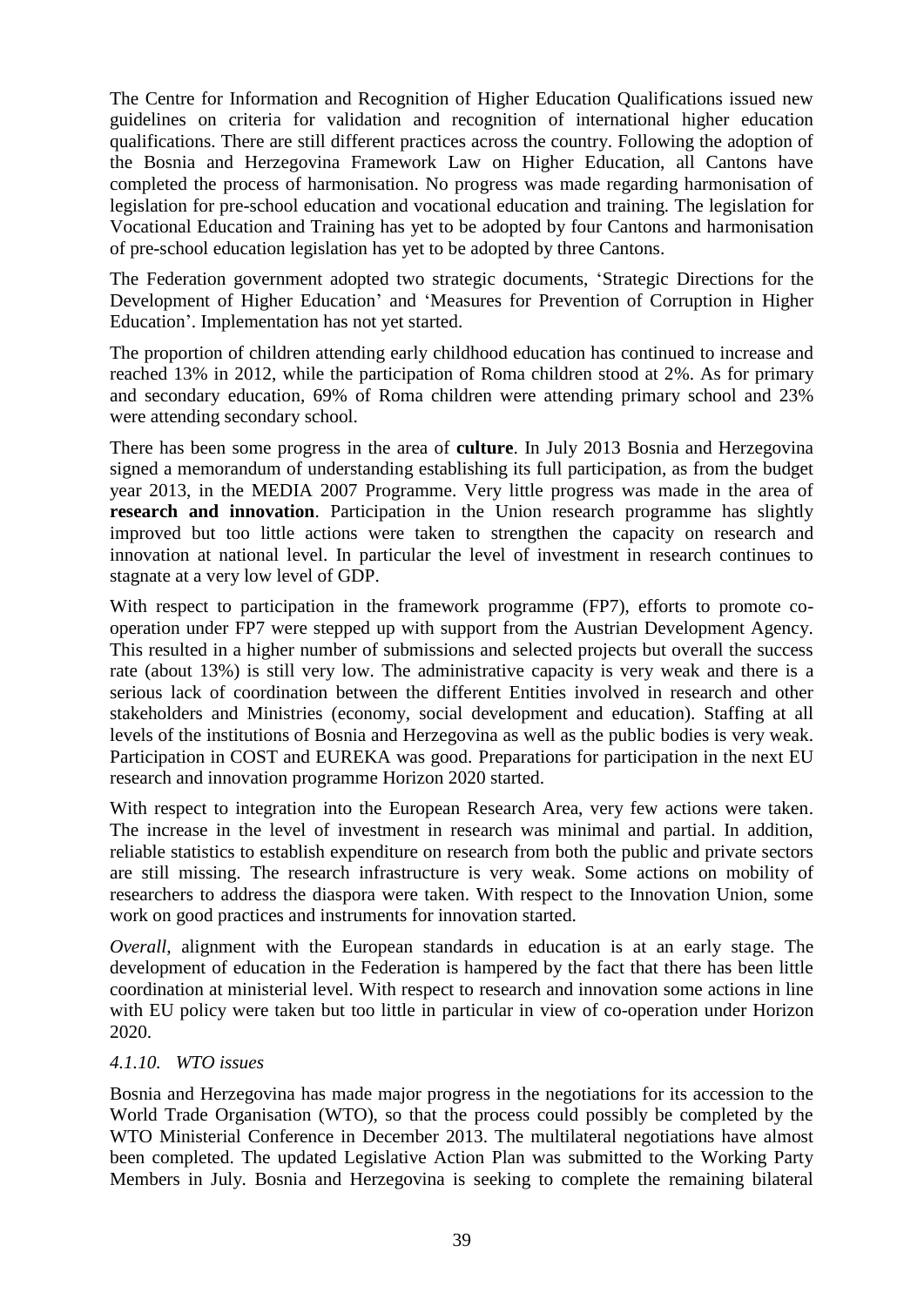The Centre for Information and Recognition of Higher Education Qualifications issued new guidelines on criteria for validation and recognition of international higher education qualifications. There are still different practices across the country. Following the adoption of the Bosnia and Herzegovina Framework Law on Higher Education, all Cantons have completed the process of harmonisation. No progress was made regarding harmonisation of legislation for pre-school education and vocational education and training. The legislation for Vocational Education and Training has yet to be adopted by four Cantons and harmonisation of pre-school education legislation has yet to be adopted by three Cantons.

The Federation government adopted two strategic documents, 'Strategic Directions for the Development of Higher Education' and 'Measures for Prevention of Corruption in Higher Education'. Implementation has not yet started.

The proportion of children attending early childhood education has continued to increase and reached 13% in 2012, while the participation of Roma children stood at 2%. As for primary and secondary education, 69% of Roma children were attending primary school and 23% were attending secondary school.

There has been some progress in the area of **culture**. In July 2013 Bosnia and Herzegovina signed a memorandum of understanding establishing its full participation, as from the budget year 2013, in the MEDIA 2007 Programme. Very little progress was made in the area of **research and innovation**. Participation in the Union research programme has slightly improved but too little actions were taken to strengthen the capacity on research and innovation at national level. In particular the level of investment in research continues to stagnate at a very low level of GDP.

With respect to participation in the framework programme (FP7), efforts to promote co-operation under FP7 were stepped up with support from the Austrian Development Agency. This resulted in a higher number of submissions and selected projects but overall the success rate (about 13%) is still very low. The administrative capacity is very weak and there is a serious lack of coordination between the different Entities involved in research and other stakeholders and Ministries (economy, social development and education). Staffing at all levels of the institutions of Bosnia and Herzegovina as well as the public bodies is very weak. Participation in COST and EUREKA was good. Preparations for participation in the next EU research and innovation programme Horizon 2020 started.

With respect to integration into the European Research Area, very few actions were taken. The increase in the level of investment in research was minimal and partial. In addition, reliable statistics to establish expenditure on research from both the public and private sectors are still missing. The research infrastructure is very weak. Some actions on mobility of researchers to address the diaspora were taken. With respect to the Innovation Union, some work on good practices and instruments for innovation started.

*Overall*, alignment with the European standards in education is at an early stage. The development of education in the Federation is hampered by the fact that there has been little coordination at ministerial level. With respect to research and innovation some actions in line with EU policy were taken but too little in particular in view of co-operation under Horizon 2020.

#### *4.1.10. WTO issues*

Bosnia and Herzegovina has made major progress in the negotiations for its accession to the World Trade Organisation (WTO), so that the process could possibly be completed by the WTO Ministerial Conference in December 2013. The multilateral negotiations have almost been completed. The updated Legislative Action Plan was submitted to the Working Party Members in July. Bosnia and Herzegovina is seeking to complete the remaining bilateral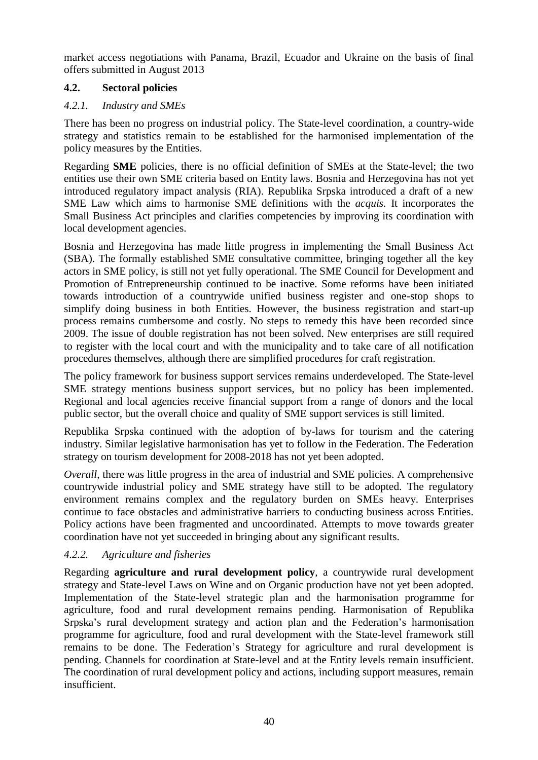market access negotiations with Panama, Brazil, Ecuador and Ukraine on the basis of final offers submitted in August 2013

### 4.2. Sectoral policies

#### *4.2.1. Industry and SMEs*

There has been no progress on industrial policy. The State-level coordination, a country-wide strategy and statistics remain to be established for the harmonised implementation of the policy measures by the Entities.

Regarding **SME** policies, there is no official definition of SMEs at the State-level; the two entities use their own SME criteria based on Entity laws. Bosnia and Herzegovina has not yet introduced regulatory impact analysis (RIA). Republika Srpska introduced a draft of a new SME Law which aims to harmonise SME definitions with the *acquis*. It incorporates the Small Business Act principles and clarifies competencies by improving its coordination with local development agencies.

Bosnia and Herzegovina has made little progress in implementing the Small Business Act (SBA). The formally established SME consultative committee, bringing together all the key actors in SME policy, is still not yet fully operational. The SME Council for Development and Promotion of Entrepreneurship continued to be inactive. Some reforms have been initiated towards introduction of a countrywide unified business register and one-stop shops to simplify doing business in both Entities. However, the business registration and start-up process remains cumbersome and costly. No steps to remedy this have been recorded since 2009. The issue of double registration has not been solved. New enterprises are still required to register with the local court and with the municipality and to take care of all notification procedures themselves, although there are simplified procedures for craft registration.

The policy framework for business support services remains underdeveloped. The State-level SME strategy mentions business support services, but no policy has been implemented. Regional and local agencies receive financial support from a range of donors and the local public sector, but the overall choice and quality of SME support services is still limited.

Republika Srpska continued with the adoption of by-laws for tourism and the catering industry. Similar legislative harmonisation has yet to follow in the Federation. The Federation strategy on tourism development for 2008-2018 has not yet been adopted.

*Overall*, there was little progress in the area of industrial and SME policies. A comprehensive countrywide industrial policy and SME strategy have still to be adopted. The regulatory environment remains complex and the regulatory burden on SMEs heavy. Enterprises continue to face obstacles and administrative barriers to conducting business across Entities. Policy actions have been fragmented and uncoordinated. Attempts to move towards greater coordination have not yet succeeded in bringing about any significant results.

#### *4.2.2. Agriculture and fisheries*

Regarding **agriculture and rural development policy**, a countrywide rural development strategy and State-level Laws on Wine and on Organic production have not yet been adopted. Implementation of the State-level strategic plan and the harmonisation programme for agriculture, food and rural development remains pending. Harmonisation of Republika Srpska's rural development strategy and action plan and the Federation's harmonisation programme for agriculture, food and rural development with the State-level framework still remains to be done. The Federation's Strategy for agriculture and rural development is pending. Channels for coordination at State-level and at the Entity levels remain insufficient. The coordination of rural development policy and actions, including support measures, remain insufficient.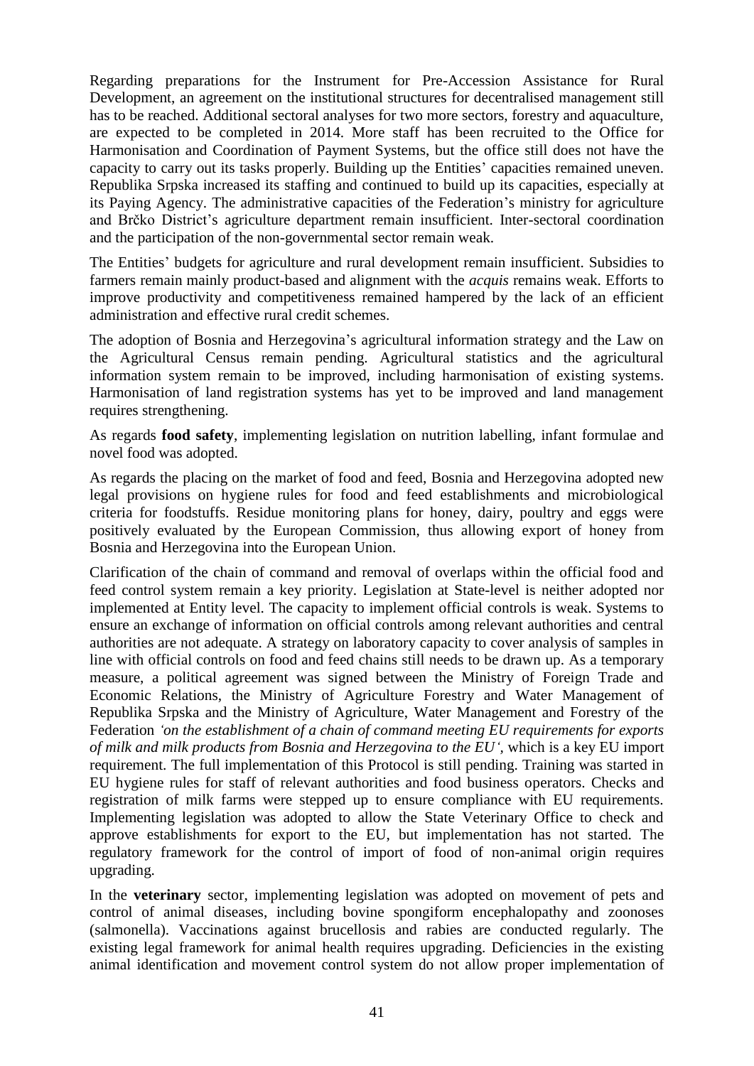Regarding preparations for the Instrument for Pre-Accession Assistance for Rural Development, an agreement on the institutional structures for decentralised management still has to be reached. Additional sectoral analyses for two more sectors, forestry and aquaculture, are expected to be completed in 2014. More staff has been recruited to the Office for Harmonisation and Coordination of Payment Systems, but the office still does not have the capacity to carry out its tasks properly. Building up the Entities' capacities remained uneven. Republika Srpska increased its staffing and continued to build up its capacities, especially at its Paying Agency. The administrative capacities of the Federation's ministry for agriculture and Brčko District's agriculture department remain insufficient. Inter-sectoral coordination and the participation of the non-governmental sector remain weak.

The Entities' budgets for agriculture and rural development remain insufficient. Subsidies to farmers remain mainly product-based and alignment with the *acquis* remains weak. Efforts to improve productivity and competitiveness remained hampered by the lack of an efficient administration and effective rural credit schemes.

The adoption of Bosnia and Herzegovina's agricultural information strategy and the Law on the Agricultural Census remain pending. Agricultural statistics and the agricultural information system remain to be improved, including harmonisation of existing systems. Harmonisation of land registration systems has yet to be improved and land management requires strengthening.

As regards **food safety**, implementing legislation on nutrition labelling, infant formulae and novel food was adopted.

As regards the placing on the market of food and feed, Bosnia and Herzegovina adopted new legal provisions on hygiene rules for food and feed establishments and microbiological criteria for foodstuffs. Residue monitoring plans for honey, dairy, poultry and eggs were positively evaluated by the European Commission, thus allowing export of honey from Bosnia and Herzegovina into the European Union.

Clarification of the chain of command and removal of overlaps within the official food and feed control system remain a key priority. Legislation at State-level is neither adopted nor implemented at Entity level. The capacity to implement official controls is weak. Systems to ensure an exchange of information on official controls among relevant authorities and central authorities are not adequate. A strategy on laboratory capacity to cover analysis of samples in line with official controls on food and feed chains still needs to be drawn up. As a temporary measure, a political agreement was signed between the Ministry of Foreign Trade and Economic Relations, the Ministry of Agriculture Forestry and Water Management of Republika Srpska and the Ministry of Agriculture, Water Management and Forestry of the Federation *'on the establishment of a chain of command meeting EU requirements for exports of milk and milk products from Bosnia and Herzegovina to the EU'*, which is a key EU import requirement. The full implementation of this Protocol is still pending. Training was started in EU hygiene rules for staff of relevant authorities and food business operators. Checks and registration of milk farms were stepped up to ensure compliance with EU requirements. Implementing legislation was adopted to allow the State Veterinary Office to check and approve establishments for export to the EU, but implementation has not started. The regulatory framework for the control of import of food of non-animal origin requires upgrading.

In the **veterinary** sector, implementing legislation was adopted on movement of pets and control of animal diseases, including bovine spongiform encephalopathy and zoonoses (salmonella). Vaccinations against brucellosis and rabies are conducted regularly. The existing legal framework for animal health requires upgrading. Deficiencies in the existing animal identification and movement control system do not allow proper implementation of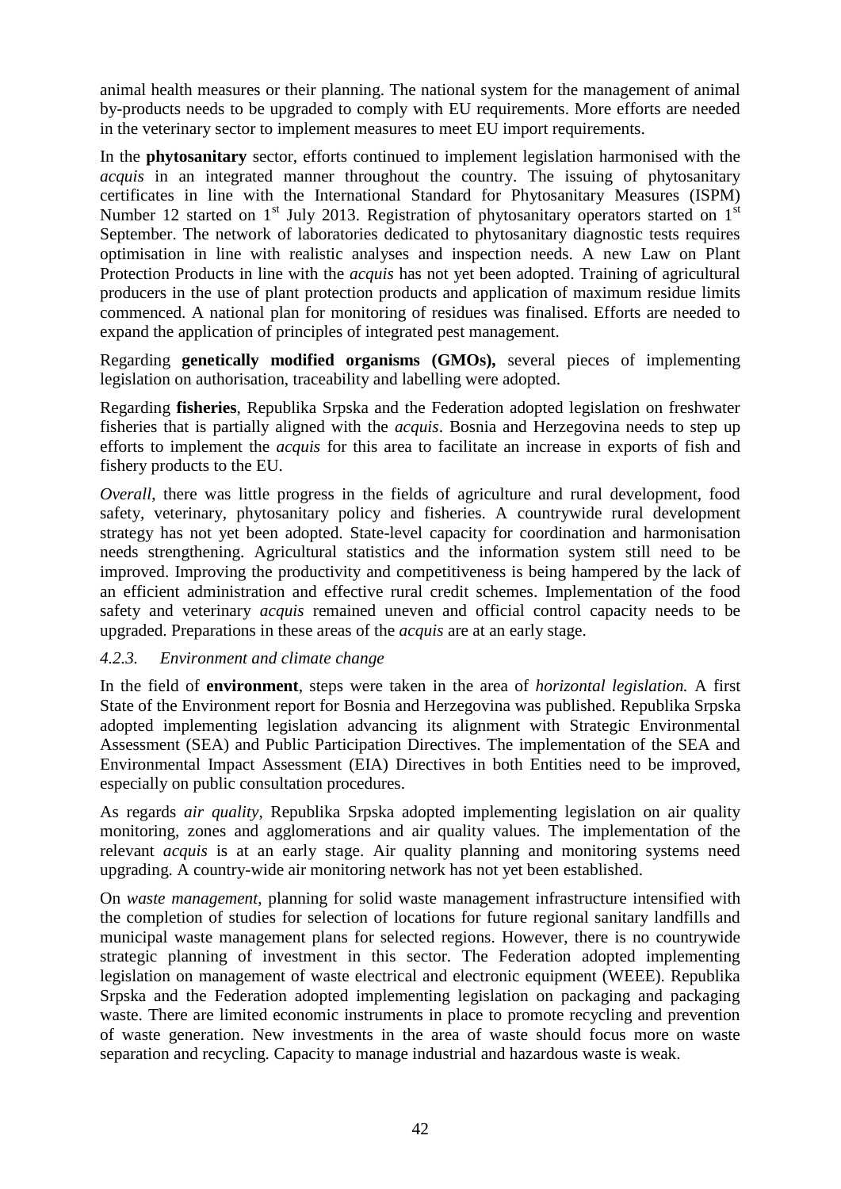animal health measures or their planning. The national system for the management of animal by-products needs to be upgraded to comply with EU requirements. More efforts are needed in the veterinary sector to implement measures to meet EU import requirements.

In the **phytosanitary** sector, efforts continued to implement legislation harmonised with the *acquis* in an integrated manner throughout the country. The issuing of phytosanitary certificates in line with the International Standard for Phytosanitary Measures (ISPM) Number 12 started on 1st July 2013. Registration of phytosanitary operators started on 1st September. The network of laboratories dedicated to phytosanitary diagnostic tests requires optimisation in line with realistic analyses and inspection needs. A new Law on Plant Protection Products in line with the *acquis* has not yet been adopted. Training of agricultural producers in the use of plant protection products and application of maximum residue limits commenced. A national plan for monitoring of residues was finalised. Efforts are needed to expand the application of principles of integrated pest management.

Regarding **genetically modified organisms (GMOs),** several pieces of implementing legislation on authorisation, traceability and labelling were adopted.

Regarding **fisheries**, Republika Srpska and the Federation adopted legislation on freshwater fisheries that is partially aligned with the *acquis*. Bosnia and Herzegovina needs to step up efforts to implement the *acquis* for this area to facilitate an increase in exports of fish and fishery products to the EU.

*Overall*, there was little progress in the fields of agriculture and rural development, food safety, veterinary, phytosanitary policy and fisheries. A countrywide rural development strategy has not yet been adopted. State-level capacity for coordination and harmonisation needs strengthening. Agricultural statistics and the information system still need to be improved. Improving the productivity and competitiveness is being hampered by the lack of an efficient administration and effective rural credit schemes. Implementation of the food safety and veterinary *acquis* remained uneven and official control capacity needs to be upgraded. Preparations in these areas of the *acquis* are at an early stage.

#### *4.2.3. Environment and climate change*

In the field of **environment**, steps were taken in the area of *horizontal legislation.* A first State of the Environment report for Bosnia and Herzegovina was published. Republika Srpska adopted implementing legislation advancing its alignment with Strategic Environmental Assessment (SEA) and Public Participation Directives. The implementation of the SEA and Environmental Impact Assessment (EIA) Directives in both Entities need to be improved, especially on public consultation procedures.

As regards *air quality*, Republika Srpska adopted implementing legislation on air quality monitoring, zones and agglomerations and air quality values. The implementation of the relevant *acquis* is at an early stage. Air quality planning and monitoring systems need upgrading. A country-wide air monitoring network has not yet been established.

On *waste management*, planning for solid waste management infrastructure intensified with the completion of studies for selection of locations for future regional sanitary landfills and municipal waste management plans for selected regions. However, there is no countrywide strategic planning of investment in this sector. The Federation adopted implementing legislation on management of waste electrical and electronic equipment (WEEE). Republika Srpska and the Federation adopted implementing legislation on packaging and packaging waste. There are limited economic instruments in place to promote recycling and prevention of waste generation. New investments in the area of waste should focus more on waste separation and recycling. Capacity to manage industrial and hazardous waste is weak.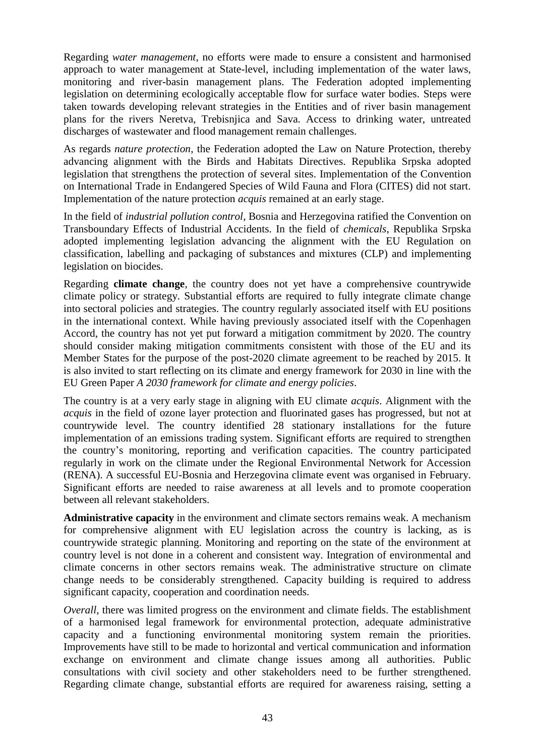Regarding *water management*, no efforts were made to ensure a consistent and harmonised approach to water management at State-level, including implementation of the water laws, monitoring and river-basin management plans. The Federation adopted implementing legislation on determining ecologically acceptable flow for surface water bodies. Steps were taken towards developing relevant strategies in the Entities and of river basin management plans for the rivers Neretva, Trebisnjica and Sava. Access to drinking water, untreated discharges of wastewater and flood management remain challenges.

As regards *nature protection*, the Federation adopted the Law on Nature Protection, thereby advancing alignment with the Birds and Habitats Directives. Republika Srpska adopted legislation that strengthens the protection of several sites. Implementation of the Convention on International Trade in Endangered Species of Wild Fauna and Flora (CITES) did not start. Implementation of the nature protection *acquis* remained at an early stage.

In the field of *industrial pollution control*, Bosnia and Herzegovina ratified the Convention on Transboundary Effects of Industrial Accidents. In the field of *chemicals*, Republika Srpska adopted implementing legislation advancing the alignment with the EU Regulation on classification, labelling and packaging of substances and mixtures (CLP) and implementing legislation on biocides.

Regarding **climate change**, the country does not yet have a comprehensive countrywide climate policy or strategy. Substantial efforts are required to fully integrate climate change into sectoral policies and strategies. The country regularly associated itself with EU positions in the international context. While having previously associated itself with the Copenhagen Accord, the country has not yet put forward a mitigation commitment by 2020. The country should consider making mitigation commitments consistent with those of the EU and its Member States for the purpose of the post-2020 climate agreement to be reached by 2015. It is also invited to start reflecting on its climate and energy framework for 2030 in line with the EU Green Paper *A 2030 framework for climate and energy policies*.

The country is at a very early stage in aligning with EU climate *acquis*. Alignment with the *acquis* in the field of ozone layer protection and fluorinated gases has progressed, but not at countrywide level. The country identified 28 stationary installations for the future implementation of an emissions trading system. Significant efforts are required to strengthen the country's monitoring, reporting and verification capacities. The country participated regularly in work on the climate under the Regional Environmental Network for Accession (RENA). A successful EU-Bosnia and Herzegovina climate event was organised in February. Significant efforts are needed to raise awareness at all levels and to promote cooperation between all relevant stakeholders.

**Administrative capacity** in the environment and climate sectors remains weak. A mechanism for comprehensive alignment with EU legislation across the country is lacking, as is countrywide strategic planning. Monitoring and reporting on the state of the environment at country level is not done in a coherent and consistent way. Integration of environmental and climate concerns in other sectors remains weak. The administrative structure on climate change needs to be considerably strengthened. Capacity building is required to address significant capacity, cooperation and coordination needs.

*Overall*, there was limited progress on the environment and climate fields. The establishment of a harmonised legal framework for environmental protection, adequate administrative capacity and a functioning environmental monitoring system remain the priorities. Improvements have still to be made to horizontal and vertical communication and information exchange on environment and climate change issues among all authorities. Public consultations with civil society and other stakeholders need to be further strengthened. Regarding climate change, substantial efforts are required for awareness raising, setting a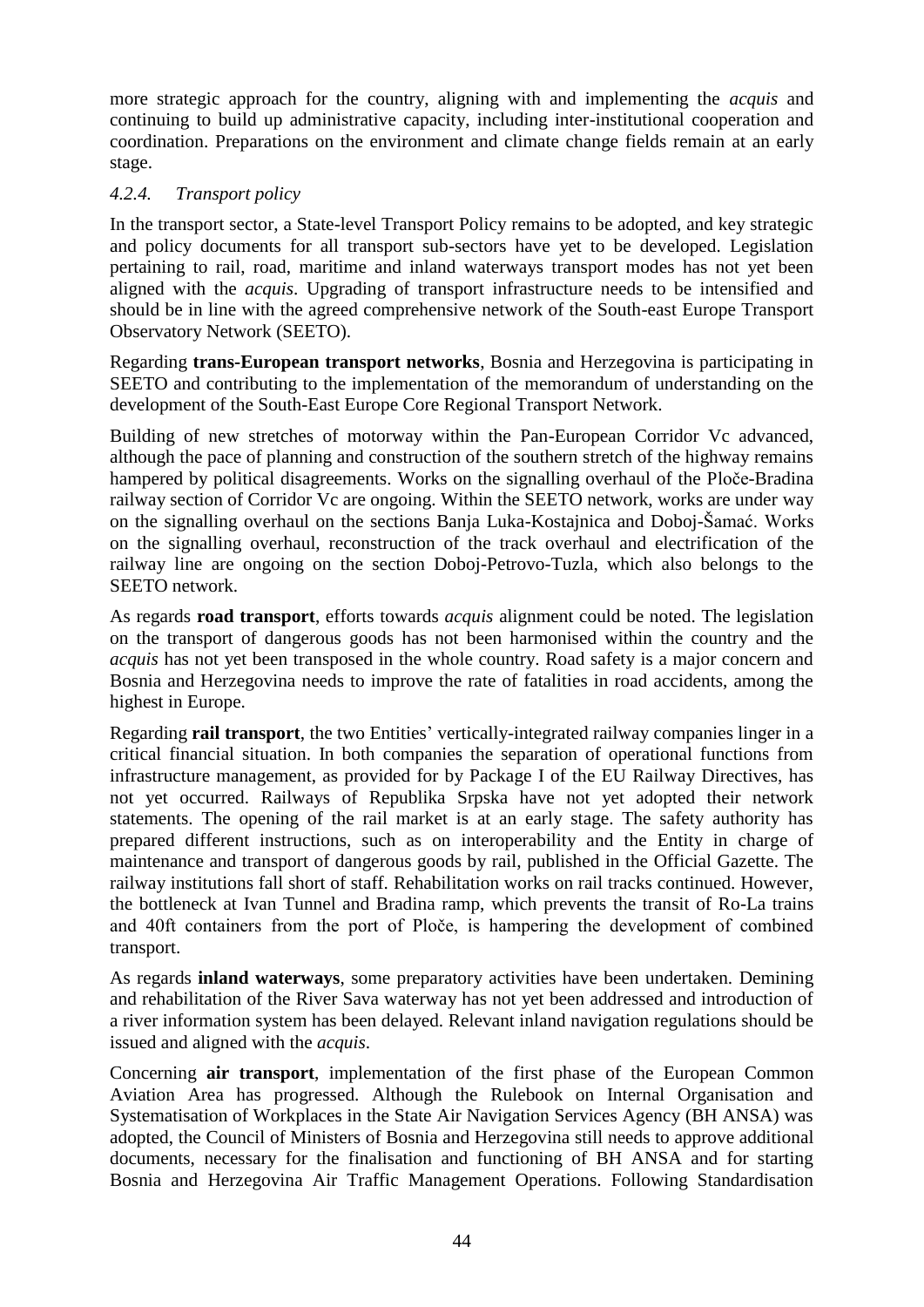more strategic approach for the country, aligning with and implementing the *acquis* and continuing to build up administrative capacity, including inter-institutional cooperation and coordination. Preparations on the environment and climate change fields remain at an early stage.

#### *4.2.4. Transport policy*

In the transport sector, a State-level Transport Policy remains to be adopted, and key strategic and policy documents for all transport sub-sectors have yet to be developed. Legislation pertaining to rail, road, maritime and inland waterways transport modes has not yet been aligned with the *acquis*. Upgrading of transport infrastructure needs to be intensified and should be in line with the agreed comprehensive network of the South-east Europe Transport Observatory Network (SEETO).

Regarding **trans-European transport networks**, Bosnia and Herzegovina is participating in SEETO and contributing to the implementation of the memorandum of understanding on the development of the South-East Europe Core Regional Transport Network.

Building of new stretches of motorway within the Pan-European Corridor Vc advanced, although the pace of planning and construction of the southern stretch of the highway remains hampered by political disagreements. Works on the signalling overhaul of the Ploče-Bradina railway section of Corridor Vc are ongoing. Within the SEETO network, works are under way on the signalling overhaul on the sections Banja Luka-Kostajnica and Doboj-Šamać. Works on the signalling overhaul, reconstruction of the track overhaul and electrification of the railway line are ongoing on the section Doboj-Petrovo-Tuzla, which also belongs to the SEETO network.

As regards **road transport**, efforts towards *acquis* alignment could be noted. The legislation on the transport of dangerous goods has not been harmonised within the country and the *acquis* has not yet been transposed in the whole country. Road safety is a major concern and Bosnia and Herzegovina needs to improve the rate of fatalities in road accidents, among the highest in Europe.

Regarding **rail transport**, the two Entities' vertically-integrated railway companies linger in a critical financial situation. In both companies the separation of operational functions from infrastructure management, as provided for by Package I of the EU Railway Directives, has not yet occurred. Railways of Republika Srpska have not yet adopted their network statements. The opening of the rail market is at an early stage. The safety authority has prepared different instructions, such as on interoperability and the Entity in charge of maintenance and transport of dangerous goods by rail, published in the Official Gazette. The railway institutions fall short of staff. Rehabilitation works on rail tracks continued. However, the bottleneck at Ivan Tunnel and Bradina ramp, which prevents the transit of Ro-La trains and 40ft containers from the port of Ploče, is hampering the development of combined transport.

As regards **inland waterways**, some preparatory activities have been undertaken. Demining and rehabilitation of the River Sava waterway has not yet been addressed and introduction of a river information system has been delayed. Relevant inland navigation regulations should be issued and aligned with the *acquis*.

Concerning **air transport**, implementation of the first phase of the European Common Aviation Area has progressed. Although the Rulebook on Internal Organisation and Systematisation of Workplaces in the State Air Navigation Services Agency (BH ANSA) was adopted, the Council of Ministers of Bosnia and Herzegovina still needs to approve additional documents, necessary for the finalisation and functioning of BH ANSA and for starting Bosnia and Herzegovina Air Traffic Management Operations. Following Standardisation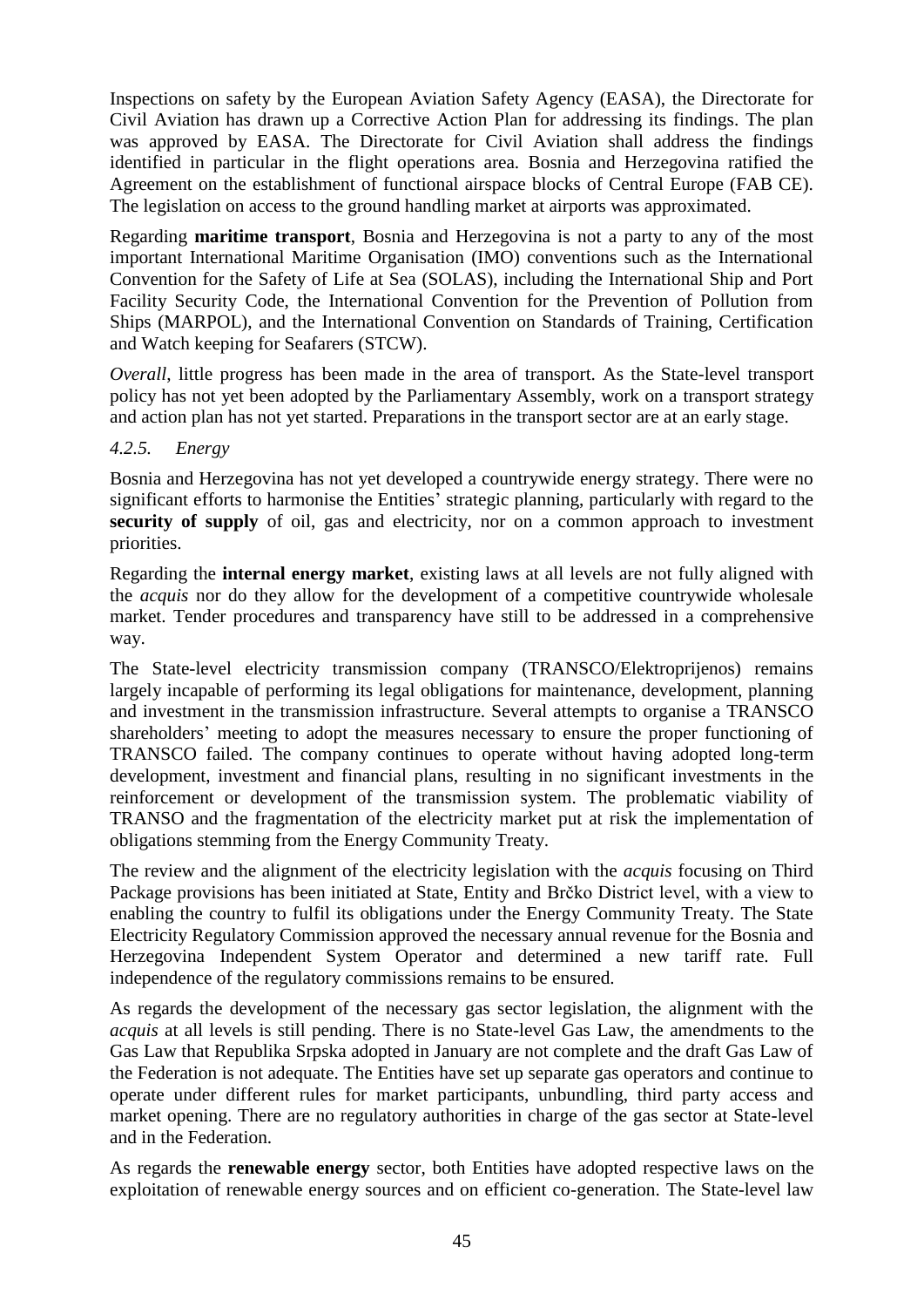Inspections on safety by the European Aviation Safety Agency (EASA), the Directorate for Civil Aviation has drawn up a Corrective Action Plan for addressing its findings. The plan was approved by EASA. The Directorate for Civil Aviation shall address the findings identified in particular in the flight operations area. Bosnia and Herzegovina ratified the Agreement on the establishment of functional airspace blocks of Central Europe (FAB CE). The legislation on access to the ground handling market at airports was approximated.

Regarding **maritime transport**, Bosnia and Herzegovina is not a party to any of the most important International Maritime Organisation (IMO) conventions such as the International Convention for the Safety of Life at Sea (SOLAS), including the International Ship and Port Facility Security Code, the International Convention for the Prevention of Pollution from Ships (MARPOL), and the International Convention on Standards of Training, Certification and Watch keeping for Seafarers (STCW).

*Overall*, little progress has been made in the area of transport. As the State-level transport policy has not yet been adopted by the Parliamentary Assembly, work on a transport strategy and action plan has not yet started. Preparations in the transport sector are at an early stage.

#### *4.2.5. Energy*

Bosnia and Herzegovina has not yet developed a countrywide energy strategy. There were no significant efforts to harmonise the Entities' strategic planning, particularly with regard to the **security of supply** of oil, gas and electricity, nor on a common approach to investment priorities.

Regarding the **internal energy market**, existing laws at all levels are not fully aligned with the *acquis* nor do they allow for the development of a competitive countrywide wholesale market. Tender procedures and transparency have still to be addressed in a comprehensive way.

The State-level electricity transmission company (TRANSCO/Elektroprijenos) remains largely incapable of performing its legal obligations for maintenance, development, planning and investment in the transmission infrastructure. Several attempts to organise a TRANSCO shareholders' meeting to adopt the measures necessary to ensure the proper functioning of TRANSCO failed. The company continues to operate without having adopted long-term development, investment and financial plans, resulting in no significant investments in the reinforcement or development of the transmission system. The problematic viability of TRANSO and the fragmentation of the electricity market put at risk the implementation of obligations stemming from the Energy Community Treaty.

The review and the alignment of the electricity legislation with the *acquis* focusing on Third Package provisions has been initiated at State, Entity and Brčko District level, with a view to enabling the country to fulfil its obligations under the Energy Community Treaty. The State Electricity Regulatory Commission approved the necessary annual revenue for the Bosnia and Herzegovina Independent System Operator and determined a new tariff rate. Full independence of the regulatory commissions remains to be ensured.

As regards the development of the necessary gas sector legislation, the alignment with the *acquis* at all levels is still pending. There is no State-level Gas Law, the amendments to the Gas Law that Republika Srpska adopted in January are not complete and the draft Gas Law of the Federation is not adequate. The Entities have set up separate gas operators and continue to operate under different rules for market participants, unbundling, third party access and market opening. There are no regulatory authorities in charge of the gas sector at State-level and in the Federation.

As regards the **renewable energy** sector, both Entities have adopted respective laws on the exploitation of renewable energy sources and on efficient co-generation. The State-level law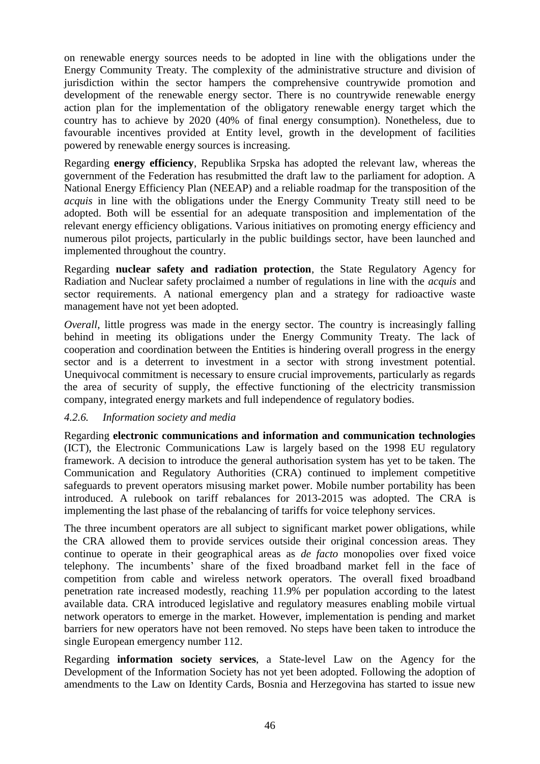on renewable energy sources needs to be adopted in line with the obligations under the Energy Community Treaty. The complexity of the administrative structure and division of jurisdiction within the sector hampers the comprehensive countrywide promotion and development of the renewable energy sector. There is no countrywide renewable energy action plan for the implementation of the obligatory renewable energy target which the country has to achieve by 2020 (40% of final energy consumption). Nonetheless, due to favourable incentives provided at Entity level, growth in the development of facilities powered by renewable energy sources is increasing.

Regarding **energy efficiency**, Republika Srpska has adopted the relevant law, whereas the government of the Federation has resubmitted the draft law to the parliament for adoption. A National Energy Efficiency Plan (NEEAP) and a reliable roadmap for the transposition of the *acquis* in line with the obligations under the Energy Community Treaty still need to be adopted. Both will be essential for an adequate transposition and implementation of the relevant energy efficiency obligations. Various initiatives on promoting energy efficiency and numerous pilot projects, particularly in the public buildings sector, have been launched and implemented throughout the country.

Regarding **nuclear safety and radiation protection**, the State Regulatory Agency for Radiation and Nuclear safety proclaimed a number of regulations in line with the *acquis* and sector requirements. A national emergency plan and a strategy for radioactive waste management have not yet been adopted.

*Overall*, little progress was made in the energy sector. The country is increasingly falling behind in meeting its obligations under the Energy Community Treaty. The lack of cooperation and coordination between the Entities is hindering overall progress in the energy sector and is a deterrent to investment in a sector with strong investment potential. Unequivocal commitment is necessary to ensure crucial improvements, particularly as regards the area of security of supply, the effective functioning of the electricity transmission company, integrated energy markets and full independence of regulatory bodies.

#### *4.2.6. Information society and media*

Regarding **electronic communications and information and communication technologies** (ICT), the Electronic Communications Law is largely based on the 1998 EU regulatory framework. A decision to introduce the general authorisation system has yet to be taken. The Communication and Regulatory Authorities (CRA) continued to implement competitive safeguards to prevent operators misusing market power. Mobile number portability has been introduced. A rulebook on tariff rebalances for 2013-2015 was adopted. The CRA is implementing the last phase of the rebalancing of tariffs for voice telephony services.

The three incumbent operators are all subject to significant market power obligations, while the CRA allowed them to provide services outside their original concession areas. They continue to operate in their geographical areas as *de facto* monopolies over fixed voice telephony. The incumbents' share of the fixed broadband market fell in the face of competition from cable and wireless network operators. The overall fixed broadband penetration rate increased modestly, reaching 11.9% per population according to the latest available data. CRA introduced legislative and regulatory measures enabling mobile virtual network operators to emerge in the market. However, implementation is pending and market barriers for new operators have not been removed. No steps have been taken to introduce the single European emergency number 112.

Regarding **information society services**, a State-level Law on the Agency for the Development of the Information Society has not yet been adopted. Following the adoption of amendments to the Law on Identity Cards, Bosnia and Herzegovina has started to issue new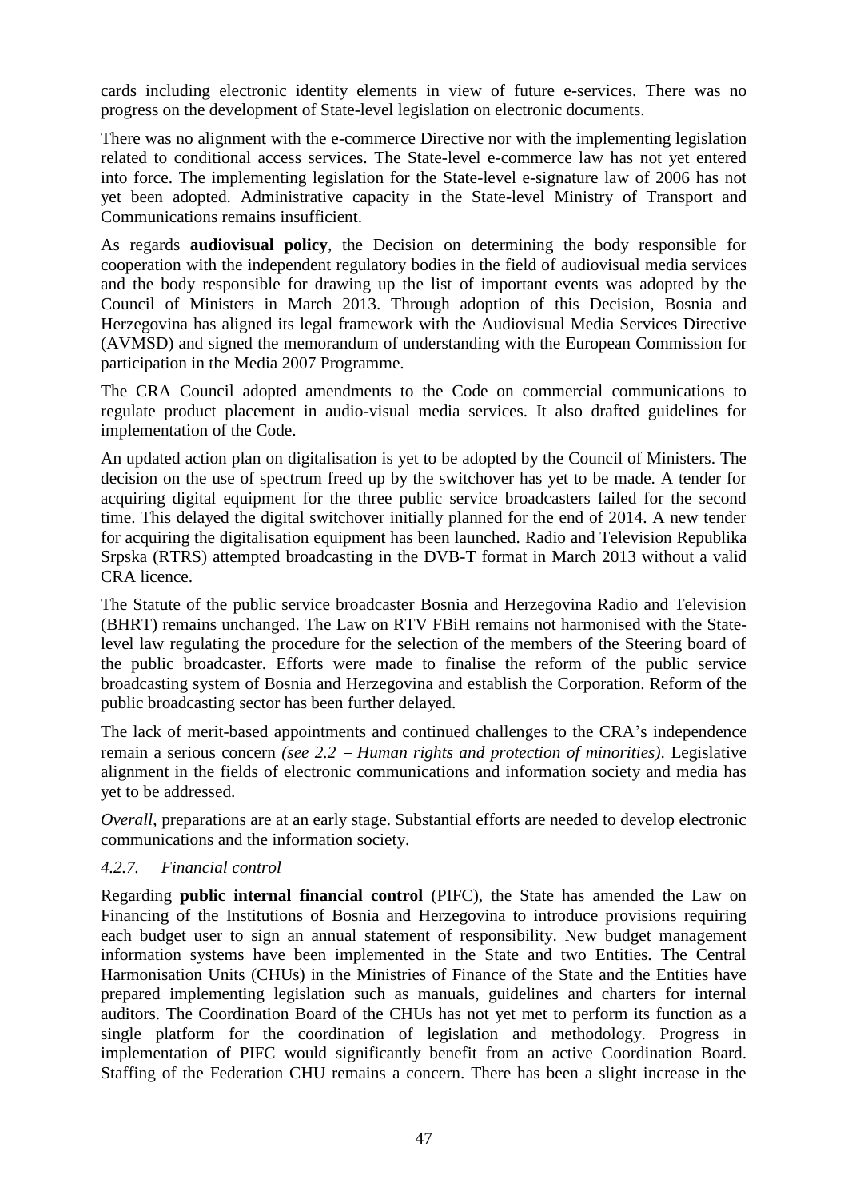cards including electronic identity elements in view of future e-services. There was no progress on the development of State-level legislation on electronic documents.

There was no alignment with the e-commerce Directive nor with the implementing legislation related to conditional access services. The State-level e-commerce law has not yet entered into force. The implementing legislation for the State-level e-signature law of 2006 has not yet been adopted. Administrative capacity in the State-level Ministry of Transport and Communications remains insufficient.

As regards **audiovisual policy**, the Decision on determining the body responsible for cooperation with the independent regulatory bodies in the field of audiovisual media services and the body responsible for drawing up the list of important events was adopted by the Council of Ministers in March 2013. Through adoption of this Decision, Bosnia and Herzegovina has aligned its legal framework with the Audiovisual Media Services Directive (AVMSD) and signed the memorandum of understanding with the European Commission for participation in the Media 2007 Programme.

The CRA Council adopted amendments to the Code on commercial communications to regulate product placement in audio-visual media services. It also drafted guidelines for implementation of the Code.

An updated action plan on digitalisation is yet to be adopted by the Council of Ministers. The decision on the use of spectrum freed up by the switchover has yet to be made. A tender for acquiring digital equipment for the three public service broadcasters failed for the second time. This delayed the digital switchover initially planned for the end of 2014. A new tender for acquiring the digitalisation equipment has been launched. Radio and Television Republika Srpska (RTRS) attempted broadcasting in the DVB-T format in March 2013 without a valid CRA licence.

The Statute of the public service broadcaster Bosnia and Herzegovina Radio and Television (BHRT) remains unchanged. The Law on RTV FBiH remains not harmonised with the State-level law regulating the procedure for the selection of the members of the Steering board of the public broadcaster. Efforts were made to finalise the reform of the public service broadcasting system of Bosnia and Herzegovina and establish the Corporation. Reform of the public broadcasting sector has been further delayed.

The lack of merit-based appointments and continued challenges to the CRA's independence remain a serious concern *(see 2.2 – Human rights and protection of minorities)*. Legislative alignment in the fields of electronic communications and information society and media has yet to be addressed.

*Overall*, preparations are at an early stage. Substantial efforts are needed to develop electronic communications and the information society.

#### *4.2.7. Financial control*

Regarding **public internal financial control** (PIFC), the State has amended the Law on Financing of the Institutions of Bosnia and Herzegovina to introduce provisions requiring each budget user to sign an annual statement of responsibility. New budget management information systems have been implemented in the State and two Entities. The Central Harmonisation Units (CHUs) in the Ministries of Finance of the State and the Entities have prepared implementing legislation such as manuals, guidelines and charters for internal auditors. The Coordination Board of the CHUs has not yet met to perform its function as a single platform for the coordination of legislation and methodology. Progress in implementation of PIFC would significantly benefit from an active Coordination Board. Staffing of the Federation CHU remains a concern. There has been a slight increase in the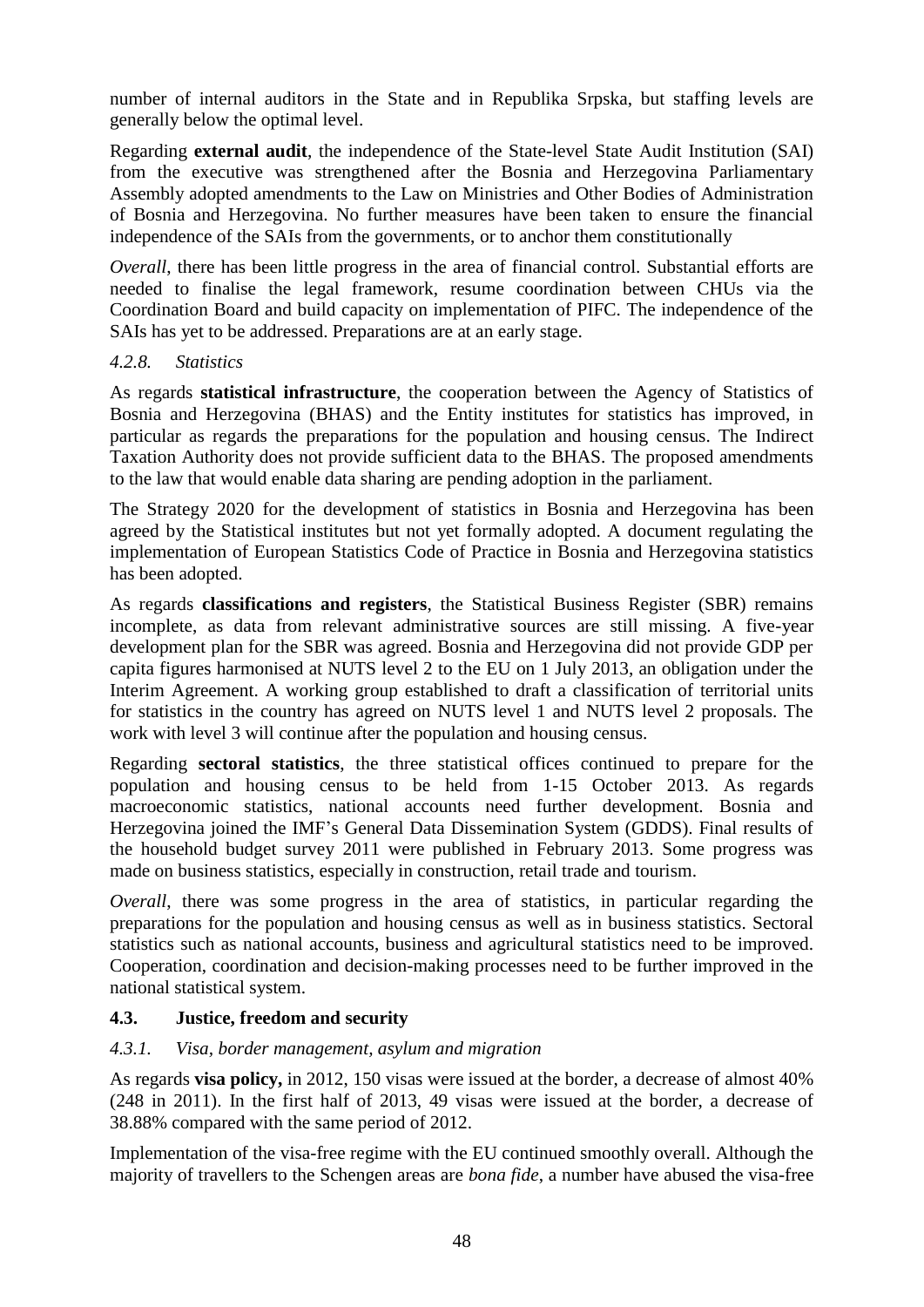number of internal auditors in the State and in Republika Srpska, but staffing levels are generally below the optimal level.

Regarding **external audit**, the independence of the State-level State Audit Institution (SAI) from the executive was strengthened after the Bosnia and Herzegovina Parliamentary Assembly adopted amendments to the Law on Ministries and Other Bodies of Administration of Bosnia and Herzegovina. No further measures have been taken to ensure the financial independence of the SAIs from the governments, or to anchor them constitutionally

*Overall*, there has been little progress in the area of financial control. Substantial efforts are needed to finalise the legal framework, resume coordination between CHUs via the Coordination Board and build capacity on implementation of PIFC. The independence of the SAIs has yet to be addressed. Preparations are at an early stage.

#### *4.2.8. Statistics*

As regards **statistical infrastructure**, the cooperation between the Agency of Statistics of Bosnia and Herzegovina (BHAS) and the Entity institutes for statistics has improved, in particular as regards the preparations for the population and housing census. The Indirect Taxation Authority does not provide sufficient data to the BHAS. The proposed amendments to the law that would enable data sharing are pending adoption in the parliament.

The Strategy 2020 for the development of statistics in Bosnia and Herzegovina has been agreed by the Statistical institutes but not yet formally adopted. A document regulating the implementation of European Statistics Code of Practice in Bosnia and Herzegovina statistics has been adopted.

As regards **classifications and registers**, the Statistical Business Register (SBR) remains incomplete, as data from relevant administrative sources are still missing. A five-year development plan for the SBR was agreed. Bosnia and Herzegovina did not provide GDP per capita figures harmonised at NUTS level 2 to the EU on 1 July 2013, an obligation under the Interim Agreement. A working group established to draft a classification of territorial units for statistics in the country has agreed on NUTS level 1 and NUTS level 2 proposals. The work with level 3 will continue after the population and housing census.

Regarding **sectoral statistics**, the three statistical offices continued to prepare for the population and housing census to be held from 1-15 October 2013. As regards macroeconomic statistics, national accounts need further development. Bosnia and Herzegovina joined the IMF's General Data Dissemination System (GDDS). Final results of the household budget survey 2011 were published in February 2013. Some progress was made on business statistics, especially in construction, retail trade and tourism.

*Overall*, there was some progress in the area of statistics, in particular regarding the preparations for the population and housing census as well as in business statistics. Sectoral statistics such as national accounts, business and agricultural statistics need to be improved. Cooperation, coordination and decision-making processes need to be further improved in the national statistical system.

### **4.3. Justice, freedom and security**

#### *4.3.1. Visa, border management, asylum and migration*

As regards **visa policy,** in 2012, 150 visas were issued at the border, a decrease of almost 40% (248 in 2011). In the first half of 2013, 49 visas were issued at the border, a decrease of 38.88% compared with the same period of 2012.

Implementation of the visa-free regime with the EU continued smoothly overall. Although the majority of travellers to the Schengen areas are *bona fide*, a number have abused the visa-free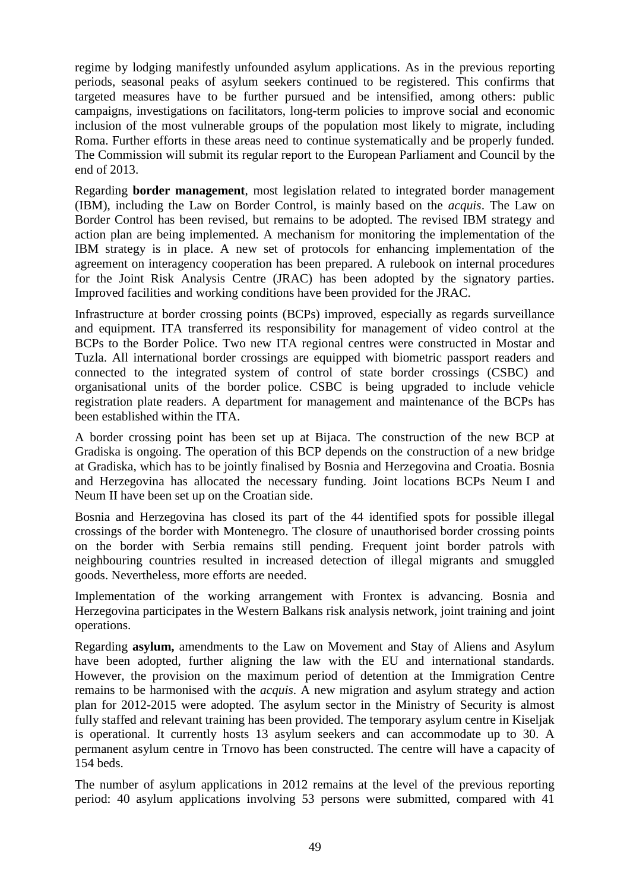regime by lodging manifestly unfounded asylum applications. As in the previous reporting periods, seasonal peaks of asylum seekers continued to be registered. This confirms that targeted measures have to be further pursued and be intensified, among others: public campaigns, investigations on facilitators, long-term policies to improve social and economic inclusion of the most vulnerable groups of the population most likely to migrate, including Roma. Further efforts in these areas need to continue systematically and be properly funded. The Commission will submit its regular report to the European Parliament and Council by the end of 2013.

Regarding **border management**, most legislation related to integrated border management (IBM), including the Law on Border Control, is mainly based on the *acquis*. The Law on Border Control has been revised, but remains to be adopted. The revised IBM strategy and action plan are being implemented. A mechanism for monitoring the implementation of the IBM strategy is in place. A new set of protocols for enhancing implementation of the agreement on interagency cooperation has been prepared. A rulebook on internal procedures for the Joint Risk Analysis Centre (JRAC) has been adopted by the signatory parties. Improved facilities and working conditions have been provided for the JRAC.

Infrastructure at border crossing points (BCPs) improved, especially as regards surveillance and equipment. ITA transferred its responsibility for management of video control at the BCPs to the Border Police. Two new ITA regional centres were constructed in Mostar and Tuzla. All international border crossings are equipped with biometric passport readers and connected to the integrated system of control of state border crossings (CSBC) and organisational units of the border police. CSBC is being upgraded to include vehicle registration plate readers. A department for management and maintenance of the BCPs has been established within the ITA.

A border crossing point has been set up at Bijaca. The construction of the new BCP at Gradiska is ongoing. The operation of this BCP depends on the construction of a new bridge at Gradiska, which has to be jointly finalised by Bosnia and Herzegovina and Croatia. Bosnia and Herzegovina has allocated the necessary funding. Joint locations BCPs Neum I and Neum II have been set up on the Croatian side.

Bosnia and Herzegovina has closed its part of the 44 identified spots for possible illegal crossings of the border with Montenegro. The closure of unauthorised border crossing points on the border with Serbia remains still pending. Frequent joint border patrols with neighbouring countries resulted in increased detection of illegal migrants and smuggled goods. Nevertheless, more efforts are needed.

Implementation of the working arrangement with Frontex is advancing. Bosnia and Herzegovina participates in the Western Balkans risk analysis network, joint training and joint operations.

Regarding **asylum,** amendments to the Law on Movement and Stay of Aliens and Asylum have been adopted, further aligning the law with the EU and international standards. However, the provision on the maximum period of detention at the Immigration Centre remains to be harmonised with the *acquis*. A new migration and asylum strategy and action plan for 2012-2015 were adopted. The asylum sector in the Ministry of Security is almost fully staffed and relevant training has been provided. The temporary asylum centre in Kiseljak is operational. It currently hosts 13 asylum seekers and can accommodate up to 30. A permanent asylum centre in Trnovo has been constructed. The centre will have a capacity of 154 beds.

The number of asylum applications in 2012 remains at the level of the previous reporting period: 40 asylum applications involving 53 persons were submitted, compared with 41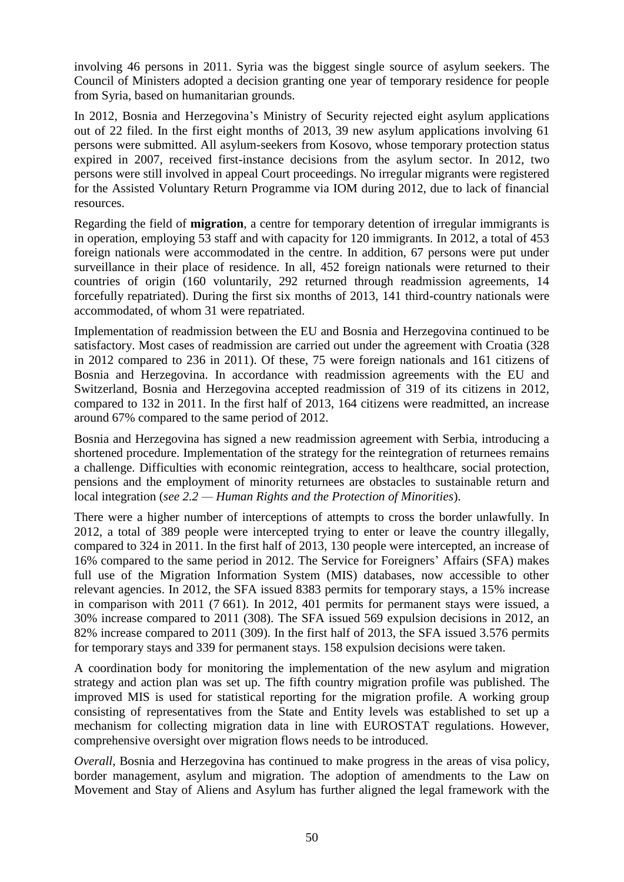involving 46 persons in 2011. Syria was the biggest single source of asylum seekers. The Council of Ministers adopted a decision granting one year of temporary residence for people from Syria, based on humanitarian grounds.

In 2012, Bosnia and Herzegovina's Ministry of Security rejected eight asylum applications out of 22 filed. In the first eight months of 2013, 39 new asylum applications involving 61 persons were submitted. All asylum-seekers from Kosovo, whose temporary protection status expired in 2007, received first-instance decisions from the asylum sector. In 2012, two persons were still involved in appeal Court proceedings. No irregular migrants were registered for the Assisted Voluntary Return Programme via IOM during 2012, due to lack of financial resources.

Regarding the field of **migration**, a centre for temporary detention of irregular immigrants is in operation, employing 53 staff and with capacity for 120 immigrants. In 2012, a total of 453 foreign nationals were accommodated in the centre. In addition, 67 persons were put under surveillance in their place of residence. In all, 452 foreign nationals were returned to their countries of origin (160 voluntarily, 292 returned through readmission agreements, 14 forcefully repatriated). During the first six months of 2013, 141 third-country nationals were accommodated, of whom 31 were repatriated.

Implementation of readmission between the EU and Bosnia and Herzegovina continued to be satisfactory. Most cases of readmission are carried out under the agreement with Croatia (328 in 2012 compared to 236 in 2011). Of these, 75 were foreign nationals and 161 citizens of Bosnia and Herzegovina. In accordance with readmission agreements with the EU and Switzerland, Bosnia and Herzegovina accepted readmission of 319 of its citizens in 2012, compared to 132 in 2011. In the first half of 2013, 164 citizens were readmitted, an increase around 67% compared to the same period of 2012.

Bosnia and Herzegovina has signed a new readmission agreement with Serbia, introducing a shortened procedure. Implementation of the strategy for the reintegration of returnees remains a challenge. Difficulties with economic reintegration, access to healthcare, social protection, pensions and the employment of minority returnees are obstacles to sustainable return and local integration (*see 2.2 — Human Rights and the Protection of Minorities*).

There were a higher number of interceptions of attempts to cross the border unlawfully. In 2012, a total of 389 people were intercepted trying to enter or leave the country illegally, compared to 324 in 2011. In the first half of 2013, 130 people were intercepted, an increase of 16% compared to the same period in 2012. The Service for Foreigners' Affairs (SFA) makes full use of the Migration Information System (MIS) databases, now accessible to other relevant agencies. In 2012, the SFA issued 8383 permits for temporary stays, a 15% increase in comparison with 2011 (7 661). In 2012, 401 permits for permanent stays were issued, a 30% increase compared to 2011 (308). The SFA issued 569 expulsion decisions in 2012, an 82% increase compared to 2011 (309). In the first half of 2013, the SFA issued 3.576 permits for temporary stays and 339 for permanent stays. 158 expulsion decisions were taken.

A coordination body for monitoring the implementation of the new asylum and migration strategy and action plan was set up. The fifth country migration profile was published. The improved MIS is used for statistical reporting for the migration profile. A working group consisting of representatives from the State and Entity levels was established to set up a mechanism for collecting migration data in line with EUROSTAT regulations. However, comprehensive oversight over migration flows needs to be introduced.

*Overall*, Bosnia and Herzegovina has continued to make progress in the areas of visa policy, border management, asylum and migration. The adoption of amendments to the Law on Movement and Stay of Aliens and Asylum has further aligned the legal framework with the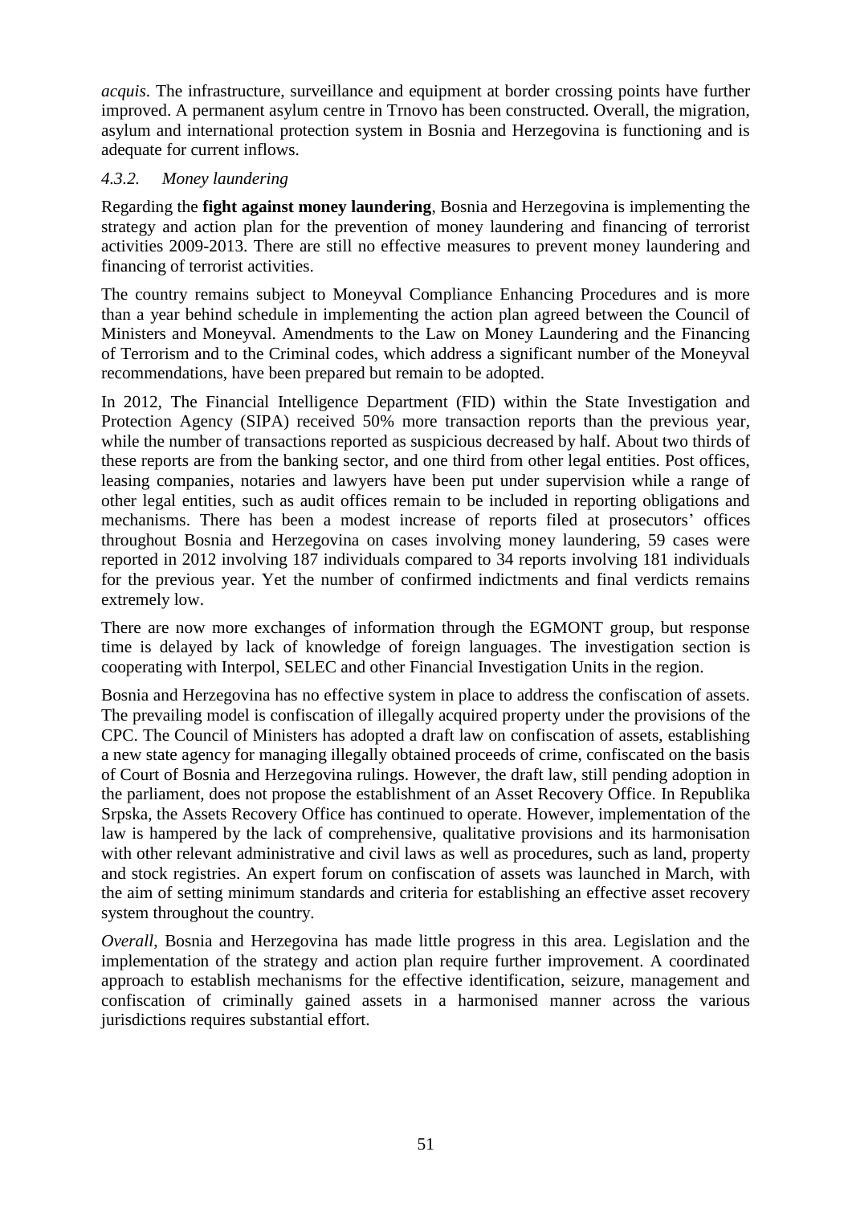*acquis*. The infrastructure, surveillance and equipment at border crossing points have further improved. A permanent asylum centre in Trnovo has been constructed. Overall, the migration, asylum and international protection system in Bosnia and Herzegovina is functioning and is adequate for current inflows.

#### *4.3.2. Money laundering*

Regarding the **fight against money laundering**, Bosnia and Herzegovina is implementing the strategy and action plan for the prevention of money laundering and financing of terrorist activities 2009-2013. There are still no effective measures to prevent money laundering and financing of terrorist activities.

The country remains subject to Moneyval Compliance Enhancing Procedures and is more than a year behind schedule in implementing the action plan agreed between the Council of Ministers and Moneyval. Amendments to the Law on Money Laundering and the Financing of Terrorism and to the Criminal codes, which address a significant number of the Moneyval recommendations, have been prepared but remain to be adopted.

In 2012, The Financial Intelligence Department (FID) within the State Investigation and Protection Agency (SIPA) received 50% more transaction reports than the previous year, while the number of transactions reported as suspicious decreased by half. About two thirds of these reports are from the banking sector, and one third from other legal entities. Post offices, leasing companies, notaries and lawyers have been put under supervision while a range of other legal entities, such as audit offices remain to be included in reporting obligations and mechanisms. There has been a modest increase of reports filed at prosecutors' offices throughout Bosnia and Herzegovina on cases involving money laundering, 59 cases were reported in 2012 involving 187 individuals compared to 34 reports involving 181 individuals for the previous year. Yet the number of confirmed indictments and final verdicts remains extremely low.

There are now more exchanges of information through the EGMONT group, but response time is delayed by lack of knowledge of foreign languages. The investigation section is cooperating with Interpol, SELEC and other Financial Investigation Units in the region.

Bosnia and Herzegovina has no effective system in place to address the confiscation of assets. The prevailing model is confiscation of illegally acquired property under the provisions of the CPC. The Council of Ministers has adopted a draft law on confiscation of assets, establishing a new state agency for managing illegally obtained proceeds of crime, confiscated on the basis of Court of Bosnia and Herzegovina rulings. However, the draft law, still pending adoption in the parliament, does not propose the establishment of an Asset Recovery Office. In Republika Srpska, the Assets Recovery Office has continued to operate. However, implementation of the law is hampered by the lack of comprehensive, qualitative provisions and its harmonisation with other relevant administrative and civil laws as well as procedures, such as land, property and stock registries. An expert forum on confiscation of assets was launched in March, with the aim of setting minimum standards and criteria for establishing an effective asset recovery system throughout the country.

*Overall*, Bosnia and Herzegovina has made little progress in this area. Legislation and the implementation of the strategy and action plan require further improvement. A coordinated approach to establish mechanisms for the effective identification, seizure, management and confiscation of criminally gained assets in a harmonised manner across the various jurisdictions requires substantial effort.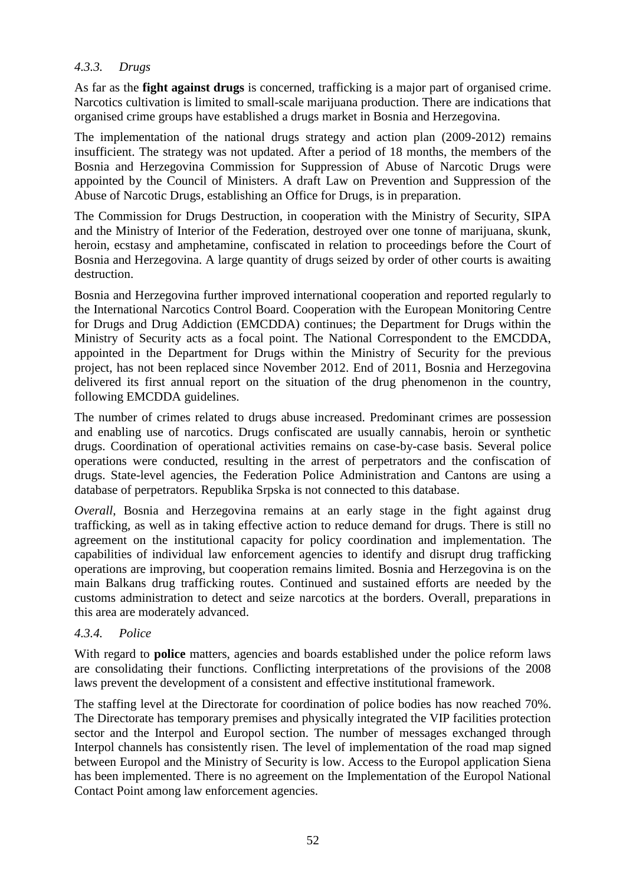#### *4.3.3. Drugs*

As far as the **fight against drugs** is concerned, trafficking is a major part of organised crime. Narcotics cultivation is limited to small-scale marijuana production. There are indications that organised crime groups have established a drugs market in Bosnia and Herzegovina.

The implementation of the national drugs strategy and action plan (2009-2012) remains insufficient. The strategy was not updated. After a period of 18 months, the members of the Bosnia and Herzegovina Commission for Suppression of Abuse of Narcotic Drugs were appointed by the Council of Ministers. A draft Law on Prevention and Suppression of the Abuse of Narcotic Drugs, establishing an Office for Drugs, is in preparation.

The Commission for Drugs Destruction, in cooperation with the Ministry of Security, SIPA and the Ministry of Interior of the Federation, destroyed over one tonne of marijuana, skunk, heroin, ecstasy and amphetamine, confiscated in relation to proceedings before the Court of Bosnia and Herzegovina. A large quantity of drugs seized by order of other courts is awaiting destruction.

Bosnia and Herzegovina further improved international cooperation and reported regularly to the International Narcotics Control Board. Cooperation with the European Monitoring Centre for Drugs and Drug Addiction (EMCDDA) continues; the Department for Drugs within the Ministry of Security acts as a focal point. The National Correspondent to the EMCDDA, appointed in the Department for Drugs within the Ministry of Security for the previous project, has not been replaced since November 2012. End of 2011, Bosnia and Herzegovina delivered its first annual report on the situation of the drug phenomenon in the country, following EMCDDA guidelines.

The number of crimes related to drugs abuse increased. Predominant crimes are possession and enabling use of narcotics. Drugs confiscated are usually cannabis, heroin or synthetic drugs. Coordination of operational activities remains on case-by-case basis. Several police operations were conducted, resulting in the arrest of perpetrators and the confiscation of drugs. State-level agencies, the Federation Police Administration and Cantons are using a database of perpetrators. Republika Srpska is not connected to this database.

*Overall*, Bosnia and Herzegovina remains at an early stage in the fight against drug trafficking, as well as in taking effective action to reduce demand for drugs. There is still no agreement on the institutional capacity for policy coordination and implementation. The capabilities of individual law enforcement agencies to identify and disrupt drug trafficking operations are improving, but cooperation remains limited. Bosnia and Herzegovina is on the main Balkans drug trafficking routes. Continued and sustained efforts are needed by the customs administration to detect and seize narcotics at the borders. Overall, preparations in this area are moderately advanced.

#### *4.3.4. Police*

With regard to **police** matters, agencies and boards established under the police reform laws are consolidating their functions. Conflicting interpretations of the provisions of the 2008 laws prevent the development of a consistent and effective institutional framework.

The staffing level at the Directorate for coordination of police bodies has now reached 70%. The Directorate has temporary premises and physically integrated the VIP facilities protection sector and the Interpol and Europol section. The number of messages exchanged through Interpol channels has consistently risen. The level of implementation of the road map signed between Europol and the Ministry of Security is low. Access to the Europol application Siena has been implemented. There is no agreement on the Implementation of the Europol National Contact Point among law enforcement agencies.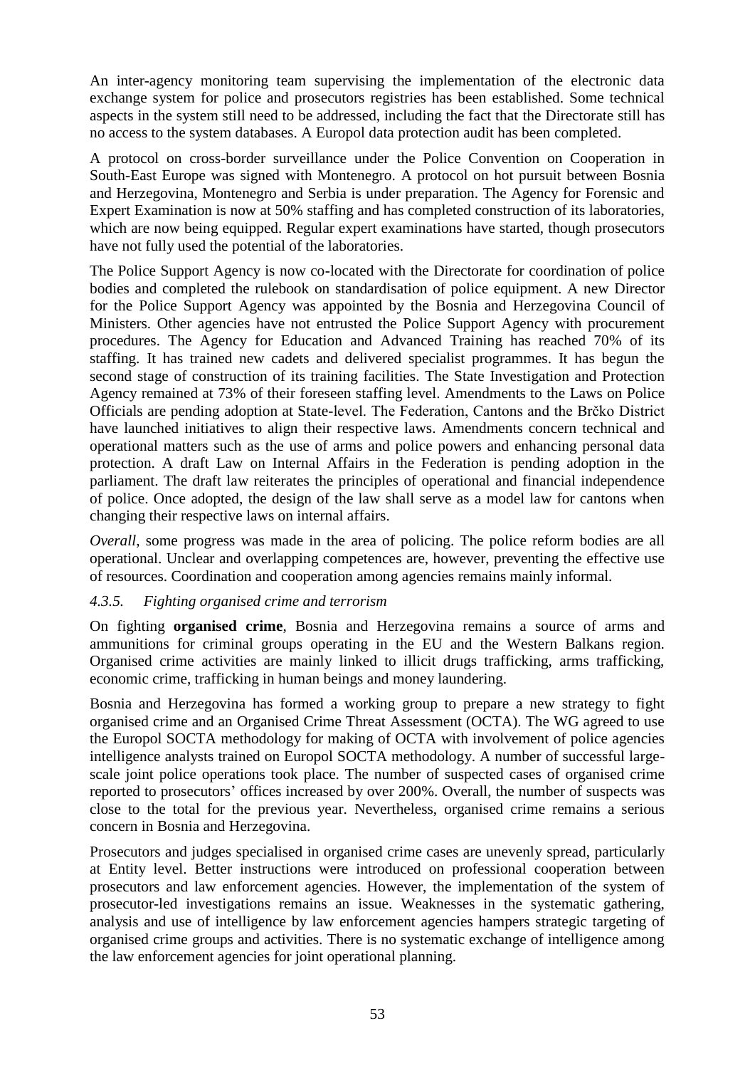An inter-agency monitoring team supervising the implementation of the electronic data exchange system for police and prosecutors registries has been established. Some technical aspects in the system still need to be addressed, including the fact that the Directorate still has no access to the system databases. A Europol data protection audit has been completed.

A protocol on cross-border surveillance under the Police Convention on Cooperation in South-East Europe was signed with Montenegro. A protocol on hot pursuit between Bosnia and Herzegovina, Montenegro and Serbia is under preparation. The Agency for Forensic and Expert Examination is now at 50% staffing and has completed construction of its laboratories, which are now being equipped. Regular expert examinations have started, though prosecutors have not fully used the potential of the laboratories.

The Police Support Agency is now co-located with the Directorate for coordination of police bodies and completed the rulebook on standardisation of police equipment. A new Director for the Police Support Agency was appointed by the Bosnia and Herzegovina Council of Ministers. Other agencies have not entrusted the Police Support Agency with procurement procedures. The Agency for Education and Advanced Training has reached 70% of its staffing. It has trained new cadets and delivered specialist programmes. It has begun the second stage of construction of its training facilities. The State Investigation and Protection Agency remained at 73% of their foreseen staffing level. Amendments to the Laws on Police Officials are pending adoption at State-level. The Federation, Cantons and the Brčko District have launched initiatives to align their respective laws. Amendments concern technical and operational matters such as the use of arms and police powers and enhancing personal data protection. A draft Law on Internal Affairs in the Federation is pending adoption in the parliament. The draft law reiterates the principles of operational and financial independence of police. Once adopted, the design of the law shall serve as a model law for cantons when changing their respective laws on internal affairs.

*Overall*, some progress was made in the area of policing. The police reform bodies are all operational. Unclear and overlapping competences are, however, preventing the effective use of resources. Coordination and cooperation among agencies remains mainly informal.

#### *4.3.5. Fighting organised crime and terrorism*

On fighting **organised crime**, Bosnia and Herzegovina remains a source of arms and ammunitions for criminal groups operating in the EU and the Western Balkans region. Organised crime activities are mainly linked to illicit drugs trafficking, arms trafficking, economic crime, trafficking in human beings and money laundering.

Bosnia and Herzegovina has formed a working group to prepare a new strategy to fight organised crime and an Organised Crime Threat Assessment (OCTA). The WG agreed to use the Europol SOCTA methodology for making of OCTA with involvement of police agencies intelligence analysts trained on Europol SOCTA methodology. A number of successful large-scale joint police operations took place. The number of suspected cases of organised crime reported to prosecutors' offices increased by over 200%. Overall, the number of suspects was close to the total for the previous year. Nevertheless, organised crime remains a serious concern in Bosnia and Herzegovina.

Prosecutors and judges specialised in organised crime cases are unevenly spread, particularly at Entity level. Better instructions were introduced on professional cooperation between prosecutors and law enforcement agencies. However, the implementation of the system of prosecutor-led investigations remains an issue. Weaknesses in the systematic gathering, analysis and use of intelligence by law enforcement agencies hampers strategic targeting of organised crime groups and activities. There is no systematic exchange of intelligence among the law enforcement agencies for joint operational planning.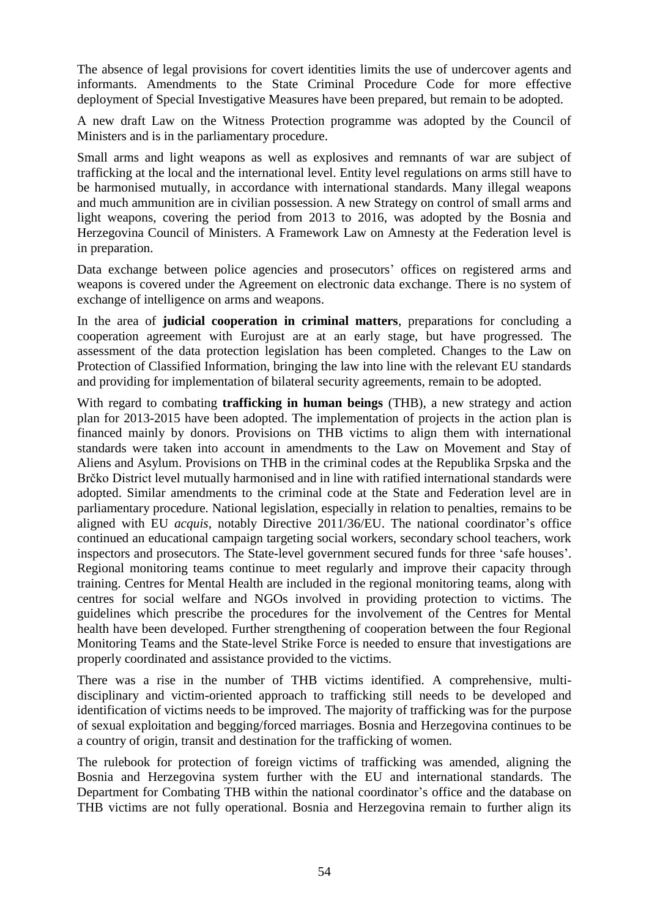The absence of legal provisions for covert identities limits the use of undercover agents and informants. Amendments to the State Criminal Procedure Code for more effective deployment of Special Investigative Measures have been prepared, but remain to be adopted.

A new draft Law on the Witness Protection programme was adopted by the Council of Ministers and is in the parliamentary procedure.

Small arms and light weapons as well as explosives and remnants of war are subject of trafficking at the local and the international level. Entity level regulations on arms still have to be harmonised mutually, in accordance with international standards. Many illegal weapons and much ammunition are in civilian possession. A new Strategy on control of small arms and light weapons, covering the period from 2013 to 2016, was adopted by the Bosnia and Herzegovina Council of Ministers. A Framework Law on Amnesty at the Federation level is in preparation.

Data exchange between police agencies and prosecutors' offices on registered arms and weapons is covered under the Agreement on electronic data exchange. There is no system of exchange of intelligence on arms and weapons.

In the area of **judicial cooperation in criminal matters**, preparations for concluding a cooperation agreement with Eurojust are at an early stage, but have progressed. The assessment of the data protection legislation has been completed. Changes to the Law on Protection of Classified Information, bringing the law into line with the relevant EU standards and providing for implementation of bilateral security agreements, remain to be adopted.

With regard to combating **trafficking in human beings** (THB), a new strategy and action plan for 2013-2015 have been adopted. The implementation of projects in the action plan is financed mainly by donors. Provisions on THB victims to align them with international standards were taken into account in amendments to the Law on Movement and Stay of Aliens and Asylum. Provisions on THB in the criminal codes at the Republika Srpska and the Brčko District level mutually harmonised and in line with ratified international standards were adopted. Similar amendments to the criminal code at the State and Federation level are in parliamentary procedure. National legislation, especially in relation to penalties, remains to be aligned with EU *acquis*, notably Directive 2011/36/EU. The national coordinator's office continued an educational campaign targeting social workers, secondary school teachers, work inspectors and prosecutors. The State-level government secured funds for three 'safe houses'. Regional monitoring teams continue to meet regularly and improve their capacity through training. Centres for Mental Health are included in the regional monitoring teams, along with centres for social welfare and NGOs involved in providing protection to victims. The guidelines which prescribe the procedures for the involvement of the Centres for Mental health have been developed. Further strengthening of cooperation between the four Regional Monitoring Teams and the State-level Strike Force is needed to ensure that investigations are properly coordinated and assistance provided to the victims.

There was a rise in the number of THB victims identified. A comprehensive, multi-disciplinary and victim-oriented approach to trafficking still needs to be developed and identification of victims needs to be improved. The majority of trafficking was for the purpose of sexual exploitation and begging/forced marriages. Bosnia and Herzegovina continues to be a country of origin, transit and destination for the trafficking of women.

The rulebook for protection of foreign victims of trafficking was amended, aligning the Bosnia and Herzegovina system further with the EU and international standards. The Department for Combating THB within the national coordinator's office and the database on THB victims are not fully operational. Bosnia and Herzegovina remain to further align its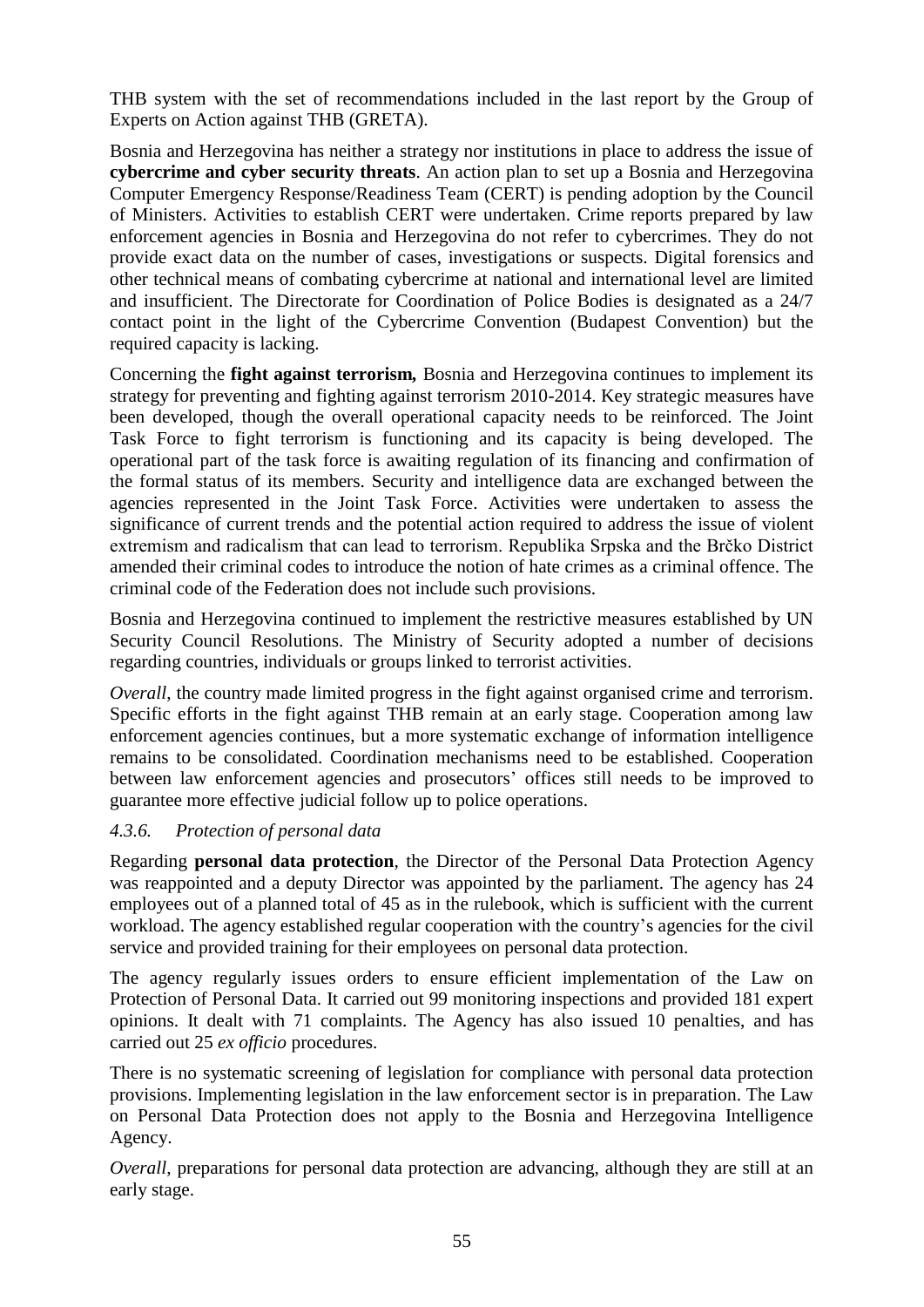THB system with the set of recommendations included in the last report by the Group of Experts on Action against THB (GRETA).

Bosnia and Herzegovina has neither a strategy nor institutions in place to address the issue of **cybercrime and cyber security threats**. An action plan to set up a Bosnia and Herzegovina Computer Emergency Response/Readiness Team (CERT) is pending adoption by the Council of Ministers. Activities to establish CERT were undertaken. Crime reports prepared by law enforcement agencies in Bosnia and Herzegovina do not refer to cybercrimes. They do not provide exact data on the number of cases, investigations or suspects. Digital forensics and other technical means of combating cybercrime at national and international level are limited and insufficient. The Directorate for Coordination of Police Bodies is designated as a 24/7 contact point in the light of the Cybercrime Convention (Budapest Convention) but the required capacity is lacking.

Concerning the **fight against terrorism,** Bosnia and Herzegovina continues to implement its strategy for preventing and fighting against terrorism 2010-2014. Key strategic measures have been developed, though the overall operational capacity needs to be reinforced. The Joint Task Force to fight terrorism is functioning and its capacity is being developed. The operational part of the task force is awaiting regulation of its financing and confirmation of the formal status of its members. Security and intelligence data are exchanged between the agencies represented in the Joint Task Force. Activities were undertaken to assess the significance of current trends and the potential action required to address the issue of violent extremism and radicalism that can lead to terrorism. Republika Srpska and the Brčko District amended their criminal codes to introduce the notion of hate crimes as a criminal offence. The criminal code of the Federation does not include such provisions.

Bosnia and Herzegovina continued to implement the restrictive measures established by UN Security Council Resolutions. The Ministry of Security adopted a number of decisions regarding countries, individuals or groups linked to terrorist activities.

*Overall*, the country made limited progress in the fight against organised crime and terrorism. Specific efforts in the fight against THB remain at an early stage. Cooperation among law enforcement agencies continues, but a more systematic exchange of information intelligence remains to be consolidated. Coordination mechanisms need to be established. Cooperation between law enforcement agencies and prosecutors' offices still needs to be improved to guarantee more effective judicial follow up to police operations.

#### *4.3.6. Protection of personal data*

Regarding **personal data protection**, the Director of the Personal Data Protection Agency was reappointed and a deputy Director was appointed by the parliament. The agency has 24 employees out of a planned total of 45 as in the rulebook, which is sufficient with the current workload. The agency established regular cooperation with the country's agencies for the civil service and provided training for their employees on personal data protection.

The agency regularly issues orders to ensure efficient implementation of the Law on Protection of Personal Data. It carried out 99 monitoring inspections and provided 181 expert opinions. It dealt with 71 complaints. The Agency has also issued 10 penalties, and has carried out 25 *ex officio* procedures.

There is no systematic screening of legislation for compliance with personal data protection provisions. Implementing legislation in the law enforcement sector is in preparation. The Law on Personal Data Protection does not apply to the Bosnia and Herzegovina Intelligence Agency.

*Overall*, preparations for personal data protection are advancing, although they are still at an early stage.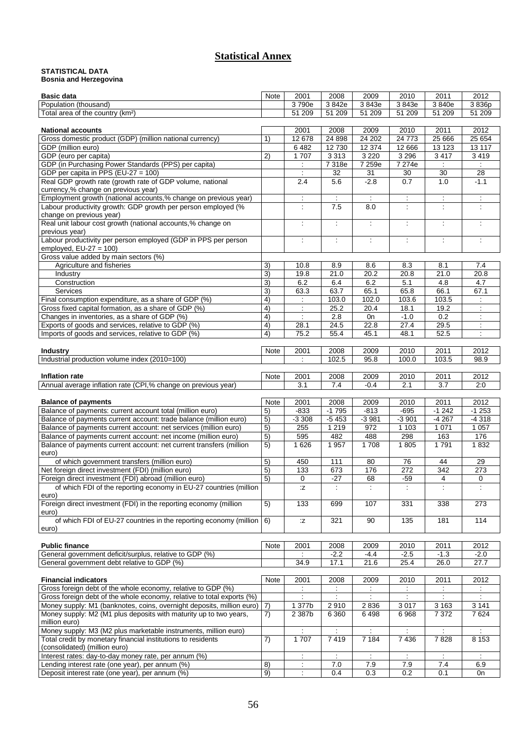# Statistical Annex

**STATISTICAL DATA**
**Bosnia and Herzegovina**

| Basic data | Note | 2001 | 2008 | 2009 | 2010 | 2011 | 2012 |
|---|---|---|---|---|---|---|---|
| Population (thousand) | | 3 790e | 3 842e | 3 843e | 3 843e | 3 840e | 3 836p |
| Total area of the country (km²) | | 51 209 | 51 209 | 51 209 | 51 209 | 51 209 | 51 209 |

| National accounts | | 2001 | 2008 | 2009 | 2010 | 2011 | 2012 |
|---|---|---|---|---|---|---|---|
| Gross domestic product (GDP) (million national currency) | 1) | 12 678 | 24 898 | 24 202 | 24 773 | 25 666 | 25 654 |
| GDP (million euro) | | 6 482 | 12 730 | 12 374 | 12 666 | 13 123 | 13 117 |
| GDP (euro per capita) | 2) | 1 707 | 3 313 | 3 220 | 3 296 | 3 417 | 3 419 |
| GDP (in Purchasing Power Standards (PPS) per capita) | | : | 7 318e | 7 259e | 7 274e | : | : |
| GDP per capita in PPS (EU-27 = 100) | | : | 32 | 31 | 30 | 30 | 28 |
| Real GDP growth rate (growth rate of GDP volume, national currency,% change on previous year) | | 2.4 | 5.6 | -2.8 | 0.7 | 1.0 | -1.1 |
| Employment growth (national accounts,% change on previous year) | | : | : | : | : | : | : |
| Labour productivity growth: GDP growth per person employed (% change on previous year) | | : | 7.5 | 8.0 | : | : | : |
| Real unit labour cost growth (national accounts,% change on previous year) | | : | : | : | : | : | : |
| Labour productivity per person employed (GDP in PPS per person employed, EU-27 = 100) | | : | : | : | : | : | : |
| Gross value added by main sectors (%) | | | | | | | |
| Agriculture and fisheries | 3) | 10.8 | 8.9 | 8.6 | 8.3 | 8.1 | 7.4 |
| Industry | 3) | 19.8 | 21.0 | 20.2 | 20.8 | 21.0 | 20.8 |
| Construction | 3) | 6.2 | 6.4 | 6.2 | 5.1 | 4.8 | 4.7 |
| Services | 3) | 63.3 | 63.7 | 65.1 | 65.8 | 66.1 | 67.1 |
| Final consumption expenditure, as a share of GDP (%) | 4) | : | 103.0 | 102.0 | 103.6 | 103.5 | : |
| Gross fixed capital formation, as a share of GDP (%) | 4) | : | 25.2 | 20.4 | 18.1 | 19.2 | : |
| Changes in inventories, as a share of GDP (%) | 4) | : | 2.8 | 0n | -1.0 | 0.2 | : |
| Exports of goods and services, relative to GDP (%) | 4) | 28.1 | 24.5 | 22.8 | 27.4 | 29.5 | : |
| Imports of goods and services, relative to GDP (%) | 4) | 75.2 | 55.4 | 45.1 | 48.1 | 52.5 | : |

| Industry | Note | 2001 | 2008 | 2009 | 2010 | 2011 | 2012 |
|---|---|---|---|---|---|---|---|
| Industrial production volume index (2010=100) | | : | 102.5 | 95.8 | 100.0 | 103.5 | 98.9 |

| Inflation rate | Note | 2001 | 2008 | 2009 | 2010 | 2011 | 2012 |
|---|---|---|---|---|---|---|---|
| Annual average inflation rate (CPI,% change on previous year) | | 3.1 | 7.4 | -0.4 | 2.1 | 3.7 | 2:0 |

| Balance of payments | Note | 2001 | 2008 | 2009 | 2010 | 2011 | 2012 |
|---|---|---|---|---|---|---|---|
| Balance of payments: current account total (million euro) | 5) | -833 | -1 795 | -813 | -695 | -1 242 | -1 253 |
| Balance of payments current account: trade balance (million euro) | 5) | -3 308 | -5 453 | -3 981 | -3 901 | -4 267 | -4 318 |
| Balance of payments current account: net services (million euro) | 5) | 255 | 1 219 | 972 | 1 103 | 1 071 | 1 057 |
| Balance of payments current account: net income (million euro) | 5) | 595 | 482 | 488 | 298 | 163 | 176 |
| Balance of payments current account: net current transfers (million euro) | 5) | 1 626 | 1 957 | 1 708 | 1 805 | 1 791 | 1 832 |
| of which government transfers (million euro) | 5) | 450 | 111 | 80 | 76 | 44 | 29 |
| Net foreign direct investment (FDI) (million euro) | 5) | 133 | 673 | 176 | 272 | 342 | 273 |
| Foreign direct investment (FDI) abroad (million euro) | 5) | 0 | -27 | 68 | -59 | 4 | 0 |
| of which FDI of the reporting economy in EU-27 countries (million euro) | | :z | : | : | : | : | : |
| Foreign direct investment (FDI) in the reporting economy (million euro) | 5) | 133 | 699 | 107 | 331 | 338 | 273 |
| of which FDI of EU-27 countries in the reporting economy (million euro) | 6) | :z | 321 | 90 | 135 | 181 | 114 |

| Public finance | Note | 2001 | 2008 | 2009 | 2010 | 2011 | 2012 |
|---|---|---|---|---|---|---|---|
| General government deficit/surplus, relative to GDP (%) | | : | -2.2 | -4.4 | -2.5 | -1.3 | -2.0 |
| General government debt relative to GDP (%) | | 34.9 | 17.1 | 21.6 | 25.4 | 26.0 | 27.7 |

| Financial indicators | Note | 2001 | 2008 | 2009 | 2010 | 2011 | 2012 |
|---|---|---|---|---|---|---|---|
| Gross foreign debt of the whole economy, relative to GDP (%) | | : | : | : | : | : | : |
| Gross foreign debt of the whole economy, relative to total exports (%) | | : | : | : | : | : | : |
| Money supply: M1 (banknotes, coins, overnight deposits, million euro) | 7) | 1 377b | 2 910 | 2 836 | 3 017 | 3 163 | 3 141 |
| Money supply: M2 (M1 plus deposits with maturity up to two years, million euro) | 7) | 2 387b | 6 360 | 6 498 | 6 968 | 7 372 | 7 624 |
| Money supply: M3 (M2 plus marketable instruments, million euro) | | : | : | : | : | : | : |
| Total credit by monetary financial institutions to residents (consolidated) (million euro) | 7) | 1 707 | 7 419 | 7 184 | 7 436 | 7 828 | 8 153 |
| Interest rates: day-to-day money rate, per annum (%) | | : | : | : | : | : | : |
| Lending interest rate (one year), per annum (%) | 8) | : | 7.0 | 7.9 | 7.9 | 7.4 | 6.9 |
| Deposit interest rate (one year), per annum (%) | 9) | : | 0.4 | 0.3 | 0.2 | 0.1 | 0n |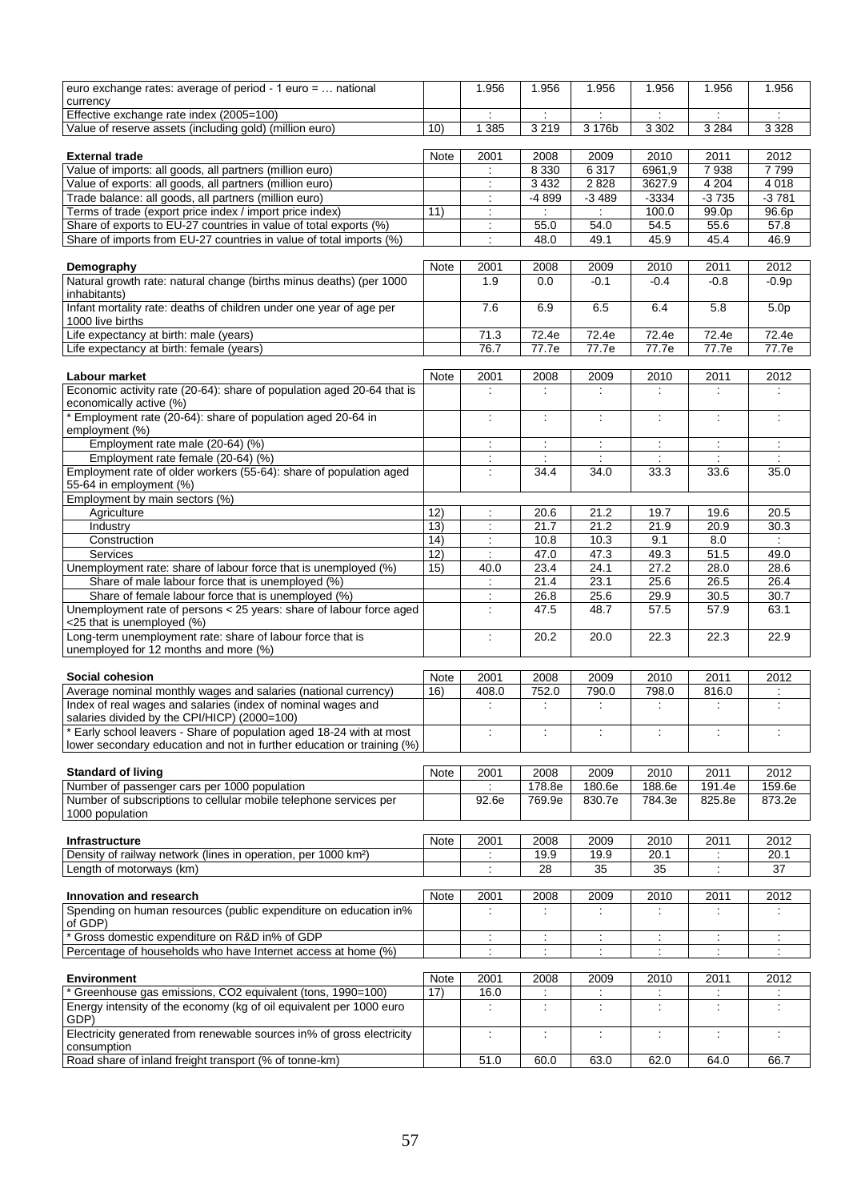| | | | | | | | |
|---|---|---|---|---|---|---|---|
| euro exchange rates: average of period - 1 euro = … national currency | | 1.956 | 1.956 | 1.956 | 1.956 | 1.956 | 1.956 |
| Effective exchange rate index (2005=100) | | : | : | : | : | : | : |
| Value of reserve assets (including gold) (million euro) | 10) | 1 385 | 3 219 | 3 176b | 3 302 | 3 284 | 3 328 |

| External trade | Note | 2001 | 2008 | 2009 | 2010 | 2011 | 2012 |
|---|---|---|---|---|---|---|---|
| Value of imports: all goods, all partners (million euro) | | : | 8 330 | 6 317 | 6961,9 | 7 938 | 7 799 |
| Value of exports: all goods, all partners (million euro) | | : | 3 432 | 2 828 | 3627.9 | 4 204 | 4 018 |
| Trade balance: all goods, all partners (million euro) | | : | -4 899 | -3 489 | -3334 | -3 735 | -3 781 |
| Terms of trade (export price index / import price index) | 11) | : | : | : | 100.0 | 99.0p | 96.6p |
| Share of exports to EU-27 countries in value of total exports (%) | | : | 55.0 | 54.0 | 54.5 | 55.6 | 57.8 |
| Share of imports from EU-27 countries in value of total imports (%) | | : | 48.0 | 49.1 | 45.9 | 45.4 | 46.9 |

| Demography | Note | 2001 | 2008 | 2009 | 2010 | 2011 | 2012 |
|---|---|---|---|---|---|---|---|
| Natural growth rate: natural change (births minus deaths) (per 1000 inhabitants) | | 1.9 | 0.0 | -0.1 | -0.4 | -0.8 | -0.9p |
| Infant mortality rate: deaths of children under one year of age per 1000 live births | | 7.6 | 6.9 | 6.5 | 6.4 | 5.8 | 5.0p |
| Life expectancy at birth: male (years) | | 71.3 | 72.4e | 72.4e | 72.4e | 72.4e | 72.4e |
| Life expectancy at birth: female (years) | | 76.7 | 77.7e | 77.7e | 77.7e | 77.7e | 77.7e |

| Labour market | Note | 2001 | 2008 | 2009 | 2010 | 2011 | 2012 |
|---|---|---|---|---|---|---|---|
| Economic activity rate (20-64): share of population aged 20-64 that is economically active (%) | | : | : | : | : | : | : |
| * Employment rate (20-64): share of population aged 20-64 in employment (%) | | : | : | : | : | : | : |
| Employment rate male (20-64) (%) | | : | : | : | : | : | : |
| Employment rate female (20-64) (%) | | : | : | : | : | : | : |
| Employment rate of older workers (55-64): share of population aged 55-64 in employment (%) | | : | 34.4 | 34.0 | 33.3 | 33.6 | 35.0 |
| Employment by main sectors (%) | | | | | | | |
| Agriculture | 12) | : | 20.6 | 21.2 | 19.7 | 19.6 | 20.5 |
| Industry | 13) | : | 21.7 | 21.2 | 21.9 | 20.9 | 30.3 |
| Construction | 14) | : | 10.8 | 10.3 | 9.1 | 8.0 | : |
| Services | 12) | : | 47.0 | 47.3 | 49.3 | 51.5 | 49.0 |
| Unemployment rate: share of labour force that is unemployed (%) | 15) | 40.0 | 23.4 | 24.1 | 27.2 | 28.0 | 28.6 |
| Share of male labour force that is unemployed (%) | | : | 21.4 | 23.1 | 25.6 | 26.5 | 26.4 |
| Share of female labour force that is unemployed (%) | | : | 26.8 | 25.6 | 29.9 | 30.5 | 30.7 |
| Unemployment rate of persons < 25 years: share of labour force aged <25 that is unemployed (%) | | : | 47.5 | 48.7 | 57.5 | 57.9 | 63.1 |
| Long-term unemployment rate: share of labour force that is unemployed for 12 months and more (%) | | : | 20.2 | 20.0 | 22.3 | 22.3 | 22.9 |

| Social cohesion | Note | 2001 | 2008 | 2009 | 2010 | 2011 | 2012 |
|---|---|---|---|---|---|---|---|
| Average nominal monthly wages and salaries (national currency) | 16) | 408.0 | 752.0 | 790.0 | 798.0 | 816.0 | : |
| Index of real wages and salaries (index of nominal wages and salaries divided by the CPI/HICP) (2000=100) | | : | : | : | : | : | : |
| * Early school leavers - Share of population aged 18-24 with at most lower secondary education and not in further education or training (%) | | : | : | : | : | : | : |

| Standard of living | Note | 2001 | 2008 | 2009 | 2010 | 2011 | 2012 |
|---|---|---|---|---|---|---|---|
| Number of passenger cars per 1000 population | | : | 178.8e | 180.6e | 188.6e | 191.4e | 159.6e |
| Number of subscriptions to cellular mobile telephone services per 1000 population | | 92.6e | 769.9e | 830.7e | 784.3e | 825.8e | 873.2e |

| Infrastructure | Note | 2001 | 2008 | 2009 | 2010 | 2011 | 2012 |
|---|---|---|---|---|---|---|---|
| Density of railway network (lines in operation, per 1000 km²) | | : | 19.9 | 19.9 | 20.1 | : | 20.1 |
| Length of motorways (km) | | : | 28 | 35 | 35 | : | 37 |

| Innovation and research | Note | 2001 | 2008 | 2009 | 2010 | 2011 | 2012 |
|---|---|---|---|---|---|---|---|
| Spending on human resources (public expenditure on education in% of GDP) | | : | : | : | : | : | : |
| * Gross domestic expenditure on R&D in% of GDP | | : | : | : | : | : | : |
| Percentage of households who have Internet access at home (%) | | : | : | : | : | : | : |

| Environment | Note | 2001 | 2008 | 2009 | 2010 | 2011 | 2012 |
|---|---|---|---|---|---|---|---|
| * Greenhouse gas emissions, CO2 equivalent (tons, 1990=100) | 17) | 16.0 | : | : | : | : | : |
| Energy intensity of the economy (kg of oil equivalent per 1000 euro GDP) | | : | : | : | : | : | : |
| Electricity generated from renewable sources in% of gross electricity consumption | | : | : | : | : | : | : |
| Road share of inland freight transport (% of tonne-km) | | 51.0 | 60.0 | 63.0 | 62.0 | 64.0 | 66.7 |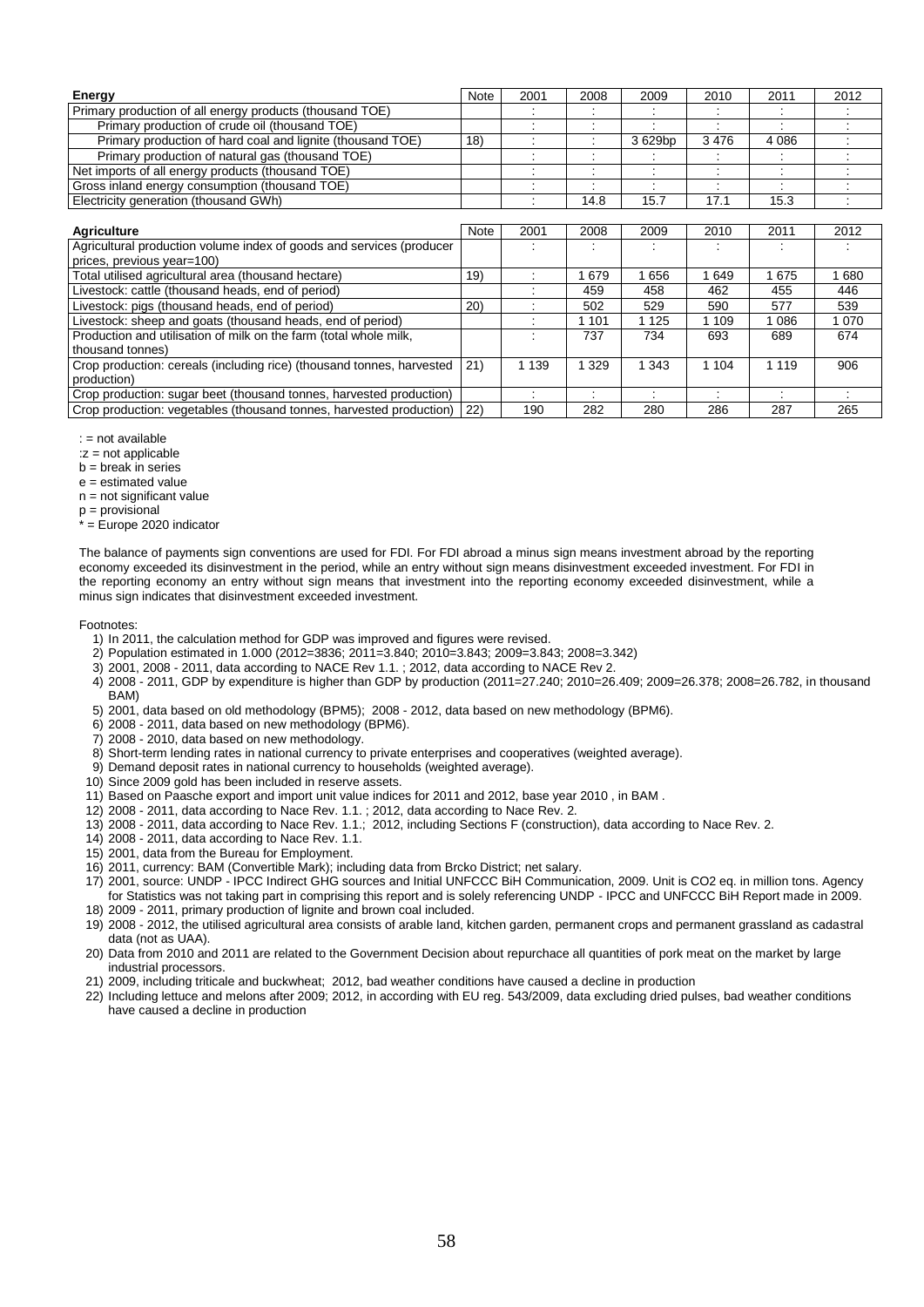| Energy | Note | 2001 | 2008 | 2009 | 2010 | 2011 | 2012 |
|---|---|---|---|---|---|---|---|
| Primary production of all energy products (thousand TOE) | | : | : | : | : | : | : |
| Primary production of crude oil (thousand TOE) | | : | : | : | : | : | : |
| Primary production of hard coal and lignite (thousand TOE) | 18) | : | : | 3 629bp | 3 476 | 4 086 | : |
| Primary production of natural gas (thousand TOE) | | : | : | : | : | : | : |
| Net imports of all energy products (thousand TOE) | | : | : | : | : | : | : |
| Gross inland energy consumption (thousand TOE) | | : | : | : | : | : | : |
| Electricity generation (thousand GWh) | | : | 14.8 | 15.7 | 17.1 | 15.3 | : |

| Agriculture | Note | 2001 | 2008 | 2009 | 2010 | 2011 | 2012 |
|---|---|---|---|---|---|---|---|
| Agricultural production volume index of goods and services (producer prices, previous year=100) | | : | : | : | : | : | : |
| Total utilised agricultural area (thousand hectare) | 19) | : | 1 679 | 1 656 | 1 649 | 1 675 | 1 680 |
| Livestock: cattle (thousand heads, end of period) | | : | 459 | 458 | 462 | 455 | 446 |
| Livestock: pigs (thousand heads, end of period) | 20) | : | 502 | 529 | 590 | 577 | 539 |
| Livestock: sheep and goats (thousand heads, end of period) | | : | 1 101 | 1 125 | 1 109 | 1 086 | 1 070 |
| Production and utilisation of milk on the farm (total whole milk, thousand tonnes) | | : | 737 | 734 | 693 | 689 | 674 |
| Crop production: cereals (including rice) (thousand tonnes, harvested production) | 21) | 1 139 | 1 329 | 1 343 | 1 104 | 1 119 | 906 |
| Crop production: sugar beet (thousand tonnes, harvested production) | | : | : | : | : | : | : |
| Crop production: vegetables (thousand tonnes, harvested production) | 22) | 190 | 282 | 280 | 286 | 287 | 265 |

: = not available
:z = not applicable
b = break in series
e = estimated value
n = not significant value
p = provisional
* = Europe 2020 indicator

The balance of payments sign conventions are used for FDI. For FDI abroad a minus sign means investment abroad by the reporting economy exceeded its disinvestment in the period, while an entry without sign means disinvestment exceeded investment. For FDI in the reporting economy an entry without sign means that investment into the reporting economy exceeded disinvestment, while a minus sign indicates that disinvestment exceeded investment.

Footnotes:

1) In 2011, the calculation method for GDP was improved and figures were revised.
2) Population estimated in 1.000 (2012=3836; 2011=3.840; 2010=3.843; 2009=3.843; 2008=3.342)
3) 2001, 2008 - 2011, data according to NACE Rev 1.1. ; 2012, data according to NACE Rev 2.
4) 2008 - 2011, GDP by expenditure is higher than GDP by production (2011=27.240; 2010=26.409; 2009=26.378; 2008=26.782, in thousand BAM)
5) 2001, data based on old methodology (BPM5); 2008 - 2012, data based on new methodology (BPM6).
6) 2008 - 2011, data based on new methodology (BPM6).
7) 2008 - 2010, data based on new methodology.
8) Short-term lending rates in national currency to private enterprises and cooperatives (weighted average).
9) Demand deposit rates in national currency to households (weighted average).
10) Since 2009 gold has been included in reserve assets.
11) Based on Paasche export and import unit value indices for 2011 and 2012, base year 2010 , in BAM .
12) 2008 - 2011, data according to Nace Rev. 1.1. ; 2012, data according to Nace Rev. 2.
13) 2008 - 2011, data according to Nace Rev. 1.1.; 2012, including Sections F (construction), data according to Nace Rev. 2.
14) 2008 - 2011, data according to Nace Rev. 1.1.
15) 2001, data from the Bureau for Employment.
16) 2011, currency: BAM (Convertible Mark); including data from Brcko District; net salary.
17) 2001, source: UNDP - IPCC Indirect GHG sources and Initial UNFCCC BiH Communication, 2009. Unit is CO2 eq. in million tons. Agency for Statistics was not taking part in comprising this report and is solely referencing UNDP - IPCC and UNFCCC BiH Report made in 2009.
18) 2009 - 2011, primary production of lignite and brown coal included.
19) 2008 - 2012, the utilised agricultural area consists of arable land, kitchen garden, permanent crops and permanent grassland as cadastral data (not as UAA).
20) Data from 2010 and 2011 are related to the Government Decision about repurchace all quantities of pork meat on the market by large industrial processors.
21) 2009, including triticale and buckwheat; 2012, bad weather conditions have caused a decline in production
22) Including lettuce and melons after 2009; 2012, in according with EU reg. 543/2009, data excluding dried pulses, bad weather conditions have caused a decline in production